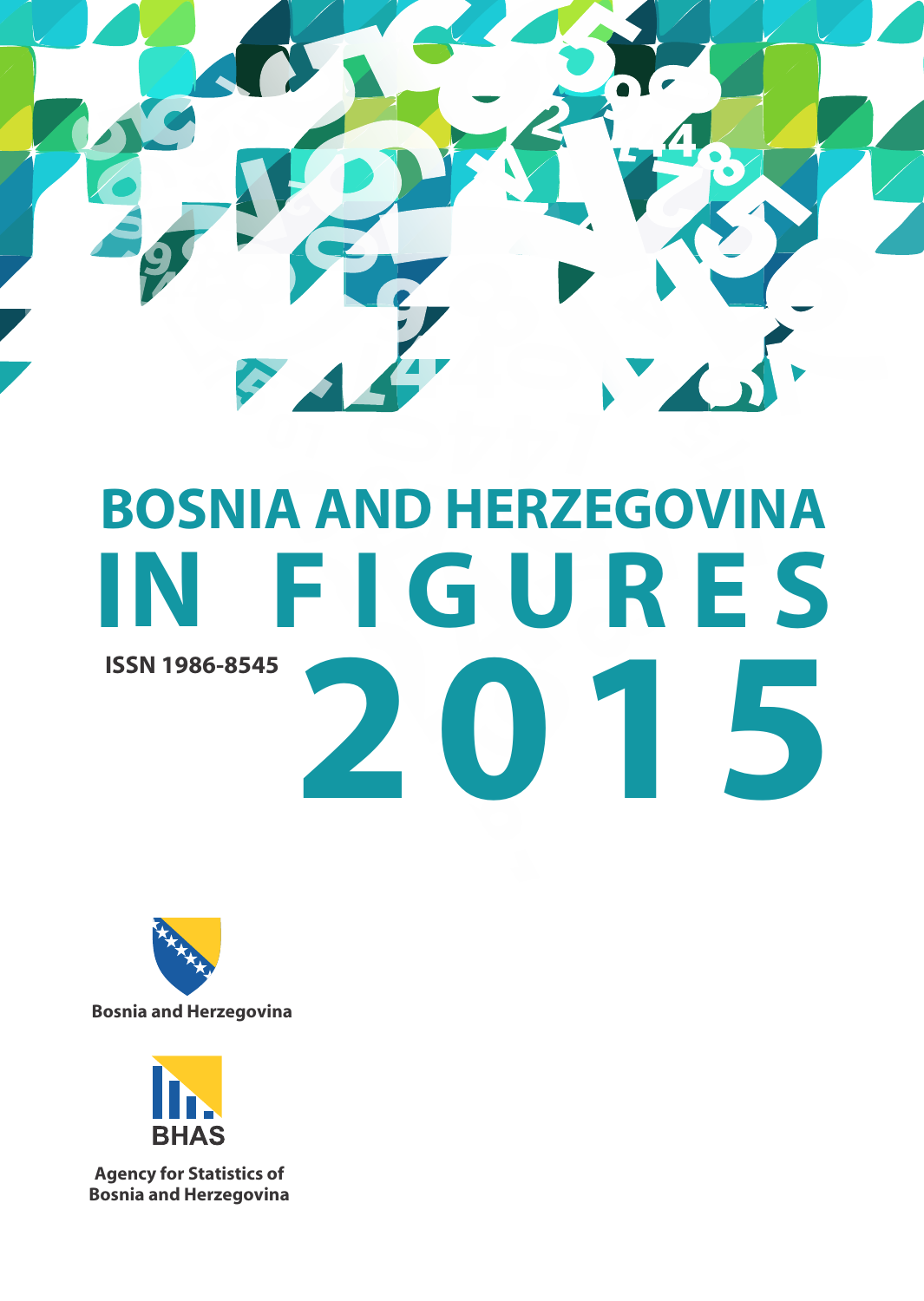# BOSNIA AND HERZEGOVINA IN FIGURES 2015

ISSN 1986-8545

Bosnia and Herzegovina

BHAS

Agency for Statistics of Bosnia and Herzegovina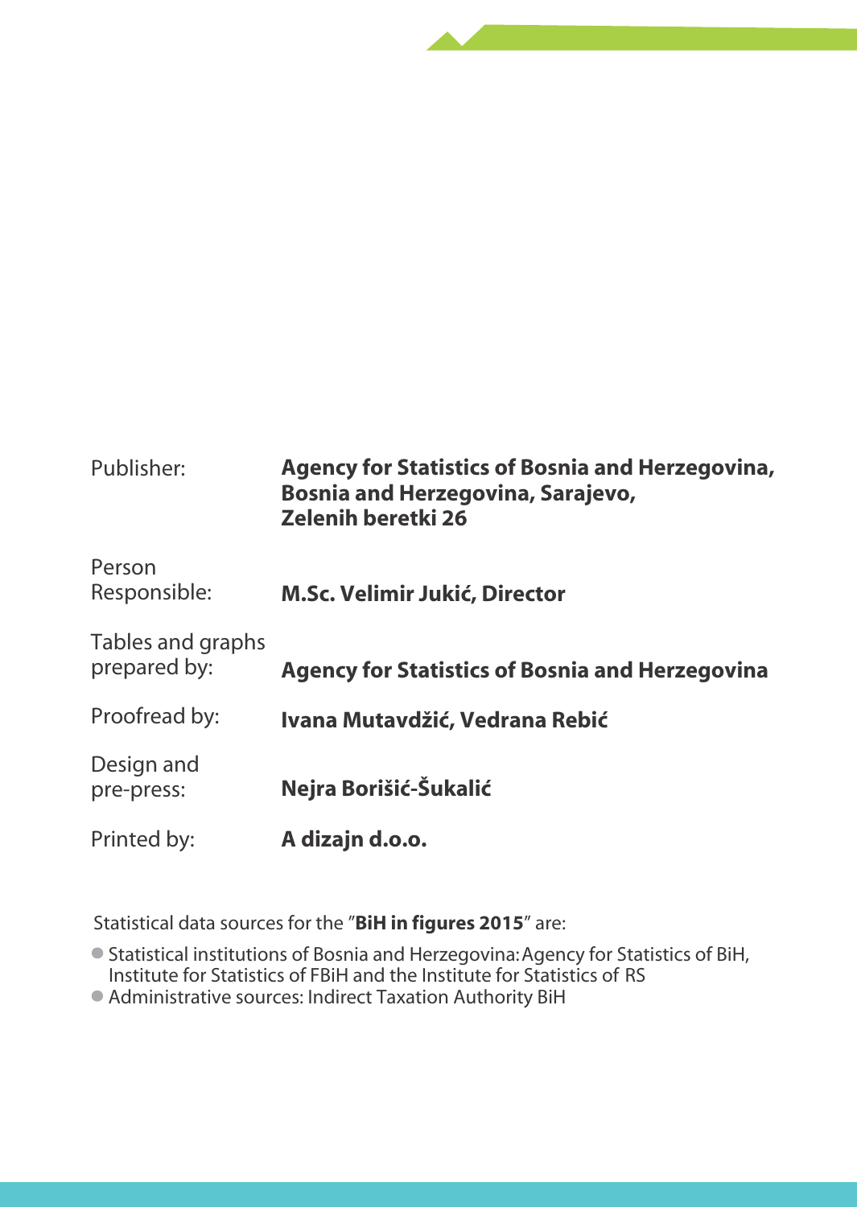| | |
|---|---|
| Publisher: | **Agency for Statistics of Bosnia and Herzegovina, Bosnia and Herzegovina, Sarajevo, Zelenih beretki 26** |
| Person Responsible: | **M.Sc. Velimir Jukić, Director** |
| Tables and graphs prepared by: | **Agency for Statistics of Bosnia and Herzegovina** |
| Proofread by: | **Ivana Mutavdžić, Vedrana Rebić** |
| Design and pre-press: | **Nejra Borišić-Šukalić** |
| Printed by: | **A dizajn d.o.o.** |

Statistical data sources for the "**BiH in figures 2015**" are:

- Statistical institutions of Bosnia and Herzegovina: Agency for Statistics of BiH, Institute for Statistics of FBiH and the Institute for Statistics of RS
- Administrative sources: Indirect Taxation Authority BiH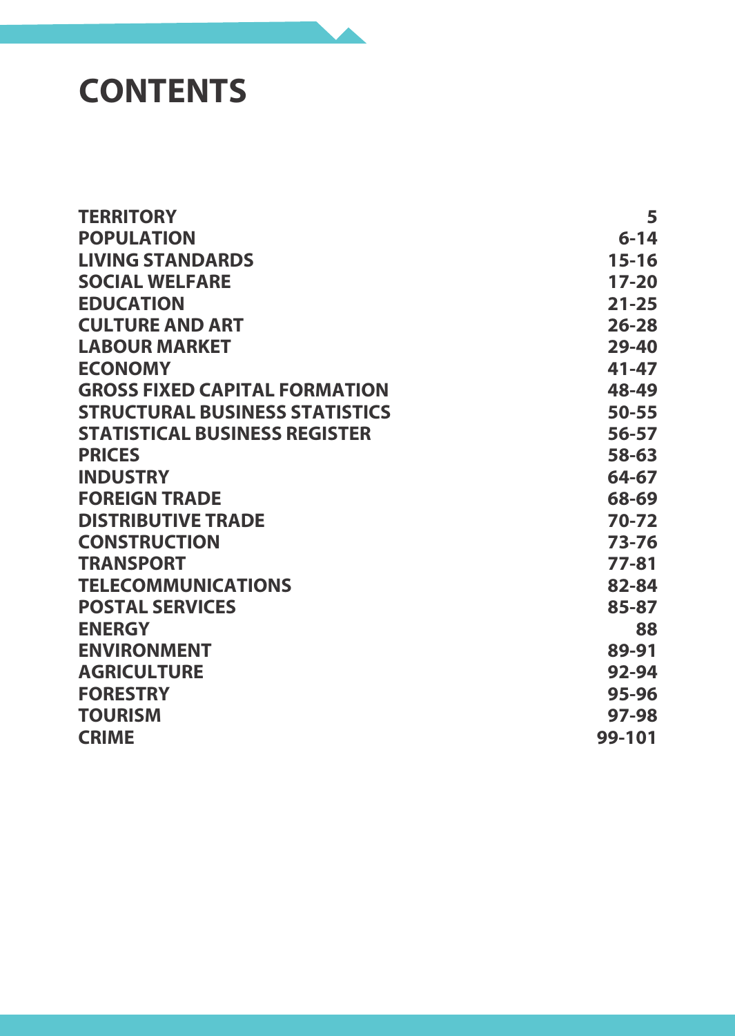# CONTENTS

| | |
|---|---|
| **TERRITORY** | **5** |
| **POPULATION** | **6-14** |
| **LIVING STANDARDS** | **15-16** |
| **SOCIAL WELFARE** | **17-20** |
| **EDUCATION** | **21-25** |
| **CULTURE AND ART** | **26-28** |
| **LABOUR MARKET** | **29-40** |
| **ECONOMY** | **41-47** |
| **GROSS FIXED CAPITAL FORMATION** | **48-49** |
| **STRUCTURAL BUSINESS STATISTICS** | **50-55** |
| **STATISTICAL BUSINESS REGISTER** | **56-57** |
| **PRICES** | **58-63** |
| **INDUSTRY** | **64-67** |
| **FOREIGN TRADE** | **68-69** |
| **DISTRIBUTIVE TRADE** | **70-72** |
| **CONSTRUCTION** | **73-76** |
| **TRANSPORT** | **77-81** |
| **TELECOMMUNICATIONS** | **82-84** |
| **POSTAL SERVICES** | **85-87** |
| **ENERGY** | **88** |
| **ENVIRONMENT** | **89-91** |
| **AGRICULTURE** | **92-94** |
| **FORESTRY** | **95-96** |
| **TOURISM** | **97-98** |
| **CRIME** | **99-101** |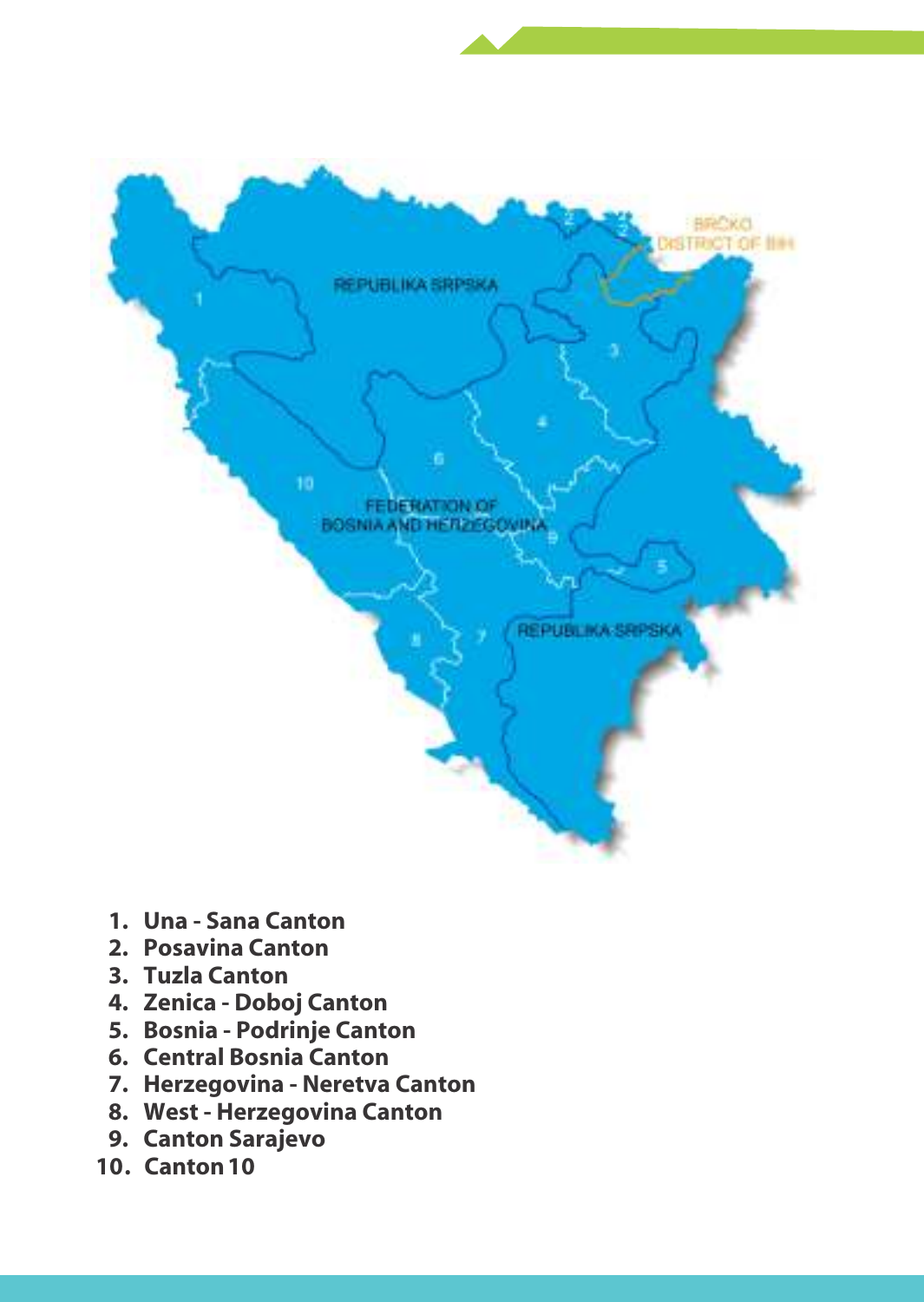1. Una - Sana Canton
2. Posavina Canton
3. Tuzla Canton
4. Zenica - Doboj Canton
5. Bosnia - Podrinje Canton
6. Central Bosnia Canton
7. Herzegovina - Neretva Canton
8. West - Herzegovina Canton
9. Canton Sarajevo
10. Canton 10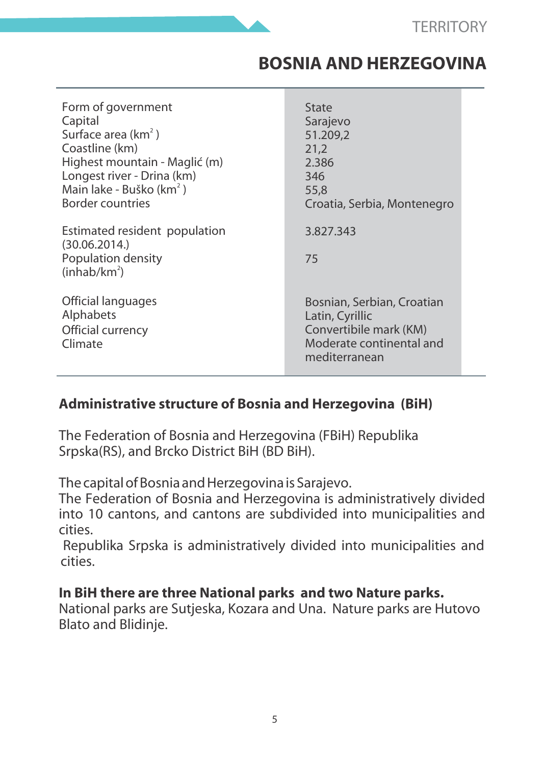# BOSNIA AND HERZEGOVINA

| | |
|---|---|
| Form of government | State |
| Capital | Sarajevo |
| Surface area ($km^2$) | 51.209,2 |
| Coastline (km) | 21,2 |
| Highest mountain - Maglić (m) | 2.386 |
| Longest river - Drina (km) | 346 |
| Main lake - Buško ($km^2$) | 55,8 |
| Border countries | Croatia, Serbia, Montenegro |
| Estimated resident population (30.06.2014.) | 3.827.343 |
| Population density (inhab/$km^2$) | 75 |
| Official languages | Bosnian, Serbian, Croatian |
| Alphabets | Latin, Cyrillic |
| Official currency | Convertibile mark (KM) |
| Climate | Moderate continental and mediterranean |

## Administrative structure of Bosnia and Herzegovina (BiH)

The Federation of Bosnia and Herzegovina (FBiH) Republika Srpska(RS), and Brcko District BiH (BD BiH).

The capital of Bosnia and Herzegovina is Sarajevo.
The Federation of Bosnia and Herzegovina is administratively divided into 10 cantons, and cantons are subdivided into municipalities and cities.
Republika Srpska is administratively divided into municipalities and cities.

**In BiH there are three National parks and two Nature parks.**
National parks are Sutjeska, Kozara and Una. Nature parks are Hutovo Blato and Blidinje.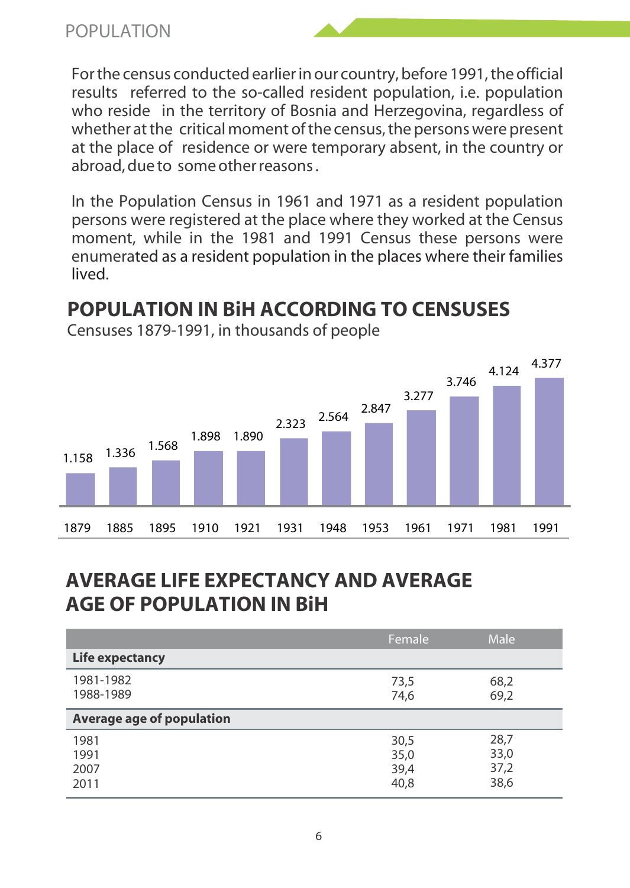For the census conducted earlier in our country, before 1991, the official results referred to the so-called resident population, i.e. population who reside in the territory of Bosnia and Herzegovina, regardless of whether at the critical moment of the census, the persons were present at the place of residence or were temporary absent, in the country or abroad, due to some other reasons.

In the Population Census in 1961 and 1971 as a resident population persons were registered at the place where they worked at the Census moment, while in the 1981 and 1991 Census these persons were enumerated as a resident population in the places where their families lived.

## POPULATION IN BiH ACCORDING TO CENSUSES

Censuses 1879-1991, in thousands of people

| 1879 | 1885 | 1895 | 1910 | 1921 | 1931 | 1948 | 1953 | 1961 | 1971 | 1981 | 1991 |
|---|---|---|---|---|---|---|---|---|---|---|---|
| 1.158 | 1.336 | 1.568 | 1.898 | 1.890 | 2.323 | 2.564 | 2.847 | 3.277 | 3.746 | 4.124 | 4.377 |

## AVERAGE LIFE EXPECTANCY AND AVERAGE AGE OF POPULATION IN BiH

| | Female | Male |
|---|---|---|
| **Life expectancy** | | |
| 1981-1982 | 73,5 | 68,2 |
| 1988-1989 | 74,6 | 69,2 |
| **Average age of population** | | |
| 1981 | 30,5 | 28,7 |
| 1991 | 35,0 | 33,0 |
| 2007 | 39,4 | 37,2 |
| 2011 | 40,8 | 38,6 |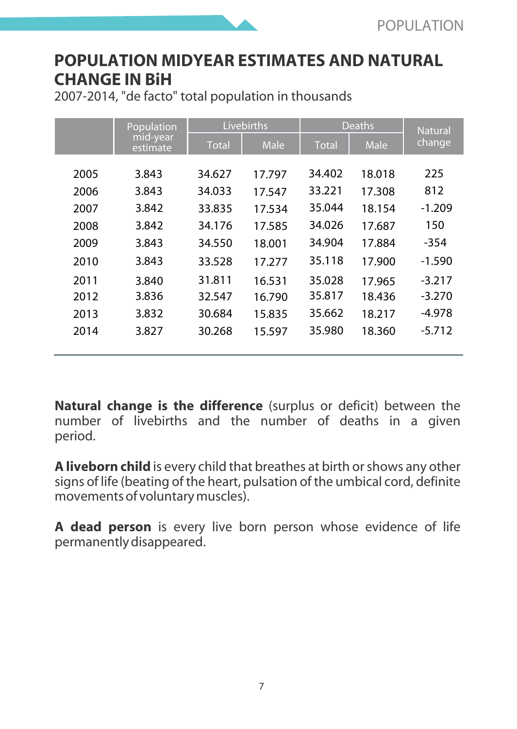# POPULATION MIDYEAR ESTIMATES AND NATURAL CHANGE IN BiH

2007-2014, "de facto" total population in thousands

| | Population mid-year estimate | Livebirths | | Deaths | | Natural change |
|---|---|---|---|---|---|---|
| | | Total | Male | Total | Male | |
| 2005 | 3.843 | 34.627 | 17.797 | 34.402 | 18.018 | 225 |
| 2006 | 3.843 | 34.033 | 17.547 | 33.221 | 17.308 | 812 |
| 2007 | 3.842 | 33.835 | 17.534 | 35.044 | 18.154 | -1.209 |
| 2008 | 3.842 | 34.176 | 17.585 | 34.026 | 17.687 | 150 |
| 2009 | 3.843 | 34.550 | 18.001 | 34.904 | 17.884 | -354 |
| 2010 | 3.843 | 33.528 | 17.277 | 35.118 | 17.900 | -1.590 |
| 2011 | 3.840 | 31.811 | 16.531 | 35.028 | 17.965 | -3.217 |
| 2012 | 3.836 | 32.547 | 16.790 | 35.817 | 18.436 | -3.270 |
| 2013 | 3.832 | 30.684 | 15.835 | 35.662 | 18.217 | -4.978 |
| 2014 | 3.827 | 30.268 | 15.597 | 35.980 | 18.360 | -5.712 |

**Natural change is the difference** (surplus or deficit) between the number of livebirths and the number of deaths in a given period.

**A liveborn child** is every child that breathes at birth or shows any other signs of life (beating of the heart, pulsation of the umbical cord, definite movements of voluntary muscles).

**A dead person** is every live born person whose evidence of life permanently disappeared.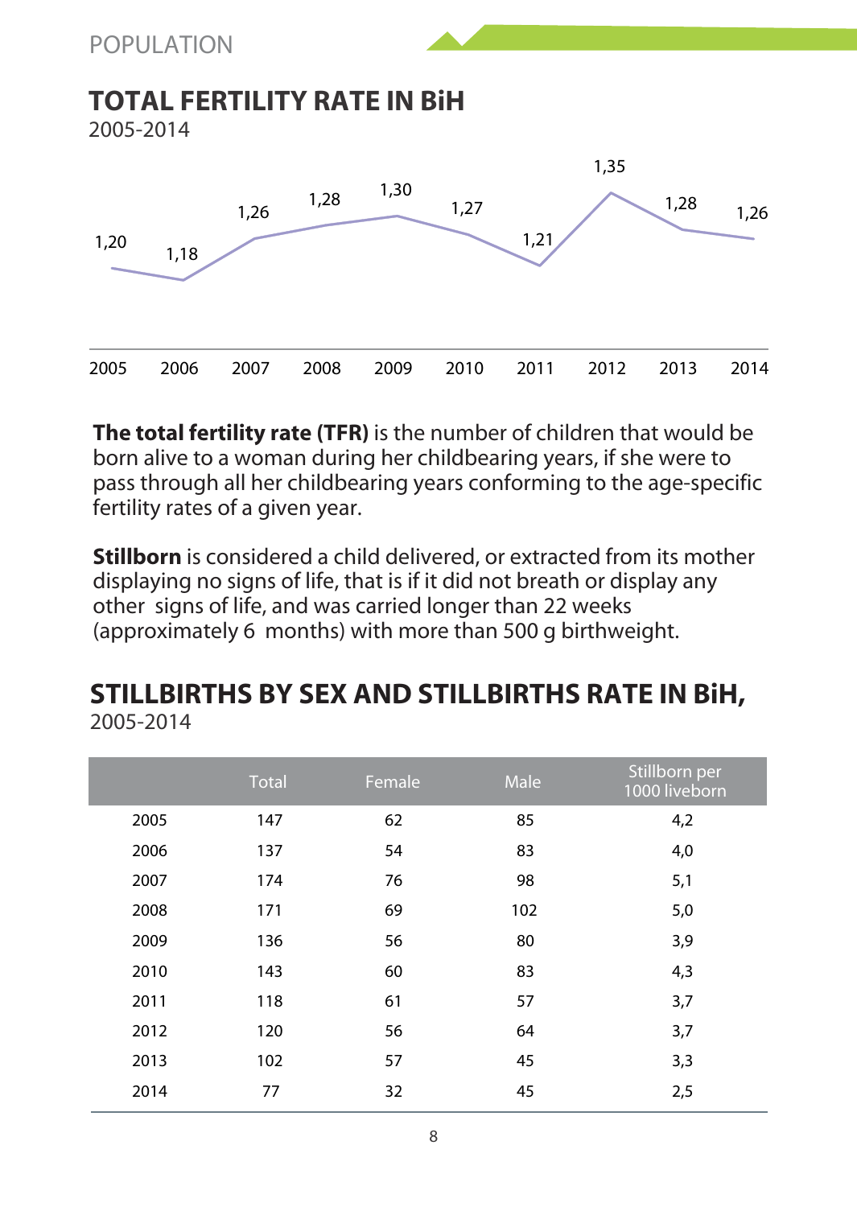## TOTAL FERTILITY RATE IN BiH

2005-2014

| 2005 | 2006 | 2007 | 2008 | 2009 | 2010 | 2011 | 2012 | 2013 | 2014 |
|---|---|---|---|---|---|---|---|---|---|
| 1,20 | 1,18 | 1,26 | 1,28 | 1,30 | 1,27 | 1,21 | 1,35 | 1,28 | 1,26 |

**The total fertility rate (TFR)** is the number of children that would be born alive to a woman during her childbearing years, if she were to pass through all her childbearing years conforming to the age-specific fertility rates of a given year.

**Stillborn** is considered a child delivered, or extracted from its mother displaying no signs of life, that is if it did not breath or display any other signs of life, and was carried longer than 22 weeks (approximately 6 months) with more than 500 g birthweight.

## STILLBIRTHS BY SEX AND STILLBIRTHS RATE IN BiH,

2005-2014

| | Total | Female | Male | Stillborn per 1000 liveborn |
|---|---|---|---|---|
| 2005 | 147 | 62 | 85 | 4,2 |
| 2006 | 137 | 54 | 83 | 4,0 |
| 2007 | 174 | 76 | 98 | 5,1 |
| 2008 | 171 | 69 | 102 | 5,0 |
| 2009 | 136 | 56 | 80 | 3,9 |
| 2010 | 143 | 60 | 83 | 4,3 |
| 2011 | 118 | 61 | 57 | 3,7 |
| 2012 | 120 | 56 | 64 | 3,7 |
| 2013 | 102 | 57 | 45 | 3,3 |
| 2014 | 77 | 32 | 45 | 2,5 |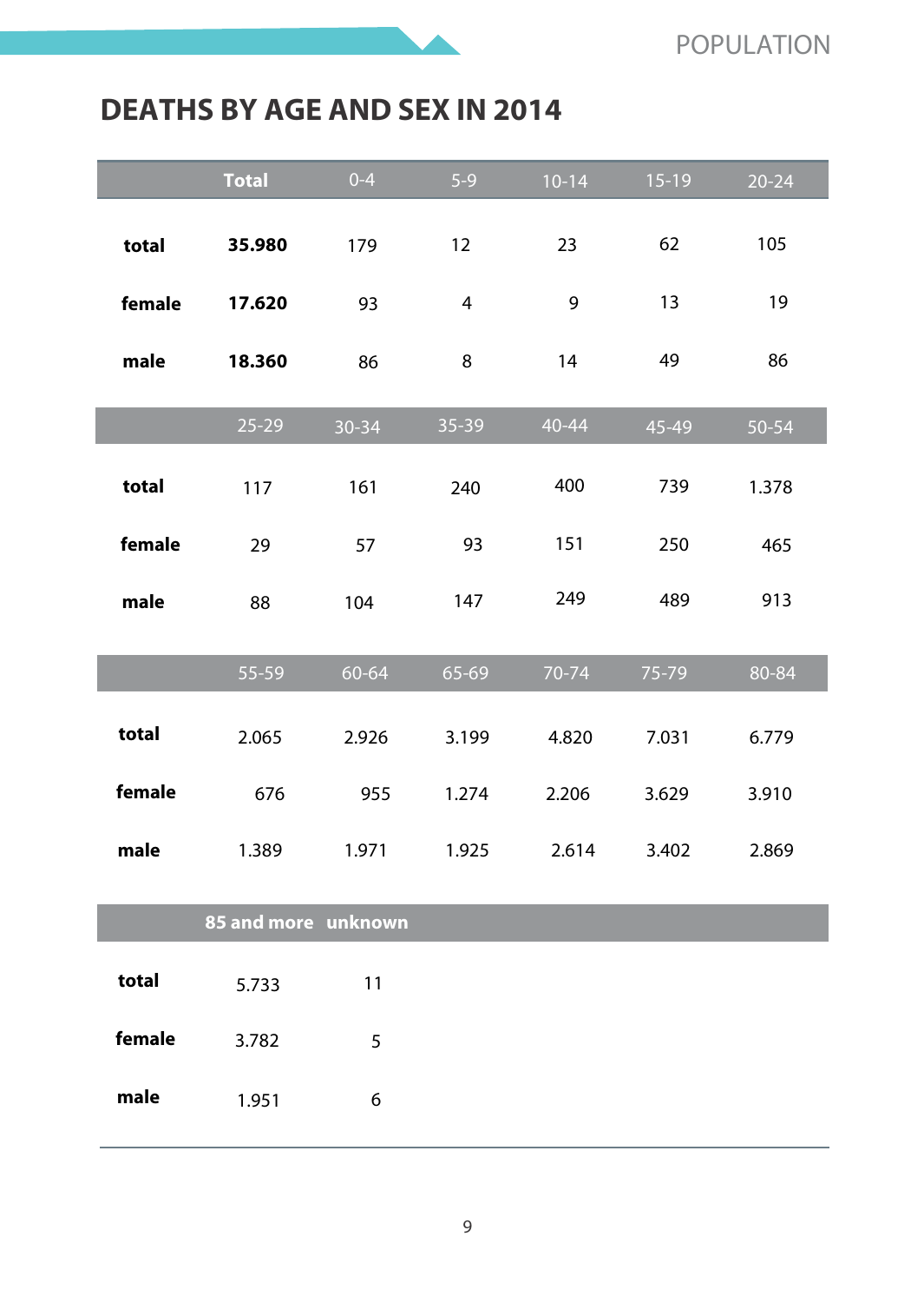# DEATHS BY AGE AND SEX IN 2014

| | Total | 0-4 | 5-9 | 10-14 | 15-19 | 20-24 |
|---|---|---|---|---|---|---|
| **total** | **35.980** | 179 | 12 | 23 | 62 | 105 |
| **female** | **17.620** | 93 | 4 | 9 | 13 | 19 |
| **male** | **18.360** | 86 | 8 | 14 | 49 | 86 |

| | 25-29 | 30-34 | 35-39 | 40-44 | 45-49 | 50-54 |
|---|---|---|---|---|---|---|
| **total** | 117 | 161 | 240 | 400 | 739 | 1.378 |
| **female** | 29 | 57 | 93 | 151 | 250 | 465 |
| **male** | 88 | 104 | 147 | 249 | 489 | 913 |

| | 55-59 | 60-64 | 65-69 | 70-74 | 75-79 | 80-84 |
|---|---|---|---|---|---|---|
| **total** | 2.065 | 2.926 | 3.199 | 4.820 | 7.031 | 6.779 |
| **female** | 676 | 955 | 1.274 | 2.206 | 3.629 | 3.910 |
| **male** | 1.389 | 1.971 | 1.925 | 2.614 | 3.402 | 2.869 |

| | 85 and more | unknown |
|---|---|---|
| **total** | 5.733 | 11 |
| **female** | 3.782 | 5 |
| **male** | 1.951 | 6 |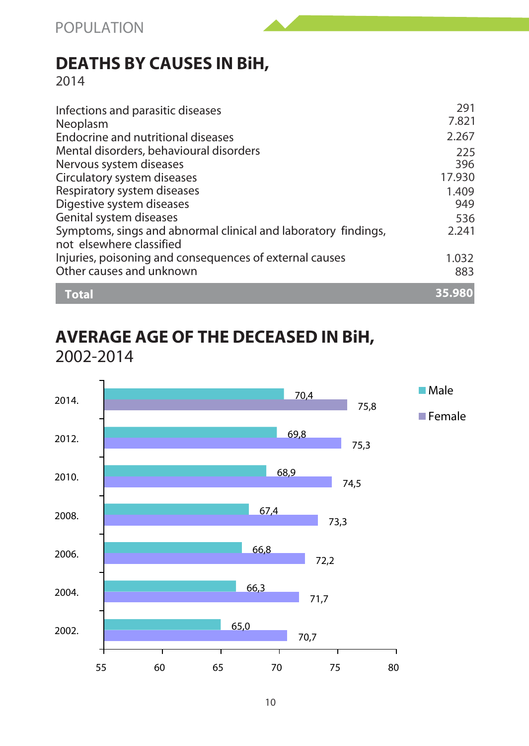# DEATHS BY CAUSES IN BiH,
2014

| Cause | Deaths |
|---|---|
| Infections and parasitic diseases | 291 |
| Neoplasm | 7.821 |
| Endocrine and nutritional diseases | 2.267 |
| Mental disorders, behavioural disorders | 225 |
| Nervous system diseases | 396 |
| Circulatory system diseases | 17.930 |
| Respiratory system diseases | 1.409 |
| Digestive system diseases | 949 |
| Genital system diseases | 536 |
| Symptoms, sings and abnormal clinical and laboratory findings, not elsewhere classified | 2.241 |
| Injuries, poisoning and consequences of external causes | 1.032 |
| Other causes and unknown | 883 |
| **Total** | **35.980** |

# AVERAGE AGE OF THE DECEASED IN BiH,
2002-2014

| Year | Male | Female |
|---|---|---|
| 2014. | 70,4 | 75,8 |
| 2012. | 69,8 | 75,3 |
| 2010. | 68,9 | 74,5 |
| 2008. | 67,4 | 73,3 |
| 2006. | 66,8 | 72,2 |
| 2004. | 66,3 | 71,7 |
| 2002. | 65,0 | 70,7 |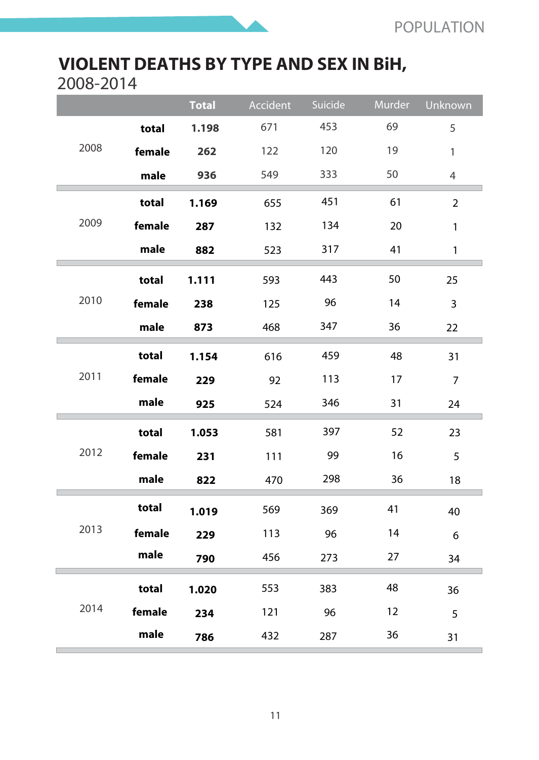# VIOLENT DEATHS BY TYPE AND SEX IN BiH,

2008-2014

| | | Total | Accident | Suicide | Murder | Unknown |
|---|---|---|---|---|---|---|
| 2008 | **total** | **1.198** | 671 | 453 | 69 | 5 |
| | **female** | **262** | 122 | 120 | 19 | 1 |
| | **male** | **936** | 549 | 333 | 50 | 4 |
| 2009 | **total** | **1.169** | 655 | 451 | 61 | 2 |
| | **female** | **287** | 132 | 134 | 20 | 1 |
| | **male** | **882** | 523 | 317 | 41 | 1 |
| 2010 | **total** | **1.111** | 593 | 443 | 50 | 25 |
| | **female** | **238** | 125 | 96 | 14 | 3 |
| | **male** | **873** | 468 | 347 | 36 | 22 |
| 2011 | **total** | **1.154** | 616 | 459 | 48 | 31 |
| | **female** | **229** | 92 | 113 | 17 | 7 |
| | **male** | **925** | 524 | 346 | 31 | 24 |
| 2012 | **total** | **1.053** | 581 | 397 | 52 | 23 |
| | **female** | **231** | 111 | 99 | 16 | 5 |
| | **male** | **822** | 470 | 298 | 36 | 18 |
| 2013 | **total** | **1.019** | 569 | 369 | 41 | 40 |
| | **female** | **229** | 113 | 96 | 14 | 6 |
| | **male** | **790** | 456 | 273 | 27 | 34 |
| 2014 | **total** | **1.020** | 553 | 383 | 48 | 36 |
| | **female** | **234** | 121 | 96 | 12 | 5 |
| | **male** | **786** | 432 | 287 | 36 | 31 |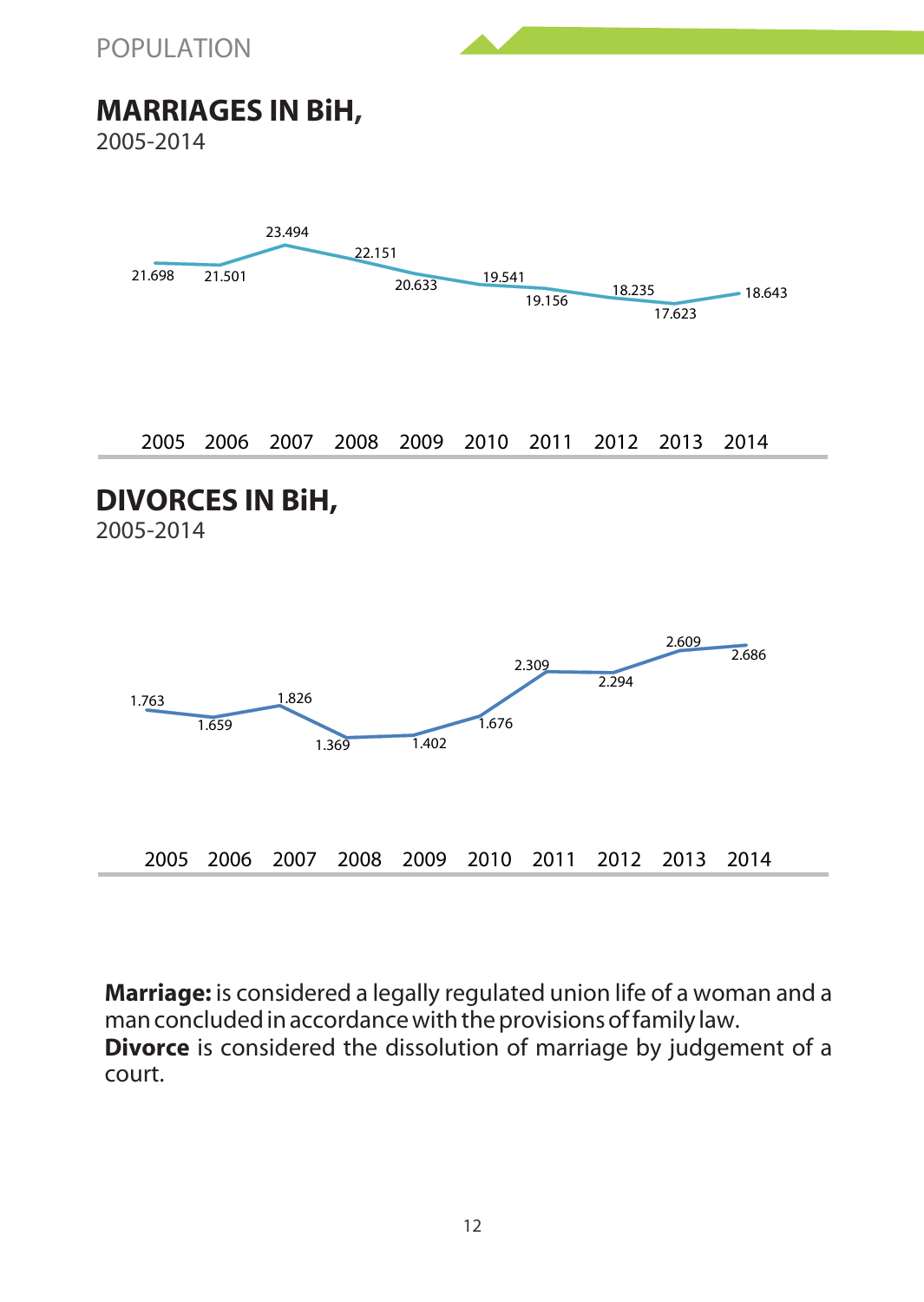POPULATION

## MARRIAGES IN BiH,
2005-2014

| 2005 | 2006 | 2007 | 2008 | 2009 | 2010 | 2011 | 2012 | 2013 | 2014 |
|---|---|---|---|---|---|---|---|---|---|
| 21.698 | 21.501 | 23.494 | 22.151 | 20.633 | 19.541 | 19.156 | 18.235 | 17.623 | 18.643 |

## DIVORCES IN BiH,
2005-2014

| 2005 | 2006 | 2007 | 2008 | 2009 | 2010 | 2011 | 2012 | 2013 | 2014 |
|---|---|---|---|---|---|---|---|---|---|
| 1.763 | 1.659 | 1.826 | 1.369 | 1.402 | 1.676 | 2.309 | 2.294 | 2.609 | 2.686 |

**Marriage:** is considered a legally regulated union life of a woman and a man concluded in accordance with the provisions of family law.
**Divorce** is considered the dissolution of marriage by judgement of a court.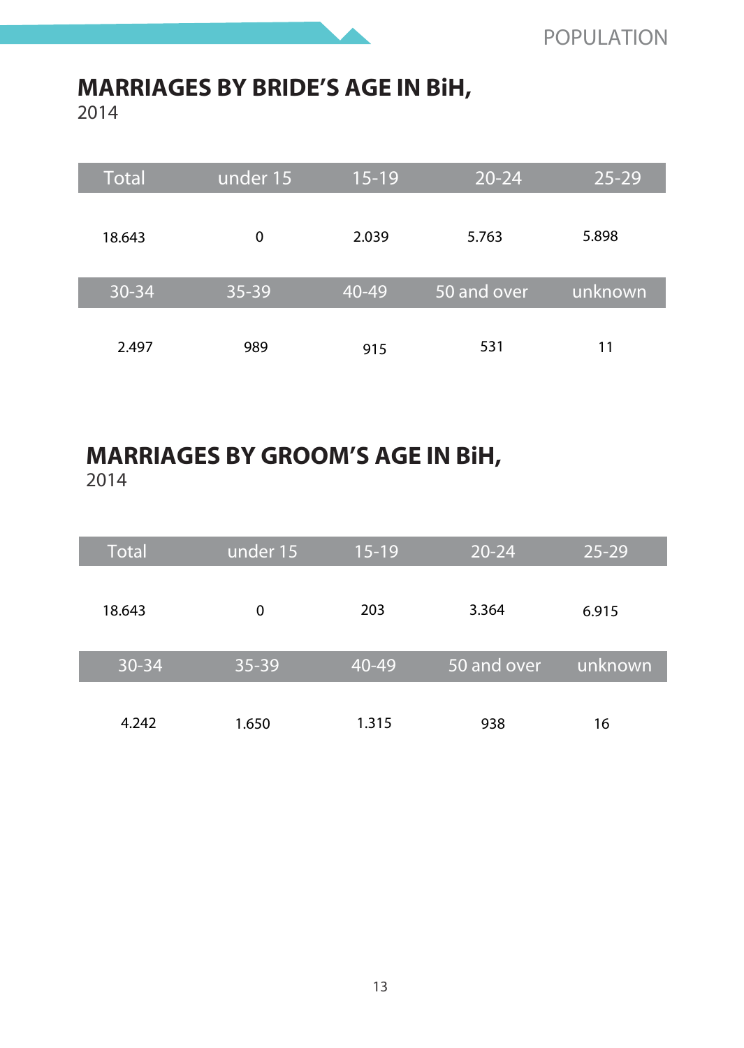## MARRIAGES BY BRIDE'S AGE IN BiH,

2014

| Total | under 15 | 15-19 | 20-24 | 25-29 |
|---|---|---|---|---|
| 18.643 | 0 | 2.039 | 5.763 | 5.898 |
| **30-34** | **35-39** | **40-49** | **50 and over** | **unknown** |
| 2.497 | 989 | 915 | 531 | 11 |

## MARRIAGES BY GROOM'S AGE IN BiH,

2014

| Total | under 15 | 15-19 | 20-24 | 25-29 |
|---|---|---|---|---|
| 18.643 | 0 | 203 | 3.364 | 6.915 |
| **30-34** | **35-39** | **40-49** | **50 and over** | **unknown** |
| 4.242 | 1.650 | 1.315 | 938 | 16 |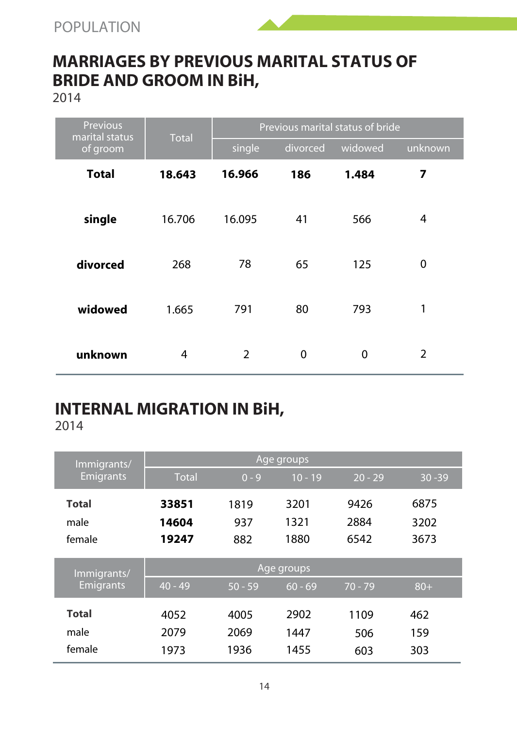## MARRIAGES BY PREVIOUS MARITAL STATUS OF BRIDE AND GROOM IN BiH,

2014

| Previous marital status of groom | Total | Previous marital status of bride | | | |
|---|---|---|---|---|---|
| | | single | divorced | widowed | unknown |
| **Total** | **18.643** | **16.966** | **186** | **1.484** | **7** |
| **single** | 16.706 | 16.095 | 41 | 566 | 4 |
| **divorced** | 268 | 78 | 65 | 125 | 0 |
| **widowed** | 1.665 | 791 | 80 | 793 | 1 |
| **unknown** | 4 | 2 | 0 | 0 | 2 |

## INTERNAL MIGRATION IN BiH,

2014

| Immigrants/ Emigrants | Age groups | | | | |
|---|---|---|---|---|---|
| | Total | 0 - 9 | 10 - 19 | 20 - 29 | 30 -39 |
| **Total** | **33851** | 1819 | 3201 | 9426 | 6875 |
| male | **14604** | 937 | 1321 | 2884 | 3202 |
| female | **19247** | 882 | 1880 | 6542 | 3673 |

| Immigrants/ Emigrants | Age groups | | | | |
|---|---|---|---|---|---|
| | 40 - 49 | 50 - 59 | 60 - 69 | 70 - 79 | 80+ |
| **Total** | 4052 | 4005 | 2902 | 1109 | 462 |
| male | 2079 | 2069 | 1447 | 506 | 159 |
| female | 1973 | 1936 | 1455 | 603 | 303 |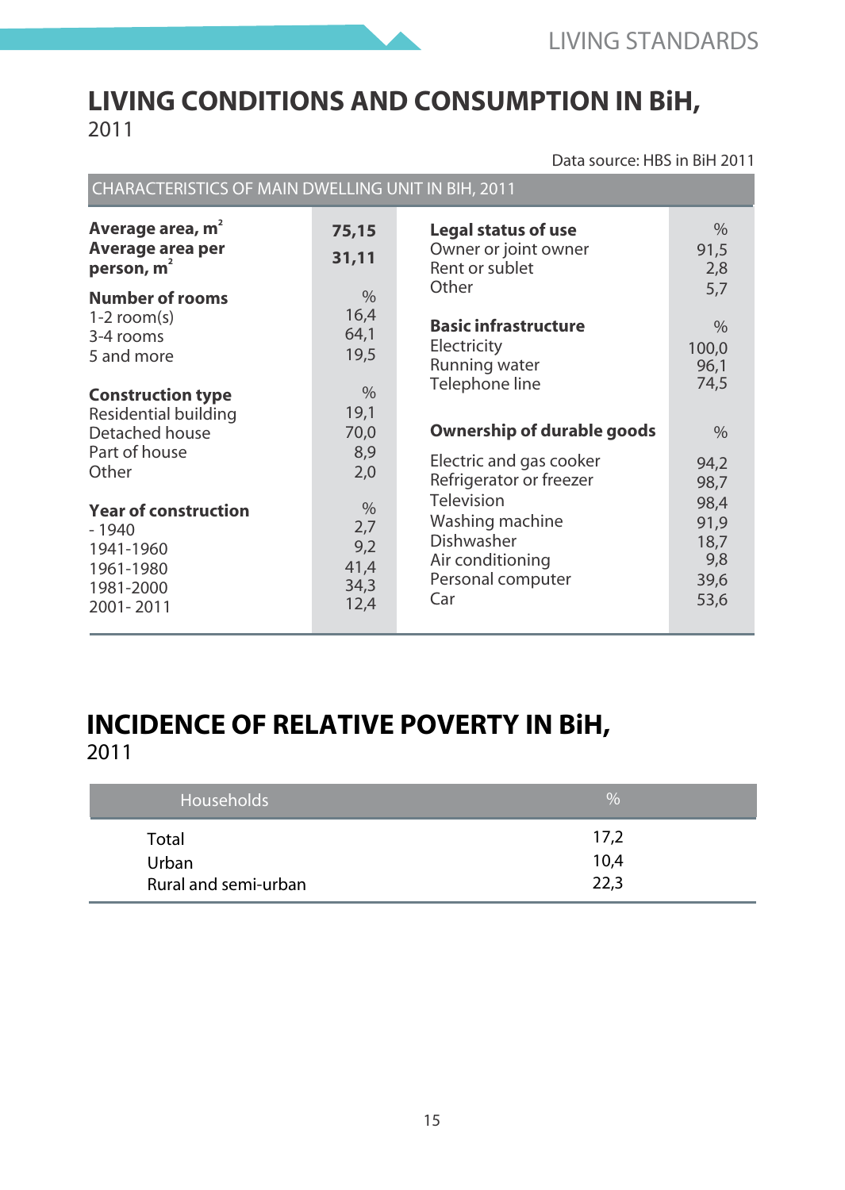# LIVING CONDITIONS AND CONSUMPTION IN BiH, 2011

Data source: HBS in BiH 2011

**CHARACTERISTICS OF MAIN DWELLING UNIT IN BIH, 2011**

| | | | |
|---|---|---|---|
| **Average area, m²** | **75,15** | **Legal status of use** | % |
| **Average area per person, m²** | **31,11** | Owner or joint owner | 91,5 |
| | | Rent or sublet | 2,8 |
| | | Other | 5,7 |
| **Number of rooms** | % | | |
| 1-2 room(s) | 16,4 | **Basic infrastructure** | % |
| 3-4 rooms | 64,1 | Electricity | 100,0 |
| 5 and more | 19,5 | Running water | 96,1 |
| | | Telephone line | 74,5 |
| **Construction type** | % | | |
| Residential building | 19,1 | **Ownership of durable goods** | % |
| Detached house | 70,0 | Electric and gas cooker | 94,2 |
| Part of house | 8,9 | Refrigerator or freezer | 98,7 |
| Other | 2,0 | Television | 98,4 |
| **Year of construction** | % | Washing machine | 91,9 |
| - 1940 | 2,7 | Dishwasher | 18,7 |
| 1941-1960 | 9,2 | Air conditioning | 9,8 |
| 1961-1980 | 41,4 | Personal computer | 39,6 |
| 1981-2000 | 34,3 | Car | 53,6 |
| 2001- 2011 | 12,4 | | |

# INCIDENCE OF RELATIVE POVERTY IN BiH, 2011

| Households | % |
|---|---|
| Total | 17,2 |
| Urban | 10,4 |
| Rural and semi-urban | 22,3 |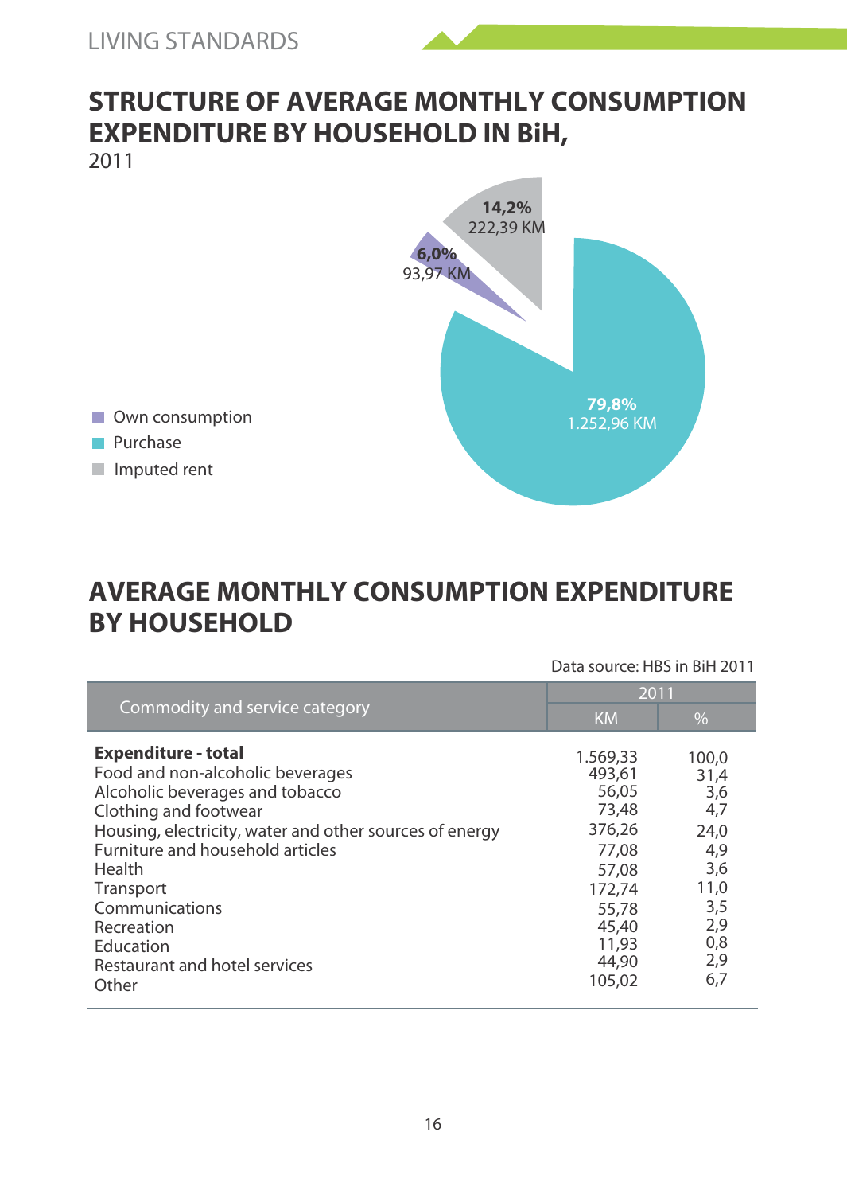## STRUCTURE OF AVERAGE MONTHLY CONSUMPTION EXPENDITURE BY HOUSEHOLD IN BiH,

2011

- Own consumption: 6,0% — 93,97 KM
- Purchase: 79,8% — 1.252,96 KM
- Imputed rent: 14,2% — 222,39 KM

## AVERAGE MONTHLY CONSUMPTION EXPENDITURE BY HOUSEHOLD

Data source: HBS in BiH 2011

| Commodity and service category | 2011 | |
|---|---|---|
| | KM | % |
| **Expenditure - total** | 1.569,33 | 100,0 |
| Food and non-alcoholic beverages | 493,61 | 31,4 |
| Alcoholic beverages and tobacco | 56,05 | 3,6 |
| Clothing and footwear | 73,48 | 4,7 |
| Housing, electricity, water and other sources of energy | 376,26 | 24,0 |
| Furniture and household articles | 77,08 | 4,9 |
| Health | 57,08 | 3,6 |
| Transport | 172,74 | 11,0 |
| Communications | 55,78 | 3,5 |
| Recreation | 45,40 | 2,9 |
| Education | 11,93 | 0,8 |
| Restaurant and hotel services | 44,90 | 2,9 |
| Other | 105,02 | 6,7 |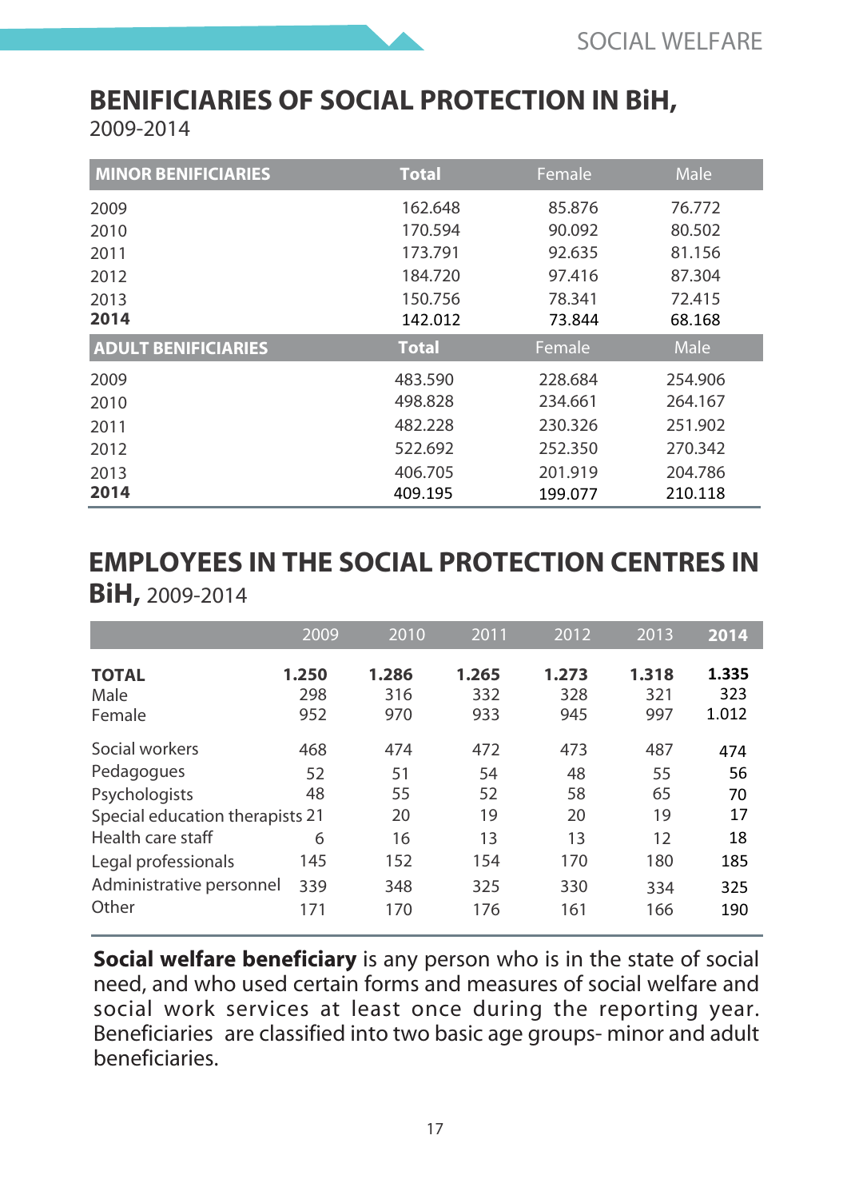## BENIFICIARIES OF SOCIAL PROTECTION IN BiH, 2009-2014

| MINOR BENIFICIARIES | Total | Female | Male |
|---|---|---|---|
| 2009 | 162.648 | 85.876 | 76.772 |
| 2010 | 170.594 | 90.092 | 80.502 |
| 2011 | 173.791 | 92.635 | 81.156 |
| 2012 | 184.720 | 97.416 | 87.304 |
| 2013 | 150.756 | 78.341 | 72.415 |
| **2014** | 142.012 | 73.844 | 68.168 |
| **ADULT BENIFICIARIES** | **Total** | **Female** | **Male** |
| 2009 | 483.590 | 228.684 | 254.906 |
| 2010 | 498.828 | 234.661 | 264.167 |
| 2011 | 482.228 | 230.326 | 251.902 |
| 2012 | 522.692 | 252.350 | 270.342 |
| 2013 | 406.705 | 201.919 | 204.786 |
| **2014** | 409.195 | 199.077 | 210.118 |

## EMPLOYEES IN THE SOCIAL PROTECTION CENTRES IN BiH, 2009-2014

| | 2009 | 2010 | 2011 | 2012 | 2013 | **2014** |
|---|---|---|---|---|---|---|
| **TOTAL** | **1.250** | **1.286** | **1.265** | **1.273** | **1.318** | **1.335** |
| Male | 298 | 316 | 332 | 328 | 321 | 323 |
| Female | 952 | 970 | 933 | 945 | 997 | 1.012 |
| Social workers | 468 | 474 | 472 | 473 | 487 | 474 |
| Pedagogues | 52 | 51 | 54 | 48 | 55 | 56 |
| Psychologists | 48 | 55 | 52 | 58 | 65 | 70 |
| Special education therapists | 21 | 20 | 19 | 20 | 19 | 17 |
| Health care staff | 6 | 16 | 13 | 13 | 12 | 18 |
| Legal professionals | 145 | 152 | 154 | 170 | 180 | 185 |
| Administrative personnel | 339 | 348 | 325 | 330 | 334 | 325 |
| Other | 171 | 170 | 176 | 161 | 166 | 190 |

**Social welfare beneficiary** is any person who is in the state of social need, and who used certain forms and measures of social welfare and social work services at least once during the reporting year. Beneficiaries are classified into two basic age groups- minor and adult beneficiaries.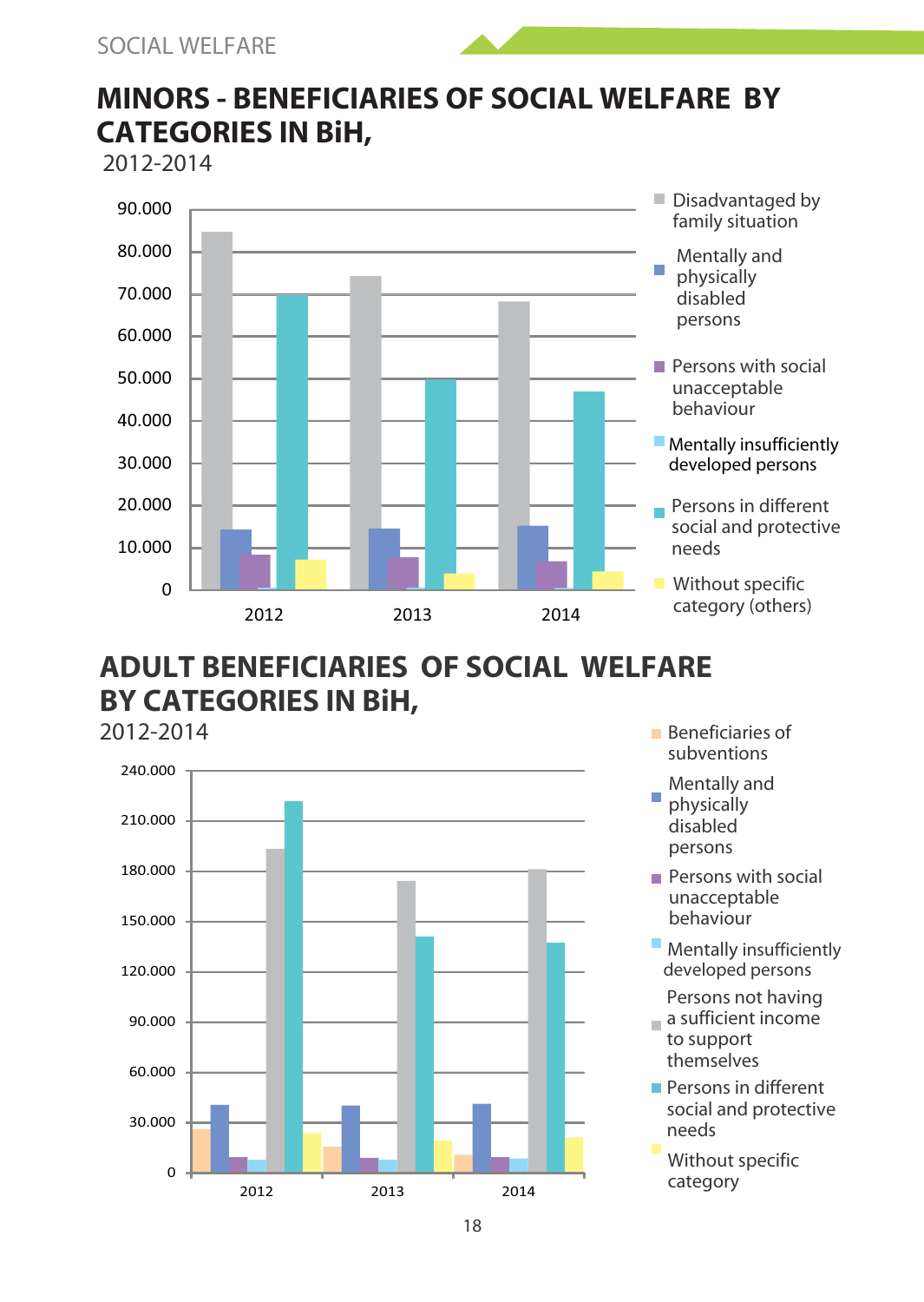## MINORS - BENEFICIARIES OF SOCIAL WELFARE BY CATEGORIES IN BiH,

2012-2014

Legend: Disadvantaged by family situation; Mentally and physically disabled persons; Persons with social unacceptable behaviour; Mentally insufficiently developed persons; Persons in different social and protective needs; Without specific category (others)

## ADULT BENEFICIARIES OF SOCIAL WELFARE BY CATEGORIES IN BiH,

2012-2014

Legend: Beneficiaries of subventions; Mentally and physically disabled persons; Persons with social unacceptable behaviour; Mentally insufficiently developed persons; Persons not having a sufficient income to support themselves; Persons in different social and protective needs; Without specific category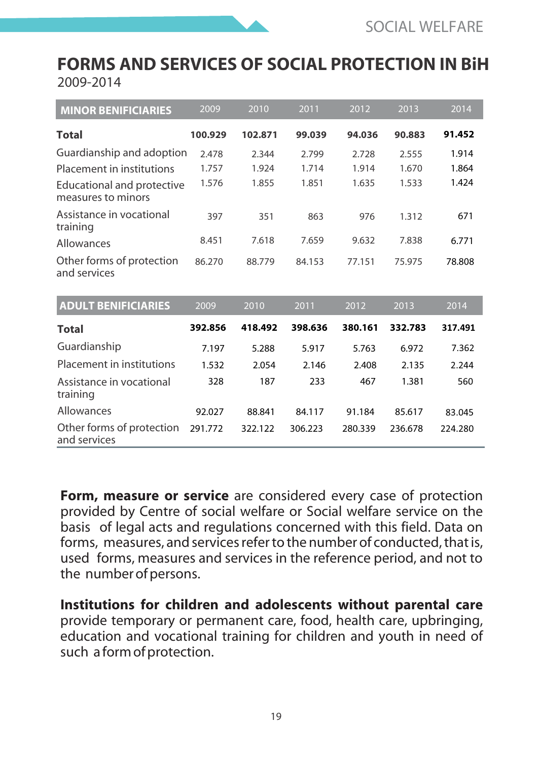# FORMS AND SERVICES OF SOCIAL PROTECTION IN BiH

2009-2014

| MINOR BENIFICIARIES | 2009 | 2010 | 2011 | 2012 | 2013 | 2014 |
|---|---|---|---|---|---|---|
| **Total** | **100.929** | **102.871** | **99.039** | **94.036** | **90.883** | **91.452** |
| Guardianship and adoption | 2.478 | 2.344 | 2.799 | 2.728 | 2.555 | 1.914 |
| Placement in institutions | 1.757 | 1.924 | 1.714 | 1.914 | 1.670 | 1.864 |
| Educational and protective measures to minors | 1.576 | 1.855 | 1.851 | 1.635 | 1.533 | 1.424 |
| Assistance in vocational training | 397 | 351 | 863 | 976 | 1.312 | 671 |
| Allowances | 8.451 | 7.618 | 7.659 | 9.632 | 7.838 | 6.771 |
| Other forms of protection and services | 86.270 | 88.779 | 84.153 | 77.151 | 75.975 | 78.808 |

| ADULT BENIFICIARIES | 2009 | 2010 | 2011 | 2012 | 2013 | 2014 |
|---|---|---|---|---|---|---|
| **Total** | **392.856** | **418.492** | **398.636** | **380.161** | **332.783** | **317.491** |
| Guardianship | 7.197 | 5.288 | 5.917 | 5.763 | 6.972 | 7.362 |
| Placement in institutions | 1.532 | 2.054 | 2.146 | 2.408 | 2.135 | 2.244 |
| Assistance in vocational training | 328 | 187 | 233 | 467 | 1.381 | 560 |
| Allowances | 92.027 | 88.841 | 84.117 | 91.184 | 85.617 | 83.045 |
| Other forms of protection and services | 291.772 | 322.122 | 306.223 | 280.339 | 236.678 | 224.280 |

**Form, measure or service** are considered every case of protection provided by Centre of social welfare or Social welfare service on the basis of legal acts and regulations concerned with this field. Data on forms, measures, and services refer to the number of conducted, that is, used forms, measures and services in the reference period, and not to the number of persons.

**Institutions for children and adolescents without parental care** provide temporary or permanent care, food, health care, upbringing, education and vocational training for children and youth in need of such a form of protection.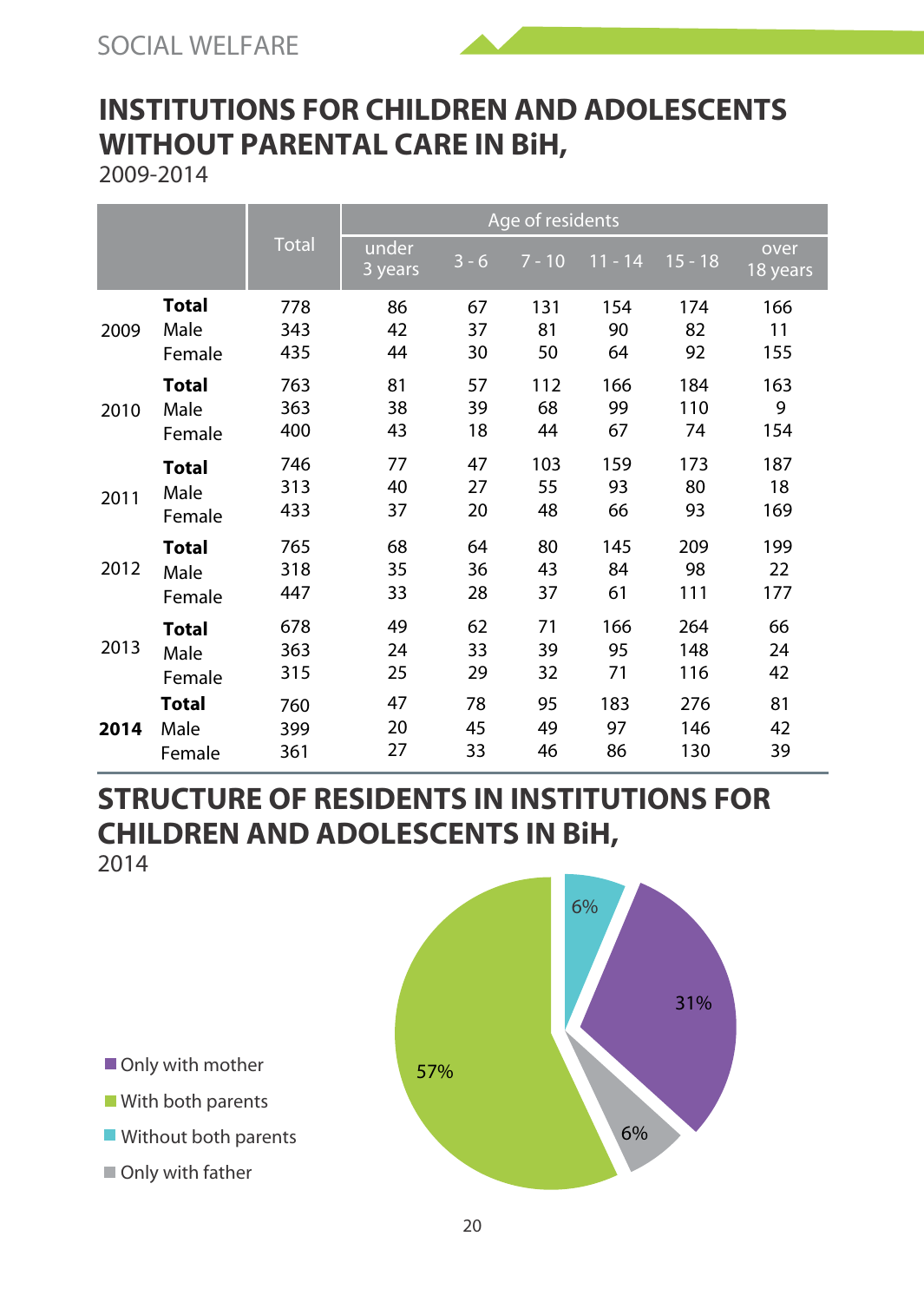SOCIAL WELFARE

## INSTITUTIONS FOR CHILDREN AND ADOLESCENTS WITHOUT PARENTAL CARE IN BiH,

2009-2014

| | | Total | Age of residents | | | | | |
|---|---|---|---|---|---|---|---|---|
| | | | under 3 years | 3 - 6 | 7 - 10 | 11 - 14 | 15 - 18 | over 18 years |
| 2009 | **Total** | 778 | 86 | 67 | 131 | 154 | 174 | 166 |
| | Male | 343 | 42 | 37 | 81 | 90 | 82 | 11 |
| | Female | 435 | 44 | 30 | 50 | 64 | 92 | 155 |
| 2010 | **Total** | 763 | 81 | 57 | 112 | 166 | 184 | 163 |
| | Male | 363 | 38 | 39 | 68 | 99 | 110 | 9 |
| | Female | 400 | 43 | 18 | 44 | 67 | 74 | 154 |
| 2011 | **Total** | 746 | 77 | 47 | 103 | 159 | 173 | 187 |
| | Male | 313 | 40 | 27 | 55 | 93 | 80 | 18 |
| | Female | 433 | 37 | 20 | 48 | 66 | 93 | 169 |
| 2012 | **Total** | 765 | 68 | 64 | 80 | 145 | 209 | 199 |
| | Male | 318 | 35 | 36 | 43 | 84 | 98 | 22 |
| | Female | 447 | 33 | 28 | 37 | 61 | 111 | 177 |
| 2013 | **Total** | 678 | 49 | 62 | 71 | 166 | 264 | 66 |
| | Male | 363 | 24 | 33 | 39 | 95 | 148 | 24 |
| | Female | 315 | 25 | 29 | 32 | 71 | 116 | 42 |
| **2014** | **Total** | 760 | 47 | 78 | 95 | 183 | 276 | 81 |
| | Male | 399 | 20 | 45 | 49 | 97 | 146 | 42 |
| | Female | 361 | 27 | 33 | 46 | 86 | 130 | 39 |

## STRUCTURE OF RESIDENTS IN INSTITUTIONS FOR CHILDREN AND ADOLESCENTS IN BiH,

2014

| Category | Share |
|---|---|
| Only with mother | 31% |
| With both parents | 57% |
| Without both parents | 6% |
| Only with father | 6% |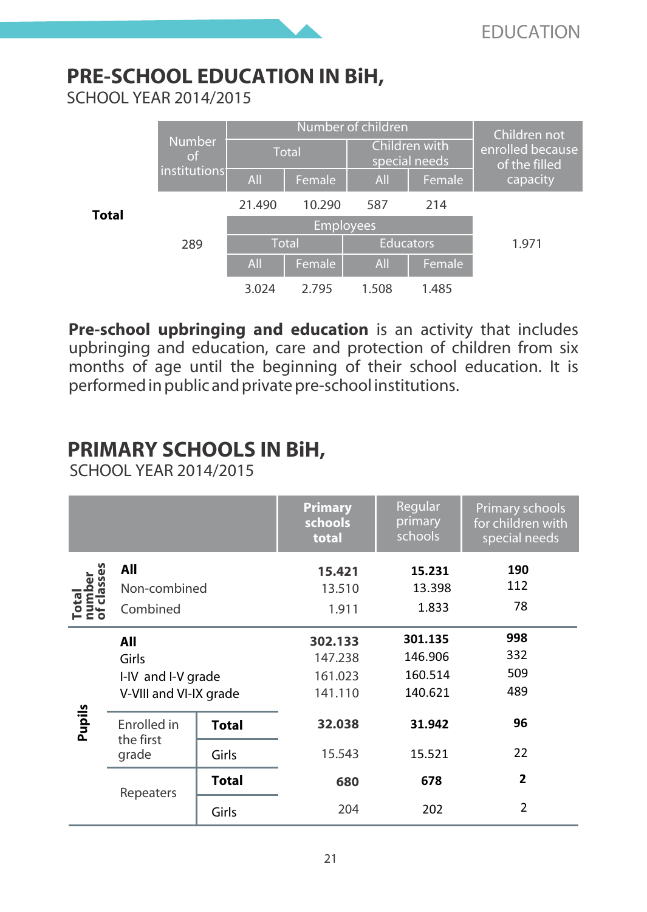## PRE-SCHOOL EDUCATION IN BiH,

SCHOOL YEAR 2014/2015

| | Number of institutions | Number of children | | | | Children not enrolled because of the filled capacity |
|---|---|---|---|---|---|---|
| | | Total | | Children with special needs | | |
| | | All | Female | All | Female | |
| **Total** | 289 | 21.490 | 10.290 | 587 | 214 | 1.971 |
| | | Employees | | | | |
| | | Total | | Educators | | |
| | | All | Female | All | Female | |
| | | 3.024 | 2.795 | 1.508 | 1.485 | |

**Pre-school upbringing and education** is an activity that includes upbringing and education, care and protection of children from six months of age until the beginning of their school education. It is performed in public and private pre-school institutions.

## PRIMARY SCHOOLS IN BiH,

SCHOOL YEAR 2014/2015

| | | | **Primary schools total** | Regular primary schools | Primary schools for children with special needs |
|---|---|---|---|---|---|
| **Total number of classes** | **All** | | **15.421** | **15.231** | **190** |
| | Non-combined | | 13.510 | 13.398 | 112 |
| | Combined | | 1.911 | 1.833 | 78 |
| **Pupils** | **All** | | **302.133** | **301.135** | **998** |
| | Girls | | 147.238 | 146.906 | 332 |
| | I-IV and I-V grade | | 161.023 | 160.514 | 509 |
| | V-VIII and VI-IX grade | | 141.110 | 140.621 | 489 |
| | Enrolled in the first grade | **Total** | **32.038** | **31.942** | **96** |
| | | Girls | 15.543 | 15.521 | 22 |
| | Repeaters | **Total** | **680** | **678** | **2** |
| | | Girls | 204 | 202 | 2 |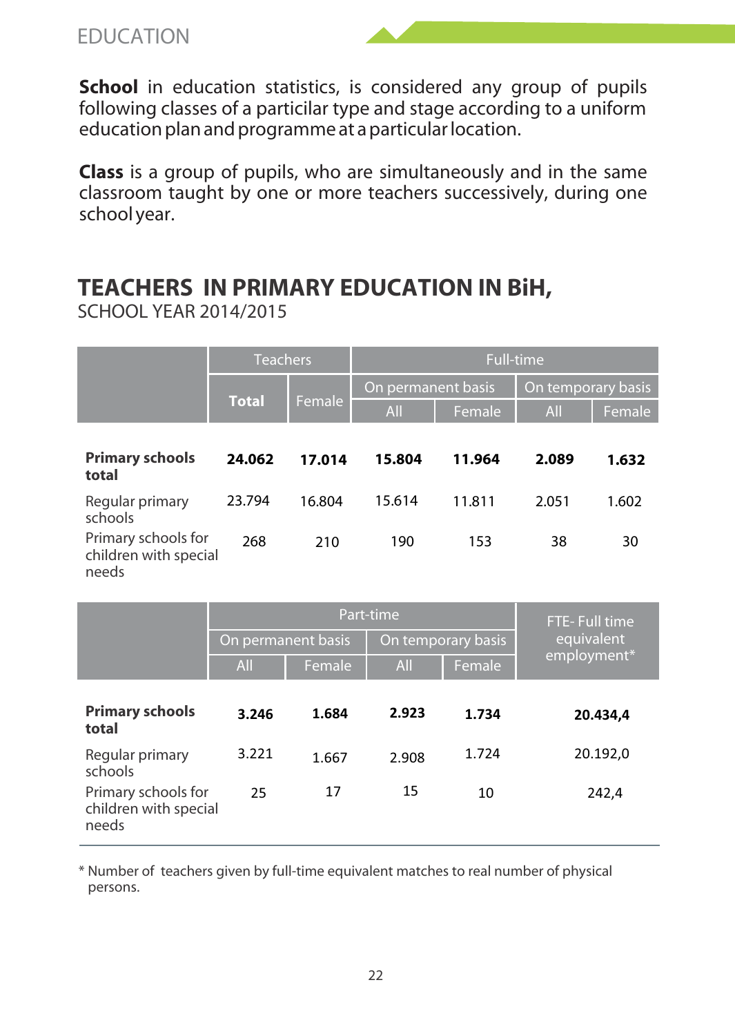**School** in education statistics, is considered any group of pupils following classes of a particilar type and stage according to a uniform education plan and programme at a particular location.

**Class** is a group of pupils, who are simultaneously and in the same classroom taught by one or more teachers successively, during one school year.

## TEACHERS IN PRIMARY EDUCATION IN BiH,

SCHOOL YEAR 2014/2015

| | Teachers | | Full-time | | | |
|---|---|---|---|---|---|---|
| | Total | Female | On permanent basis | | On temporary basis | |
| | | | All | Female | All | Female |
| **Primary schools total** | **24.062** | **17.014** | **15.804** | **11.964** | **2.089** | **1.632** |
| Regular primary schools | 23.794 | 16.804 | 15.614 | 11.811 | 2.051 | 1.602 |
| Primary schools for children with special needs | 268 | 210 | 190 | 153 | 38 | 30 |

| | Part-time | | | | FTE- Full time equivalent employment* |
|---|---|---|---|---|---|
| | On permanent basis | | On temporary basis | | |
| | All | Female | All | Female | |
| **Primary schools total** | **3.246** | **1.684** | **2.923** | **1.734** | **20.434,4** |
| Regular primary schools | 3.221 | 1.667 | 2.908 | 1.724 | 20.192,0 |
| Primary schools for children with special needs | 25 | 17 | 15 | 10 | 242,4 |

* Number of teachers given by full-time equivalent matches to real number of physical persons.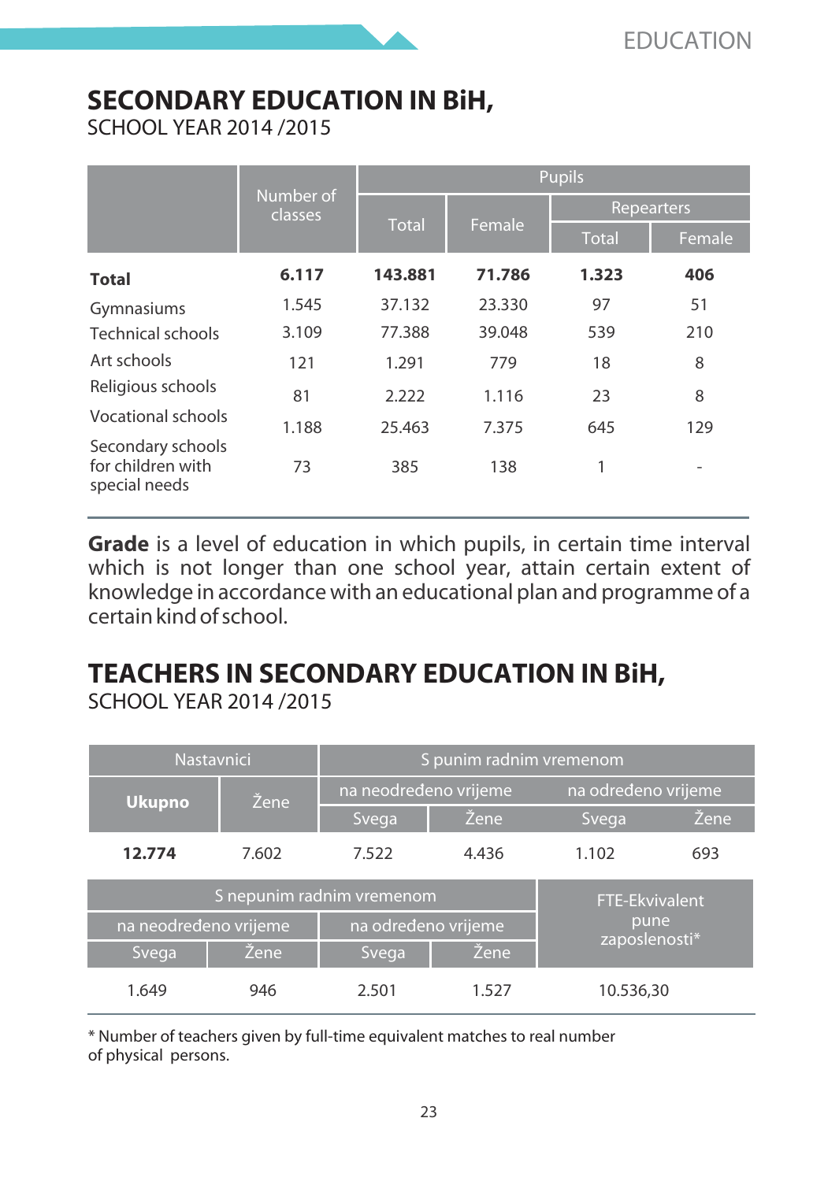# SECONDARY EDUCATION IN BiH,

SCHOOL YEAR 2014 /2015

| | Number of classes | Pupils | | | |
|---|---|---|---|---|---|
| | | Total | Female | Repearters | |
| | | | | Total | Female |
| **Total** | **6.117** | **143.881** | **71.786** | **1.323** | **406** |
| Gymnasiums | 1.545 | 37.132 | 23.330 | 97 | 51 |
| Technical schools | 3.109 | 77.388 | 39.048 | 539 | 210 |
| Art schools | 121 | 1.291 | 779 | 18 | 8 |
| Religious schools | 81 | 2.222 | 1.116 | 23 | 8 |
| Vocational schools | 1.188 | 25.463 | 7.375 | 645 | 129 |
| Secondary schools for children with special needs | 73 | 385 | 138 | 1 | - |

**Grade** is a level of education in which pupils, in certain time interval which is not longer than one school year, attain certain extent of knowledge in accordance with an educational plan and programme of a certain kind of school.

# TEACHERS IN SECONDARY EDUCATION IN BiH,

SCHOOL YEAR 2014 /2015

| Nastavnici | | S punim radnim vremenom | | | |
|---|---|---|---|---|---|
| **Ukupno** | Žene | na neodređeno vrijeme | | na određeno vrijeme | |
| | | Svega | Žene | Svega | Žene |
| **12.774** | 7.602 | 7.522 | 4.436 | 1.102 | 693 |

| S nepunim radnim vremenom | | | | FTE-Ekvivalent pune zaposlenosti* |
|---|---|---|---|---|
| na neodređeno vrijeme | | na određeno vrijeme | | |
| Svega | Žene | Svega | Žene | |
| 1.649 | 946 | 2.501 | 1.527 | 10.536,30 |

* Number of teachers given by full-time equivalent matches to real number of physical persons.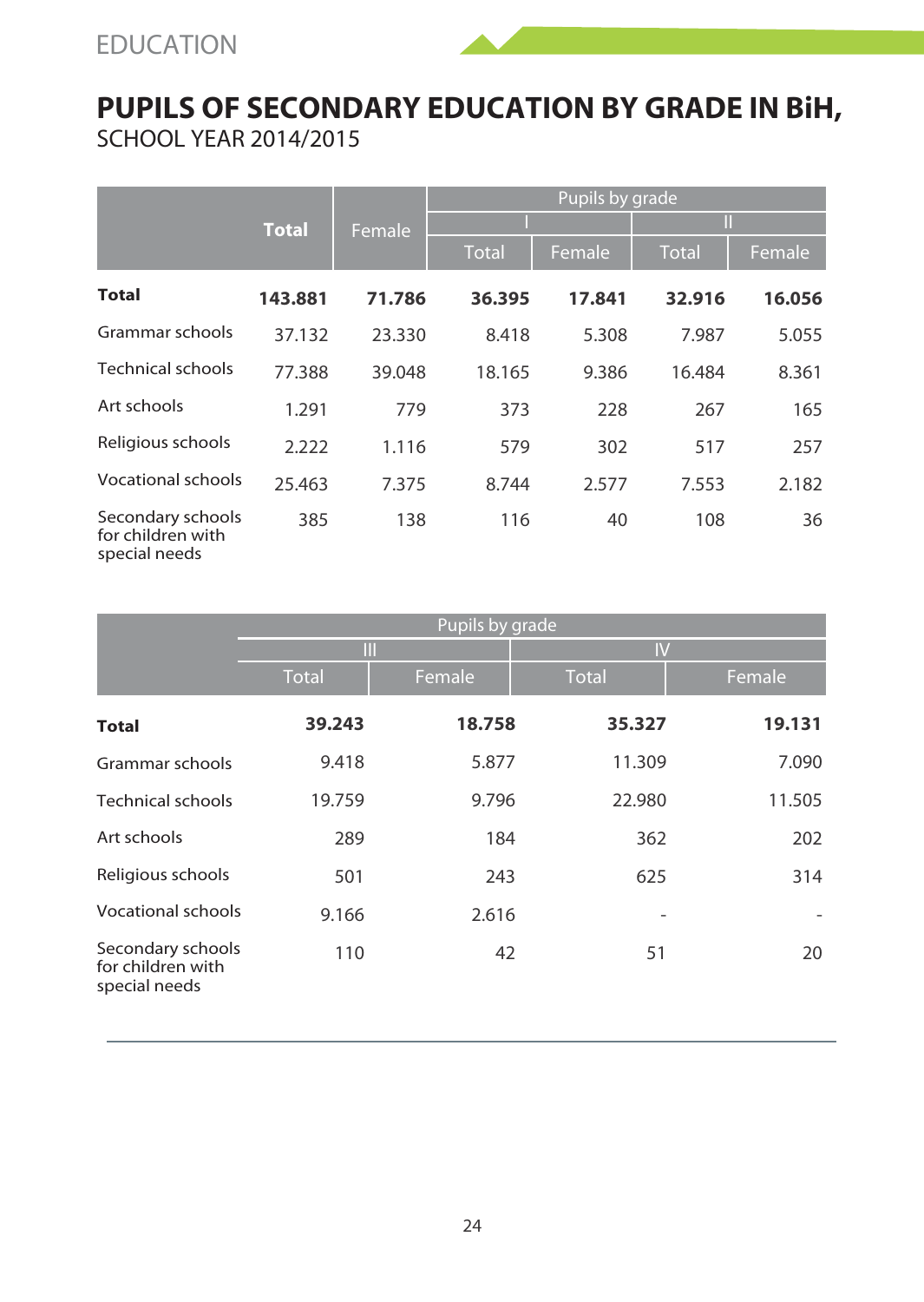# PUPILS OF SECONDARY EDUCATION BY GRADE IN BiH,

SCHOOL YEAR 2014/2015

| | Total | Female | Pupils by grade | | | |
|---|---|---|---|---|---|---|
| | | | I | | II | |
| | | | Total | Female | Total | Female |
| **Total** | **143.881** | **71.786** | **36.395** | **17.841** | **32.916** | **16.056** |
| Grammar schools | 37.132 | 23.330 | 8.418 | 5.308 | 7.987 | 5.055 |
| Technical schools | 77.388 | 39.048 | 18.165 | 9.386 | 16.484 | 8.361 |
| Art schools | 1.291 | 779 | 373 | 228 | 267 | 165 |
| Religious schools | 2.222 | 1.116 | 579 | 302 | 517 | 257 |
| Vocational schools | 25.463 | 7.375 | 8.744 | 2.577 | 7.553 | 2.182 |
| Secondary schools for children with special needs | 385 | 138 | 116 | 40 | 108 | 36 |

| | Pupils by grade | | | |
|---|---|---|---|---|
| | III | | IV | |
| | Total | Female | Total | Female |
| **Total** | **39.243** | **18.758** | **35.327** | **19.131** |
| Grammar schools | 9.418 | 5.877 | 11.309 | 7.090 |
| Technical schools | 19.759 | 9.796 | 22.980 | 11.505 |
| Art schools | 289 | 184 | 362 | 202 |
| Religious schools | 501 | 243 | 625 | 314 |
| Vocational schools | 9.166 | 2.616 | - | - |
| Secondary schools for children with special needs | 110 | 42 | 51 | 20 |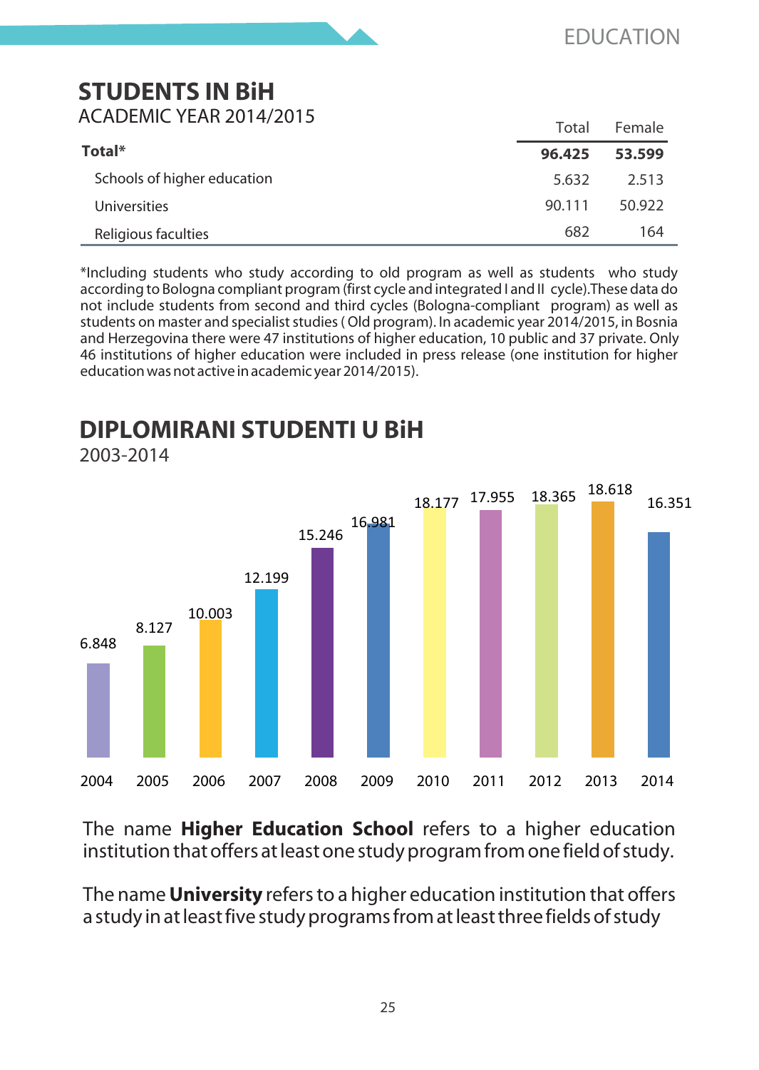## STUDENTS IN BiH

ACADEMIC YEAR 2014/2015

| | Total | Female |
|---|---|---|
| **Total*** | **96.425** | **53.599** |
| Schools of higher education | 5.632 | 2.513 |
| Universities | 90.111 | 50.922 |
| Religious faculties | 682 | 164 |

*Including students who study according to old program as well as students who study according to Bologna compliant program (first cycle and integrated I and II cycle).These data do not include students from second and third cycles (Bologna-compliant program) as well as students on master and specialist studies ( Old program). In academic year 2014/2015, in Bosnia and Herzegovina there were 47 institutions of higher education, 10 public and 37 private. Only 46 institutions of higher education were included in press release (one institution for higher education was not active in academic year 2014/2015).

## DIPLOMIRANI STUDENTI U BiH

2003-2014

| Year | Graduates |
|---|---|
| 2004 | 6.848 |
| 2005 | 8.127 |
| 2006 | 10.003 |
| 2007 | 12.199 |
| 2008 | 15.246 |
| 2009 | 16.981 |
| 2010 | 18.177 |
| 2011 | 17.955 |
| 2012 | 18.365 |
| 2013 | 18.618 |
| 2014 | 16.351 |

The name **Higher Education School** refers to a higher education institution that offers at least one study program from one field of study.

The name **University** refers to a higher education institution that offers a study in at least five study programs from at least three fields of study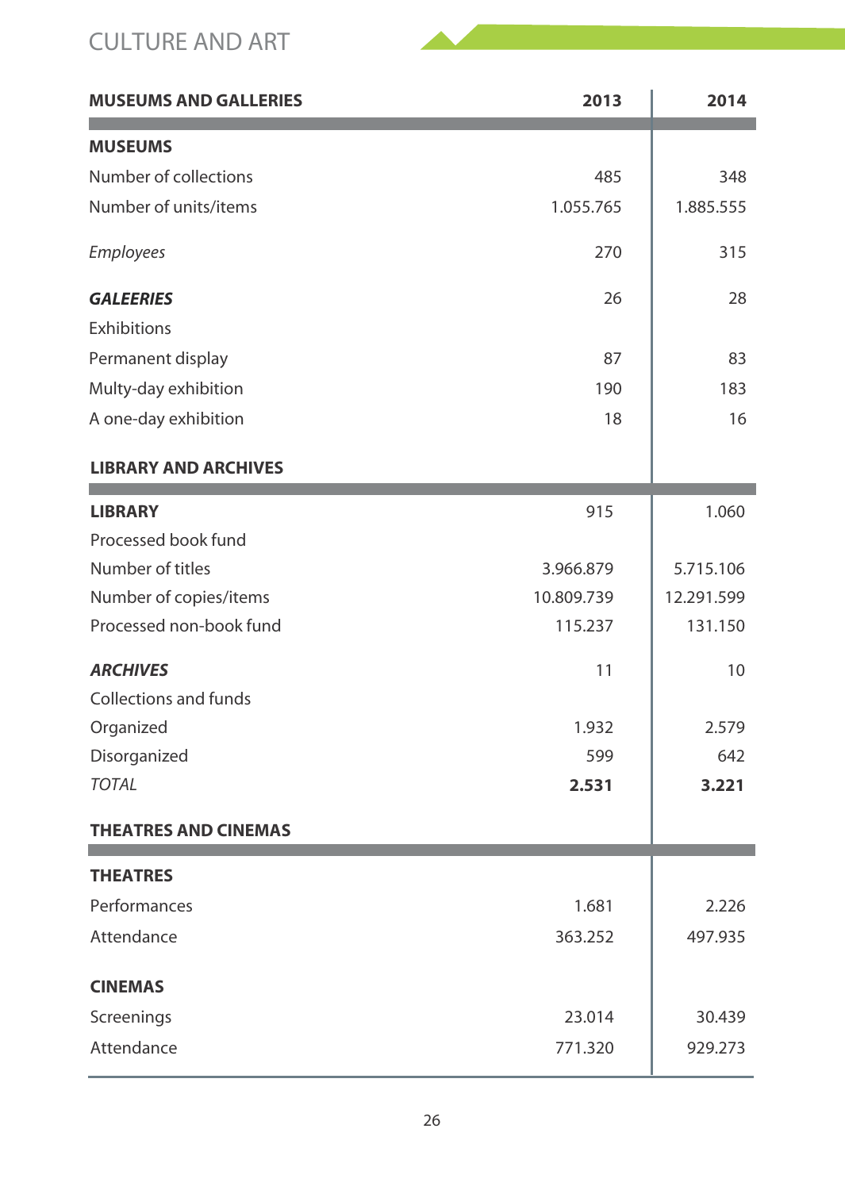# CULTURE AND ART

| MUSEUMS AND GALLERIES | 2013 | 2014 |
|---|---|---|
| **MUSEUMS** | | |
| Number of collections | 485 | 348 |
| Number of units/items | 1.055.765 | 1.885.555 |
| *Employees* | 270 | 315 |
| ***GALEERIES*** | 26 | 28 |
| Exhibitions | | |
| Permanent display | 87 | 83 |
| Multy-day exhibition | 190 | 183 |
| A one-day exhibition | 18 | 16 |

| LIBRARY AND ARCHIVES | | |
|---|---|---|
| **LIBRARY** | 915 | 1.060 |
| Processed book fund | | |
| Number of titles | 3.966.879 | 5.715.106 |
| Number of copies/items | 10.809.739 | 12.291.599 |
| Processed non-book fund | 115.237 | 131.150 |
| ***ARCHIVES*** | 11 | 10 |
| Collections and funds | | |
| Organized | 1.932 | 2.579 |
| Disorganized | 599 | 642 |
| *TOTAL* | **2.531** | **3.221** |

| THEATRES AND CINEMAS | | |
|---|---|---|
| **THEATRES** | | |
| Performances | 1.681 | 2.226 |
| Attendance | 363.252 | 497.935 |
| **CINEMAS** | | |
| Screenings | 23.014 | 30.439 |
| Attendance | 771.320 | 929.273 |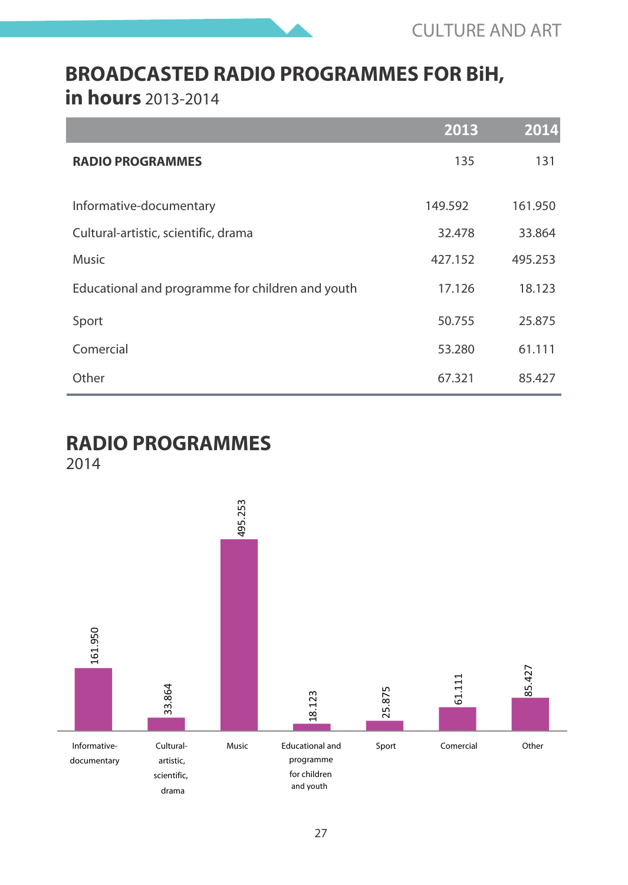# BROADCASTED RADIO PROGRAMMES FOR BiH, in hours 2013-2014

| | 2013 | 2014 |
|---|---|---|
| **RADIO PROGRAMMES** | 135 | 131 |
| Informative-documentary | 149.592 | 161.950 |
| Cultural-artistic, scientific, drama | 32.478 | 33.864 |
| Music | 427.152 | 495.253 |
| Educational and programme for children and youth | 17.126 | 18.123 |
| Sport | 50.755 | 25.875 |
| Comercial | 53.280 | 61.111 |
| Other | 67.321 | 85.427 |

# RADIO PROGRAMMES

2014

| Programme | 2014 |
|---|---|
| Informative-documentary | 161.950 |
| Cultural-artistic, scientific, drama | 33.864 |
| Music | 495.253 |
| Educational and programme for children and youth | 18.123 |
| Sport | 25.875 |
| Comercial | 61.111 |
| Other | 85.427 |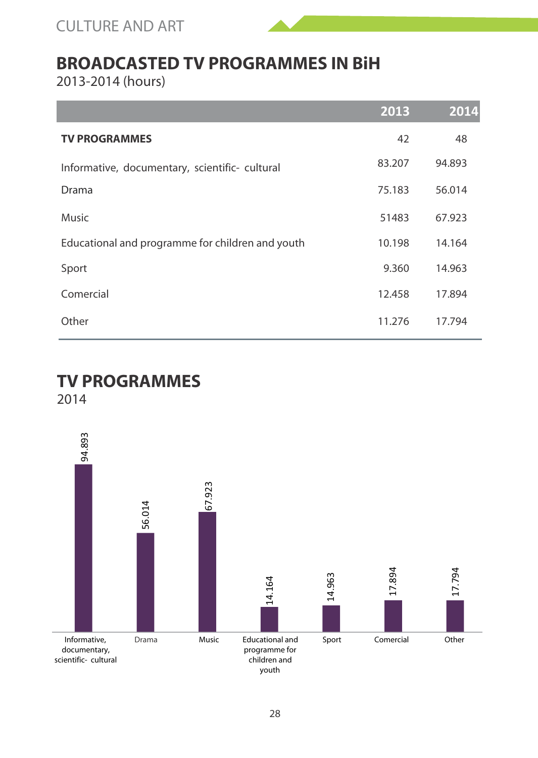## BROADCASTED TV PROGRAMMES IN BiH

2013-2014 (hours)

| | 2013 | 2014 |
|---|---|---|
| **TV PROGRAMMES** | 42 | 48 |
| Informative, documentary, scientific- cultural | 83.207 | 94.893 |
| Drama | 75.183 | 56.014 |
| Music | 51483 | 67.923 |
| Educational and programme for children and youth | 10.198 | 14.164 |
| Sport | 9.360 | 14.963 |
| Comercial | 12.458 | 17.894 |
| Other | 11.276 | 17.794 |

## TV PROGRAMMES

2014

| Programme | 2014 |
|---|---|
| Informative, documentary, scientific- cultural | 94.893 |
| Drama | 56.014 |
| Music | 67.923 |
| Educational and programme for children and youth | 14.164 |
| Sport | 14.963 |
| Comercial | 17.894 |
| Other | 17.794 |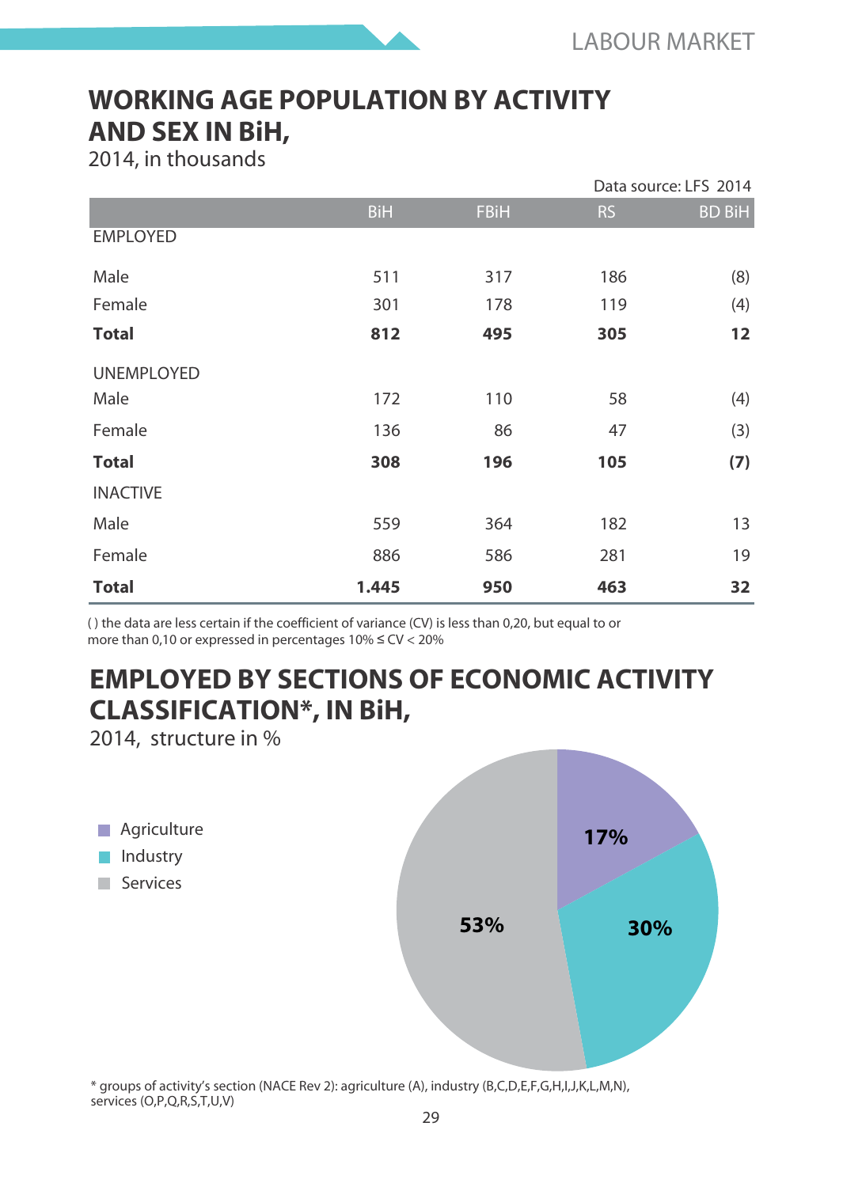## WORKING AGE POPULATION BY ACTIVITY AND SEX IN BiH,

2014, in thousands

Data source: LFS 2014

| | BiH | FBiH | RS | BD BiH |
|---|---|---|---|---|
| EMPLOYED | | | | |
| Male | 511 | 317 | 186 | (8) |
| Female | 301 | 178 | 119 | (4) |
| **Total** | **812** | **495** | **305** | **12** |
| UNEMPLOYED | | | | |
| Male | 172 | 110 | 58 | (4) |
| Female | 136 | 86 | 47 | (3) |
| **Total** | **308** | **196** | **105** | **(7)** |
| INACTIVE | | | | |
| Male | 559 | 364 | 182 | 13 |
| Female | 886 | 586 | 281 | 19 |
| **Total** | **1.445** | **950** | **463** | **32** |

( ) the data are less certain if the coefficient of variance (CV) is less than 0,20, but equal to or more than 0,10 or expressed in percentages 10% ≤ CV < 20%

## EMPLOYED BY SECTIONS OF ECONOMIC ACTIVITY CLASSIFICATION*, IN BiH,

2014, structure in %

| Section | % |
|---|---|
| Agriculture | 17% |
| Industry | 30% |
| Services | 53% |

* groups of activity's section (NACE Rev 2): agriculture (A), industry (B,C,D,E,F,G,H,I,J,K,L,M,N), services (O,P,Q,R,S,T,U,V)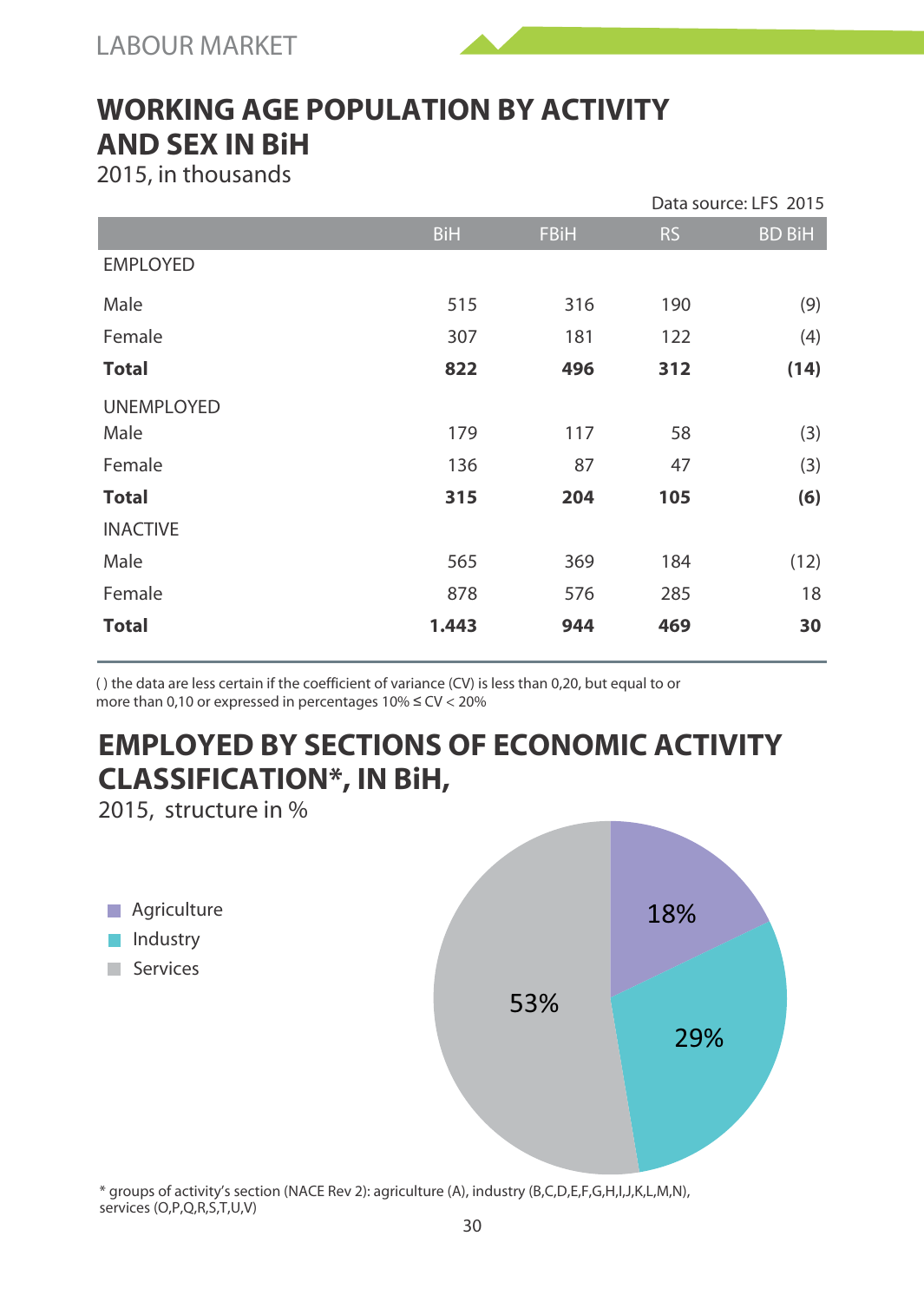# WORKING AGE POPULATION BY ACTIVITY AND SEX IN BiH

2015, in thousands

Data source: LFS 2015

| | BiH | FBiH | RS | BD BiH |
|---|---|---|---|---|
| EMPLOYED | | | | |
| Male | 515 | 316 | 190 | (9) |
| Female | 307 | 181 | 122 | (4) |
| **Total** | **822** | **496** | **312** | **(14)** |
| UNEMPLOYED | | | | |
| Male | 179 | 117 | 58 | (3) |
| Female | 136 | 87 | 47 | (3) |
| **Total** | **315** | **204** | **105** | **(6)** |
| INACTIVE | | | | |
| Male | 565 | 369 | 184 | (12) |
| Female | 878 | 576 | 285 | 18 |
| **Total** | **1.443** | **944** | **469** | **30** |

( ) the data are less certain if the coefficient of variance (CV) is less than 0,20, but equal to or more than 0,10 or expressed in percentages 10% ≤ CV < 20%

# EMPLOYED BY SECTIONS OF ECONOMIC ACTIVITY CLASSIFICATION*, IN BiH,

2015, structure in %

| Section | % |
|---|---|
| Agriculture | 18% |
| Industry | 29% |
| Services | 53% |

* groups of activity's section (NACE Rev 2): agriculture (A), industry (B,C,D,E,F,G,H,I,J,K,L,M,N), services (O,P,Q,R,S,T,U,V)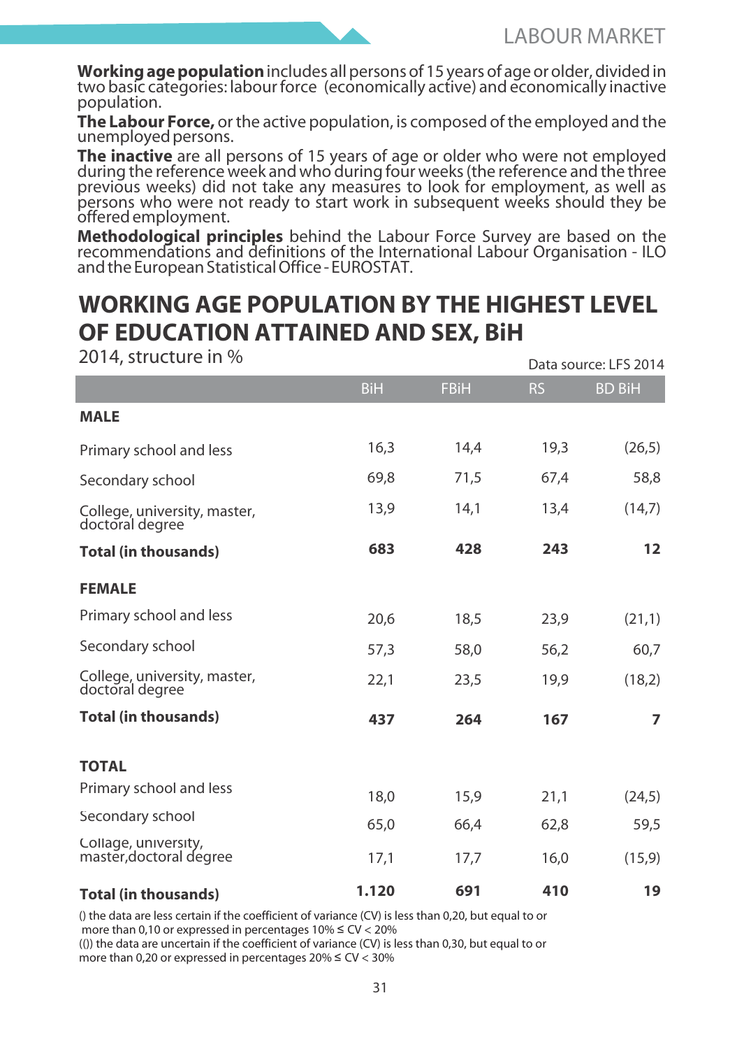**Working age population** includes all persons of 15 years of age or older, divided in two basic categories: labour force (economically active) and economically inactive population.

**The Labour Force,** or the active population, is composed of the employed and the unemployed persons.

**The inactive** are all persons of 15 years of age or older who were not employed during the reference week and who during four weeks (the reference and the three previous weeks) did not take any measures to look for employment, as well as persons who were not ready to start work in subsequent weeks should they be offered employment.

**Methodological principles** behind the Labour Force Survey are based on the recommendations and definitions of the International Labour Organisation - ILO and the European Statistical Office - EUROSTAT.

## WORKING AGE POPULATION BY THE HIGHEST LEVEL OF EDUCATION ATTAINED AND SEX, BiH

2014, structure in %

Data source: LFS 2014

| | BiH | FBiH | RS | BD BiH |
|---|---|---|---|---|
| **MALE** | | | | |
| Primary school and less | 16,3 | 14,4 | 19,3 | (26,5) |
| Secondary school | 69,8 | 71,5 | 67,4 | 58,8 |
| College, university, master, doctoral degree | 13,9 | 14,1 | 13,4 | (14,7) |
| **Total (in thousands)** | **683** | **428** | **243** | **12** |
| **FEMALE** | | | | |
| Primary school and less | 20,6 | 18,5 | 23,9 | (21,1) |
| Secondary school | 57,3 | 58,0 | 56,2 | 60,7 |
| College, university, master, doctoral degree | 22,1 | 23,5 | 19,9 | (18,2) |
| **Total (in thousands)** | **437** | **264** | **167** | **7** |
| **TOTAL** | | | | |
| Primary school and less | 18,0 | 15,9 | 21,1 | (24,5) |
| Secondary school | 65,0 | 66,4 | 62,8 | 59,5 |
| Collage, university, master,doctoral degree | 17,1 | 17,7 | 16,0 | (15,9) |
| **Total (in thousands)** | **1.120** | **691** | **410** | **19** |

() the data are less certain if the coefficient of variance (CV) is less than 0,20, but equal to or more than 0,10 or expressed in percentages 10% ≤ CV < 20%
(()) the data are uncertain if the coefficient of variance (CV) is less than 0,30, but equal to or more than 0,20 or expressed in percentages 20% ≤ CV < 30%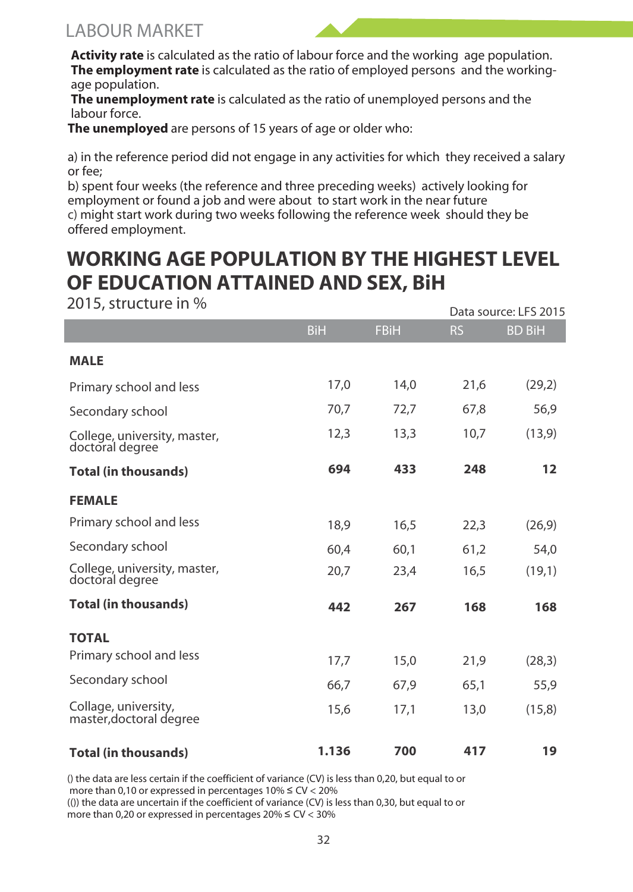# LABOUR MARKET

**Activity rate** is calculated as the ratio of labour force and the working age population.
**The employment rate** is calculated as the ratio of employed persons and the working-age population.
**The unemployment rate** is calculated as the ratio of unemployed persons and the labour force.
**The unemployed** are persons of 15 years of age or older who:

a) in the reference period did not engage in any activities for which they received a salary or fee;
b) spent four weeks (the reference and three preceding weeks) actively looking for employment or found a job and were about to start work in the near future
c) might start work during two weeks following the reference week should they be offered employment.

## WORKING AGE POPULATION BY THE HIGHEST LEVEL OF EDUCATION ATTAINED AND SEX, BiH

2015, structure in %

Data source: LFS 2015

| | BiH | FBiH | RS | BD BiH |
|---|---|---|---|---|
| **MALE** | | | | |
| Primary school and less | 17,0 | 14,0 | 21,6 | (29,2) |
| Secondary school | 70,7 | 72,7 | 67,8 | 56,9 |
| College, university, master, doctoral degree | 12,3 | 13,3 | 10,7 | (13,9) |
| **Total (in thousands)** | **694** | **433** | **248** | **12** |
| **FEMALE** | | | | |
| Primary school and less | 18,9 | 16,5 | 22,3 | (26,9) |
| Secondary school | 60,4 | 60,1 | 61,2 | 54,0 |
| College, university, master, doctoral degree | 20,7 | 23,4 | 16,5 | (19,1) |
| **Total (in thousands)** | **442** | **267** | **168** | **168** |
| **TOTAL** | | | | |
| Primary school and less | 17,7 | 15,0 | 21,9 | (28,3) |
| Secondary school | 66,7 | 67,9 | 65,1 | 55,9 |
| Collage, university, master,doctoral degree | 15,6 | 17,1 | 13,0 | (15,8) |
| **Total (in thousands)** | **1.136** | **700** | **417** | **19** |

() the data are less certain if the coefficient of variance (CV) is less than 0,20, but equal to or more than 0,10 or expressed in percentages 10% ≤ CV < 20%
(()) the data are uncertain if the coefficient of variance (CV) is less than 0,30, but equal to or more than 0,20 or expressed in percentages 20% ≤ CV < 30%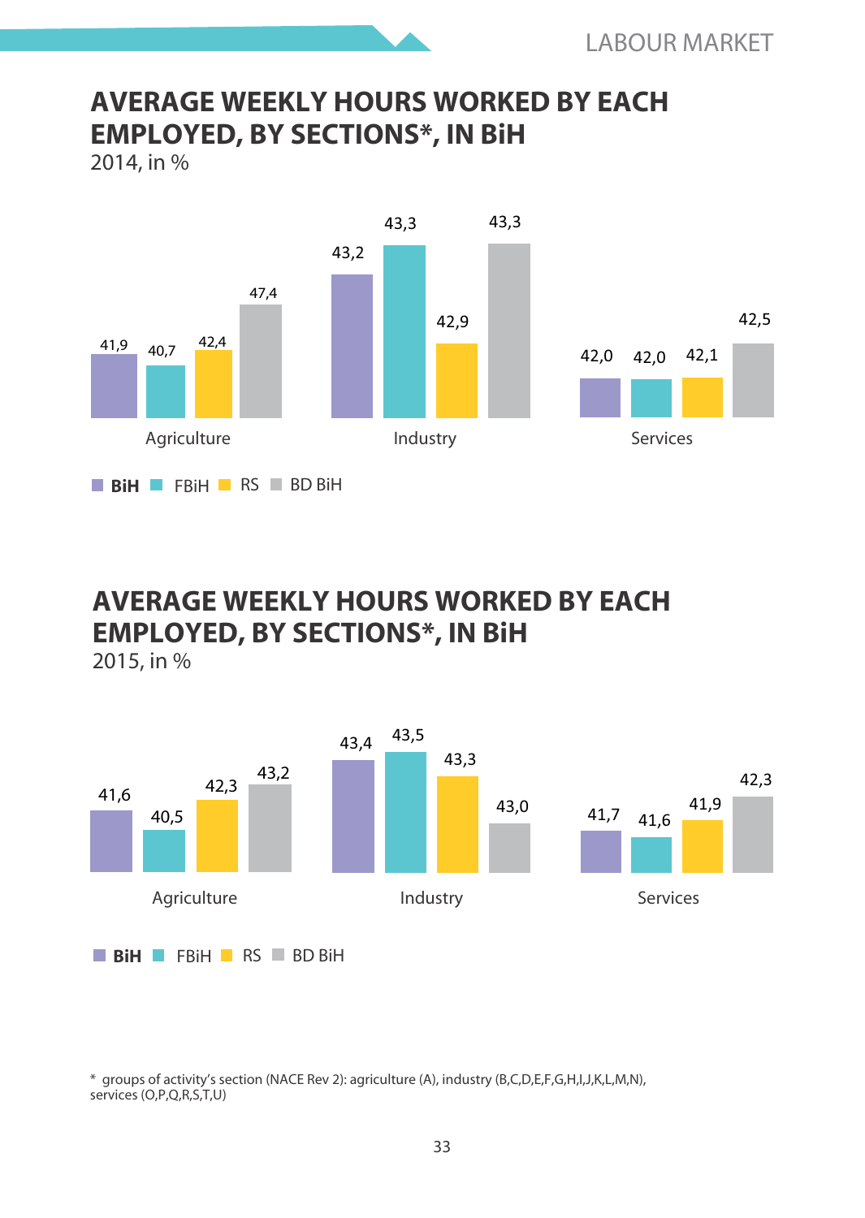## AVERAGE WEEKLY HOURS WORKED BY EACH EMPLOYED, BY SECTIONS*, IN BiH

2014, in %

| | BiH | FBiH | RS | BD BiH |
|---|---|---|---|---|
| Agriculture | 41,9 | 40,7 | 42,4 | 47,4 |
| Industry | 43,2 | 43,3 | 42,9 | 43,3 |
| Services | 42,0 | 42,0 | 42,1 | 42,5 |

## AVERAGE WEEKLY HOURS WORKED BY EACH EMPLOYED, BY SECTIONS*, IN BiH

2015, in %

| | BiH | FBiH | RS | BD BiH |
|---|---|---|---|---|
| Agriculture | 41,6 | 40,5 | 42,3 | 43,2 |
| Industry | 43,4 | 43,5 | 43,3 | 43,0 |
| Services | 41,7 | 41,6 | 41,9 | 42,3 |

* groups of activity's section (NACE Rev 2): agriculture (A), industry (B,C,D,E,F,G,H,I,J,K,L,M,N), services (O,P,Q,R,S,T,U)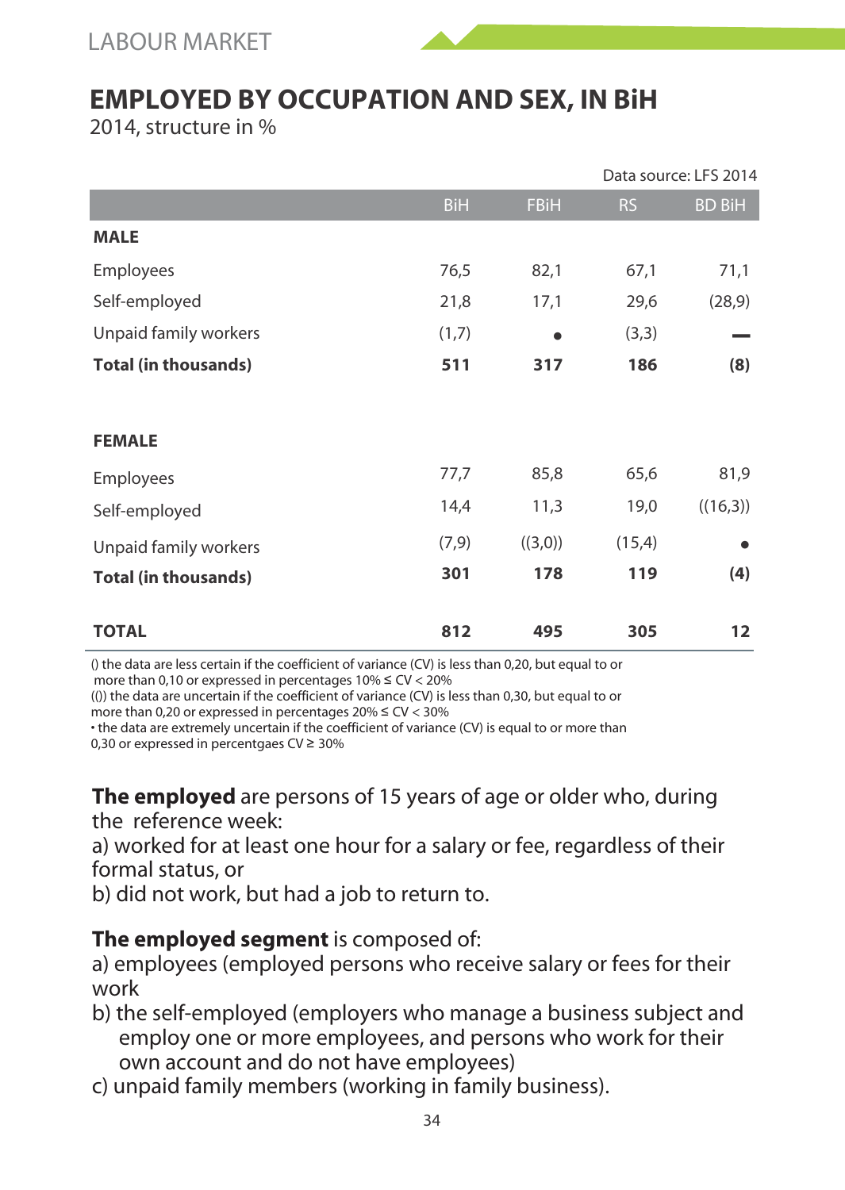# EMPLOYED BY OCCUPATION AND SEX, IN BiH

2014, structure in %

Data source: LFS 2014

| | BiH | FBiH | RS | BD BiH |
|---|---|---|---|---|
| **MALE** | | | | |
| Employees | 76,5 | 82,1 | 67,1 | 71,1 |
| Self-employed | 21,8 | 17,1 | 29,6 | (28,9) |
| Unpaid family workers | (1,7) | • | (3,3) | — |
| **Total (in thousands)** | **511** | **317** | **186** | **(8)** |
| **FEMALE** | | | | |
| Employees | 77,7 | 85,8 | 65,6 | 81,9 |
| Self-employed | 14,4 | 11,3 | 19,0 | ((16,3)) |
| Unpaid family workers | (7,9) | ((3,0)) | (15,4) | • |
| **Total (in thousands)** | **301** | **178** | **119** | **(4)** |
| **TOTAL** | **812** | **495** | **305** | **12** |

() the data are less certain if the coefficient of variance (CV) is less than 0,20, but equal to or more than 0,10 or expressed in percentages 10% ≤ CV < 20%

(()) the data are uncertain if the coefficient of variance (CV) is less than 0,30, but equal to or more than 0,20 or expressed in percentages 20% ≤ CV < 30%

• the data are extremely uncertain if the coefficient of variance (CV) is equal to or more than 0,30 or expressed in percentgaes CV ≥ 30%

**The employed** are persons of 15 years of age or older who, during the reference week:

a) worked for at least one hour for a salary or fee, regardless of their formal status, or

b) did not work, but had a job to return to.

**The employed segment** is composed of:

a) employees (employed persons who receive salary or fees for their work

b) the self-employed (employers who manage a business subject and employ one or more employees, and persons who work for their own account and do not have employees)

c) unpaid family members (working in family business).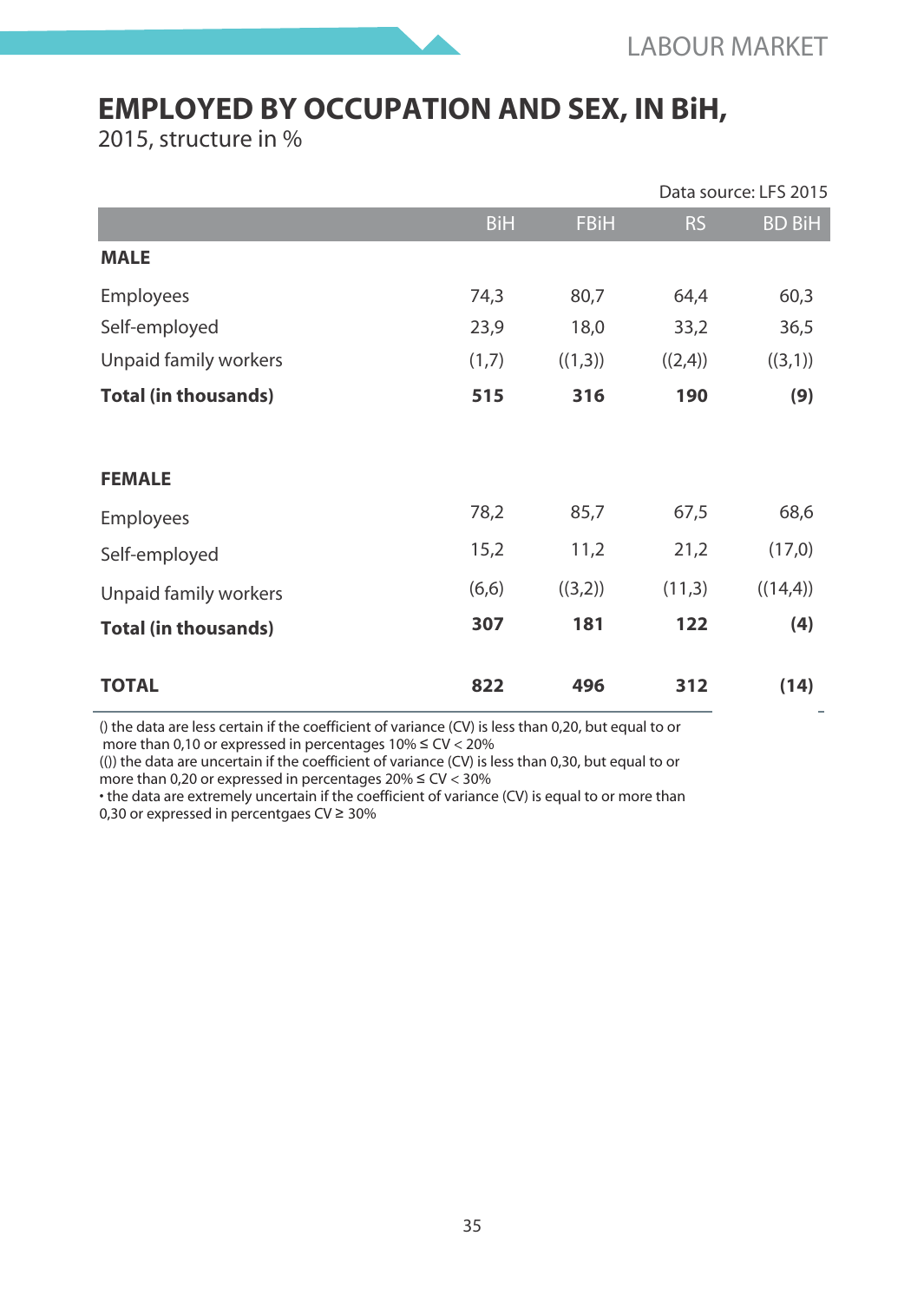# EMPLOYED BY OCCUPATION AND SEX, IN BiH,

2015, structure in %

Data source: LFS 2015

| | BiH | FBiH | RS | BD BiH |
|---|---|---|---|---|
| **MALE** | | | | |
| Employees | 74,3 | 80,7 | 64,4 | 60,3 |
| Self-employed | 23,9 | 18,0 | 33,2 | 36,5 |
| Unpaid family workers | (1,7) | ((1,3)) | ((2,4)) | ((3,1)) |
| **Total (in thousands)** | **515** | **316** | **190** | **(9)** |
| **FEMALE** | | | | |
| Employees | 78,2 | 85,7 | 67,5 | 68,6 |
| Self-employed | 15,2 | 11,2 | 21,2 | (17,0) |
| Unpaid family workers | (6,6) | ((3,2)) | (11,3) | ((14,4)) |
| **Total (in thousands)** | **307** | **181** | **122** | **(4)** |
| **TOTAL** | **822** | **496** | **312** | **(14)** |

() the data are less certain if the coefficient of variance (CV) is less than 0,20, but equal to or more than 0,10 or expressed in percentages 10% ≤ CV < 20%
(()) the data are uncertain if the coefficient of variance (CV) is less than 0,30, but equal to or more than 0,20 or expressed in percentages 20% ≤ CV < 30%
• the data are extremely uncertain if the coefficient of variance (CV) is equal to or more than 0,30 or expressed in percentgaes CV ≥ 30%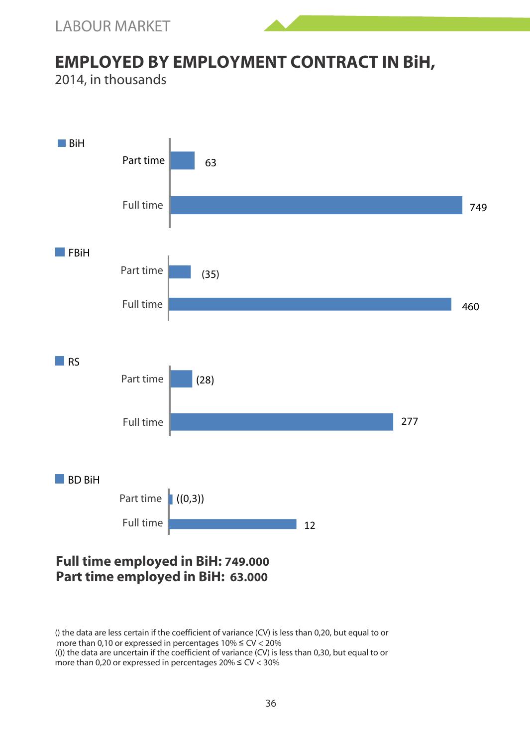# EMPLOYED BY EMPLOYMENT CONTRACT IN BiH,

2014, in thousands

| | Part time | Full time |
|---|---|---|
| BiH | 63 | 749 |
| FBiH | (35) | 460 |
| RS | (28) | 277 |
| BD BiH | ((0,3)) | 12 |

**Full time employed in BiH: 749.000**
**Part time employed in BiH: 63.000**

() the data are less certain if the coefficient of variance (CV) is less than 0,20, but equal to or more than 0,10 or expressed in percentages 10% ≤ CV < 20%
(()) the data are uncertain if the coefficient of variance (CV) is less than 0,30, but equal to or more than 0,20 or expressed in percentages 20% ≤ CV < 30%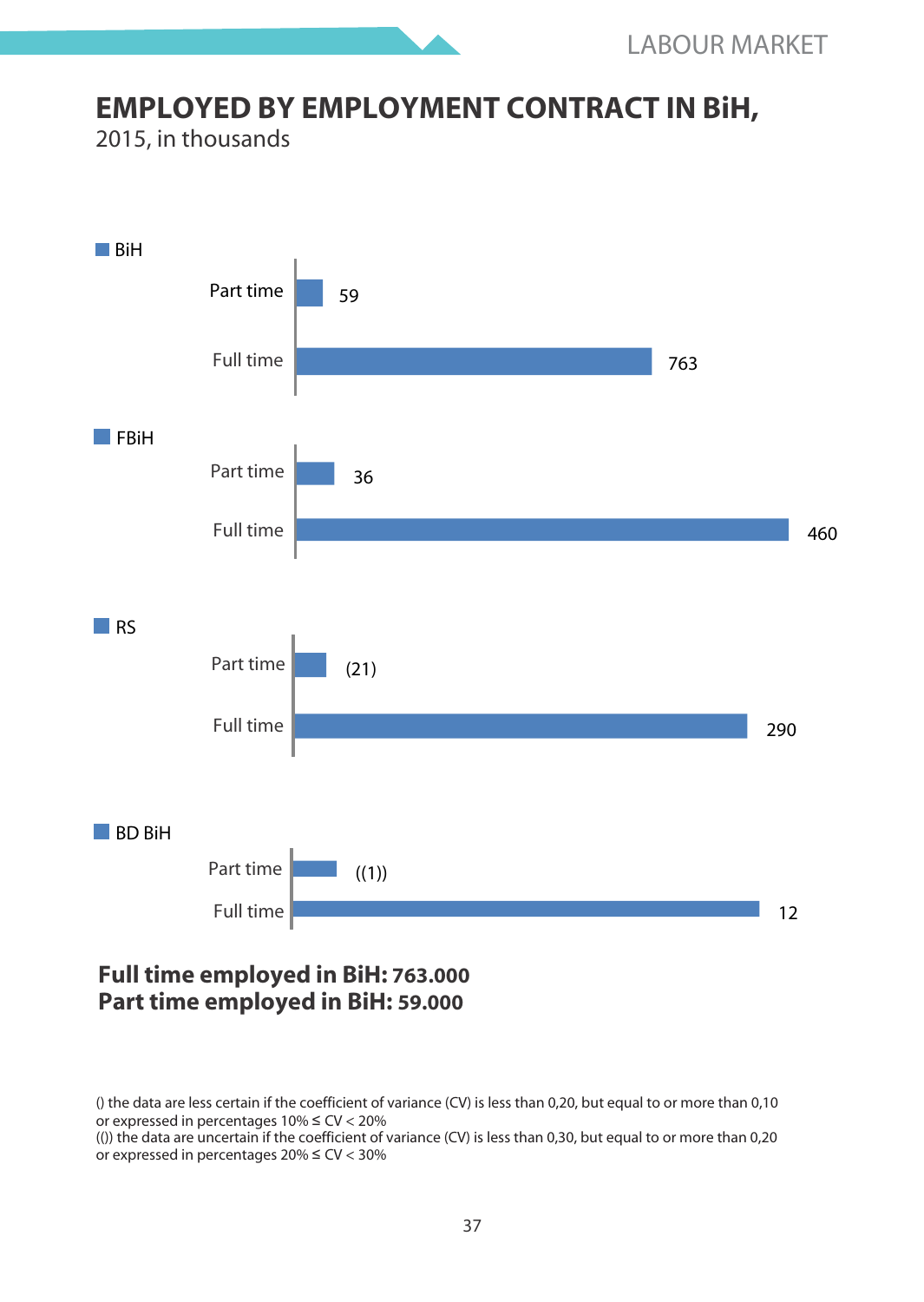# EMPLOYED BY EMPLOYMENT CONTRACT IN BiH,

2015, in thousands

| | Part time | Full time |
|---|---|---|
| BiH | 59 | 763 |
| FBiH | 36 | 460 |
| RS | (21) | 290 |
| BD BiH | ((1)) | 12 |

**Full time employed in BiH: 763.000**
**Part time employed in BiH: 59.000**

() the data are less certain if the coefficient of variance (CV) is less than 0,20, but equal to or more than 0,10 or expressed in percentages 10% ≤ CV < 20%
(()) the data are uncertain if the coefficient of variance (CV) is less than 0,30, but equal to or more than 0,20 or expressed in percentages 20% ≤ CV < 30%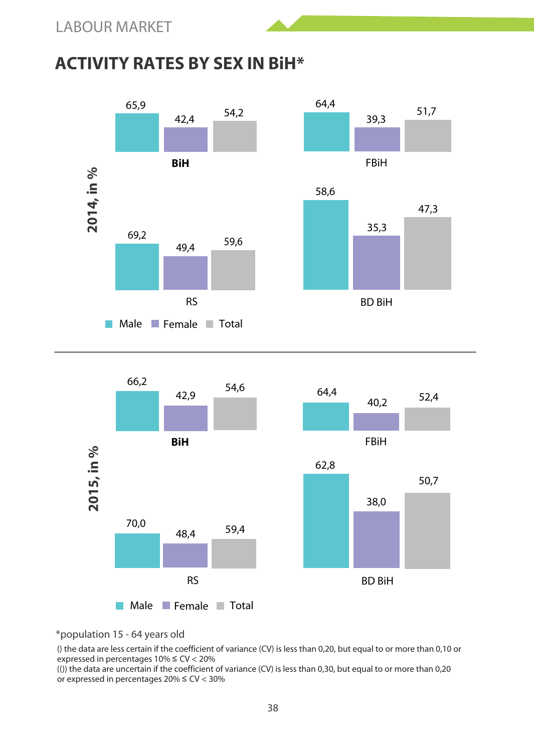## ACTIVITY RATES BY SEX IN BiH*

**2014, in %**

| | Male | Female | Total |
|---|---|---|---|
| **BiH** | 65,9 | 42,4 | 54,2 |
| FBiH | 64,4 | 39,3 | 51,7 |
| RS | 69,2 | 49,4 | 59,6 |
| BD BiH | 58,6 | 35,3 | 47,3 |

**2015, in %**

| | Male | Female | Total |
|---|---|---|---|
| **BiH** | 66,2 | 42,9 | 54,6 |
| FBiH | 64,4 | 40,2 | 52,4 |
| RS | 70,0 | 48,4 | 59,4 |
| BD BiH | 62,8 | 38,0 | 50,7 |

*population 15 - 64 years old

() the data are less certain if the coefficient of variance (CV) is less than 0,20, but equal to or more than 0,10 or expressed in percentages 10% ≤ CV < 20%

(()) the data are uncertain if the coefficient of variance (CV) is less than 0,30, but equal to or more than 0,20 or expressed in percentages 20% ≤ CV < 30%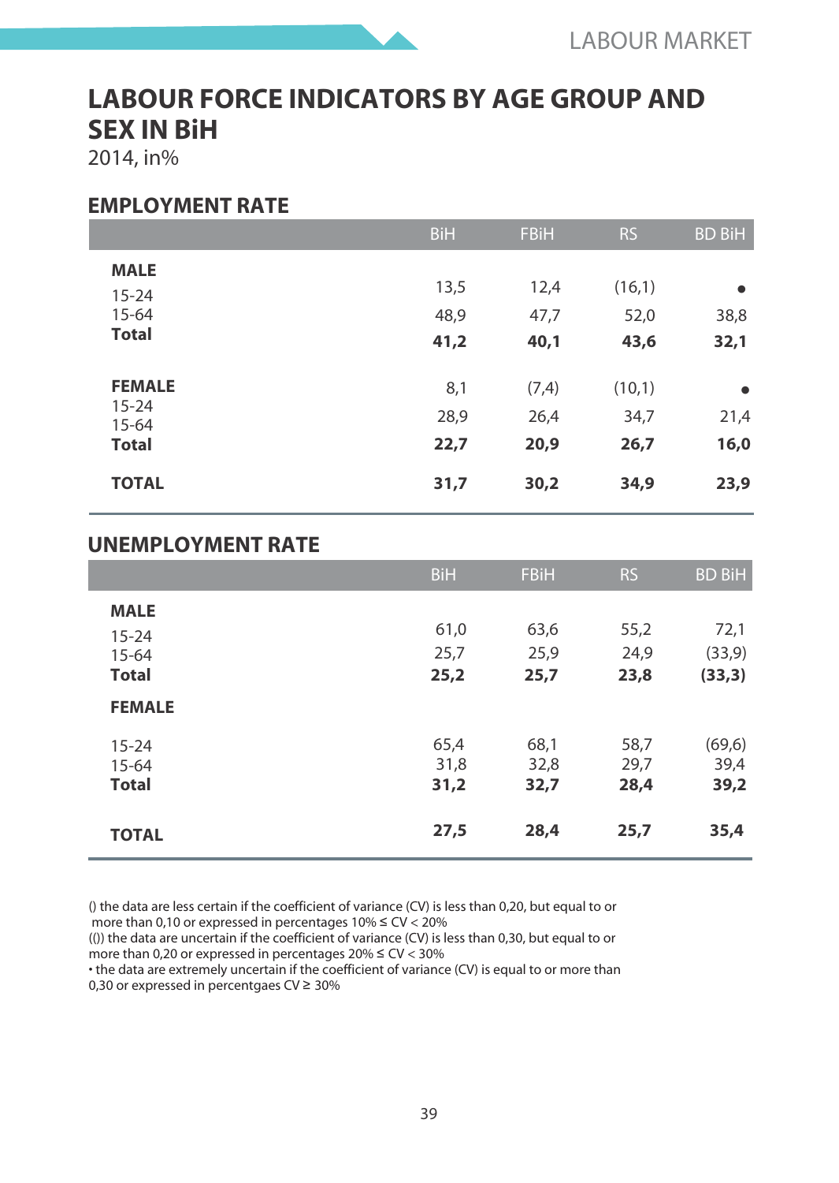# LABOUR FORCE INDICATORS BY AGE GROUP AND SEX IN BiH

2014, in%

## EMPLOYMENT RATE

| | BiH | FBiH | RS | BD BiH |
|---|---|---|---|---|
| **MALE** | | | | |
| 15-24 | 13,5 | 12,4 | (16,1) | • |
| 15-64 | 48,9 | 47,7 | 52,0 | 38,8 |
| **Total** | **41,2** | **40,1** | **43,6** | **32,1** |
| **FEMALE** | | | | |
| 15-24 | 8,1 | (7,4) | (10,1) | • |
| 15-64 | 28,9 | 26,4 | 34,7 | 21,4 |
| **Total** | **22,7** | **20,9** | **26,7** | **16,0** |
| **TOTAL** | **31,7** | **30,2** | **34,9** | **23,9** |

## UNEMPLOYMENT RATE

| | BiH | FBiH | RS | BD BiH |
|---|---|---|---|---|
| **MALE** | | | | |
| 15-24 | 61,0 | 63,6 | 55,2 | 72,1 |
| 15-64 | 25,7 | 25,9 | 24,9 | (33,9) |
| **Total** | **25,2** | **25,7** | **23,8** | **(33,3)** |
| **FEMALE** | | | | |
| 15-24 | 65,4 | 68,1 | 58,7 | (69,6) |
| 15-64 | 31,8 | 32,8 | 29,7 | 39,4 |
| **Total** | **31,2** | **32,7** | **28,4** | **39,2** |
| **TOTAL** | **27,5** | **28,4** | **25,7** | **35,4** |

() the data are less certain if the coefficient of variance (CV) is less than 0,20, but equal to or more than 0,10 or expressed in percentages 10% ≤ CV < 20%
(()) the data are uncertain if the coefficient of variance (CV) is less than 0,30, but equal to or more than 0,20 or expressed in percentages 20% ≤ CV < 30%
• the data are extremely uncertain if the coefficient of variance (CV) is equal to or more than 0,30 or expressed in percentgaes CV ≥ 30%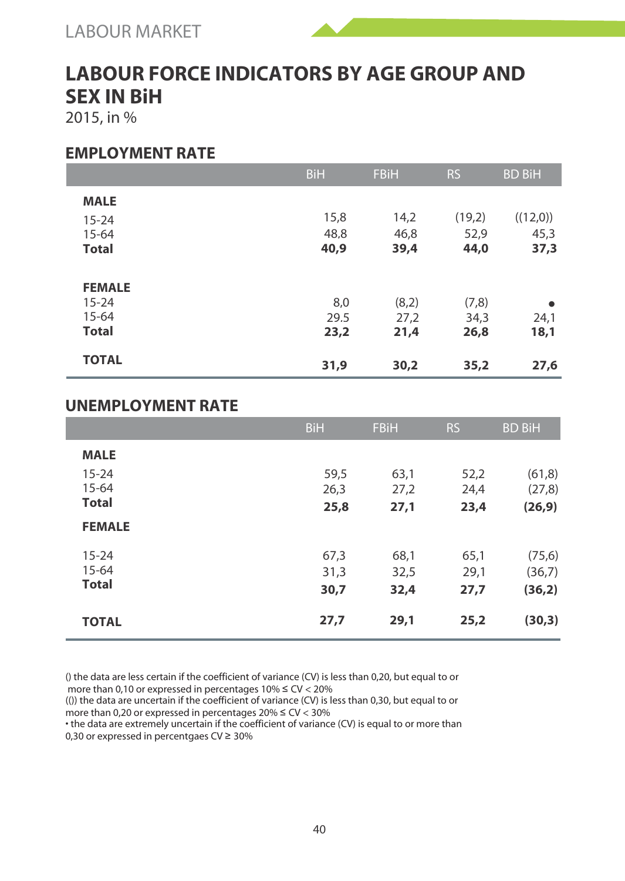# LABOUR FORCE INDICATORS BY AGE GROUP AND SEX IN BiH

2015, in %

## EMPLOYMENT RATE

| | BiH | FBiH | RS | BD BiH |
|---|---|---|---|---|
| **MALE** | | | | |
| 15-24 | 15,8 | 14,2 | (19,2) | ((12,0)) |
| 15-64 | 48,8 | 46,8 | 52,9 | 45,3 |
| **Total** | **40,9** | **39,4** | **44,0** | **37,3** |
| **FEMALE** | | | | |
| 15-24 | 8,0 | (8,2) | (7,8) | • |
| 15-64 | 29.5 | 27,2 | 34,3 | 24,1 |
| **Total** | **23,2** | **21,4** | **26,8** | **18,1** |
| **TOTAL** | **31,9** | **30,2** | **35,2** | **27,6** |

## UNEMPLOYMENT RATE

| | BiH | FBiH | RS | BD BiH |
|---|---|---|---|---|
| **MALE** | | | | |
| 15-24 | 59,5 | 63,1 | 52,2 | (61,8) |
| 15-64 | 26,3 | 27,2 | 24,4 | (27,8) |
| **Total** | **25,8** | **27,1** | **23,4** | **(26,9)** |
| **FEMALE** | | | | |
| 15-24 | 67,3 | 68,1 | 65,1 | (75,6) |
| 15-64 | 31,3 | 32,5 | 29,1 | (36,7) |
| **Total** | **30,7** | **32,4** | **27,7** | **(36,2)** |
| **TOTAL** | **27,7** | **29,1** | **25,2** | **(30,3)** |

() the data are less certain if the coefficient of variance (CV) is less than 0,20, but equal to or more than 0,10 or expressed in percentages 10% ≤ CV < 20%
(()) the data are uncertain if the coefficient of variance (CV) is less than 0,30, but equal to or more than 0,20 or expressed in percentages 20% ≤ CV < 30%
• the data are extremely uncertain if the coefficient of variance (CV) is equal to or more than 0,30 or expressed in percentgaes CV ≥ 30%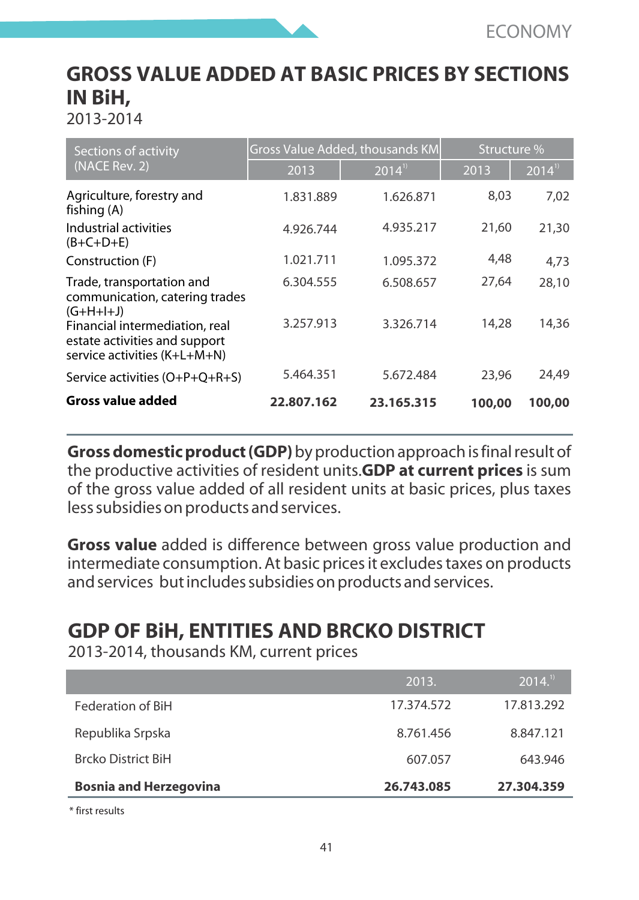## GROSS VALUE ADDED AT BASIC PRICES BY SECTIONS IN BiH,

2013-2014

| Sections of activity (NACE Rev. 2) | Gross Value Added, thousands KM | | Structure % | |
|---|---|---|---|---|
| | 2013 | 2014[1)] | 2013 | 2014[1)] |
| Agriculture, forestry and fishing (A) | 1.831.889 | 1.626.871 | 8,03 | 7,02 |
| Industrial activities (B+C+D+E) | 4.926.744 | 4.935.217 | 21,60 | 21,30 |
| Construction (F) | 1.021.711 | 1.095.372 | 4,48 | 4,73 |
| Trade, transportation and communication, catering trades (G+H+I+J) | 6.304.555 | 6.508.657 | 27,64 | 28,10 |
| Financial intermediation, real estate activities and support service activities (K+L+M+N) | 3.257.913 | 3.326.714 | 14,28 | 14,36 |
| Service activities (O+P+Q+R+S) | 5.464.351 | 5.672.484 | 23,96 | 24,49 |
| **Gross value added** | **22.807.162** | **23.165.315** | **100,00** | **100,00** |

**Gross domestic product (GDP)** by production approach is final result of the productive activities of resident units.**GDP at current prices** is sum of the gross value added of all resident units at basic prices, plus taxes less subsidies on products and services.

**Gross value** added is difference between gross value production and intermediate consumption. At basic prices it excludes taxes on products and services but includes subsidies on products and services.

## GDP OF BiH, ENTITIES AND BRCKO DISTRICT

2013-2014, thousands KM, current prices

| | 2013. | 2014.[1)] |
|---|---|---|
| Federation of BiH | 17.374.572 | 17.813.292 |
| Republika Srpska | 8.761.456 | 8.847.121 |
| Brcko District BiH | 607.057 | 643.946 |
| **Bosnia and Herzegovina** | **26.743.085** | **27.304.359** |

* first results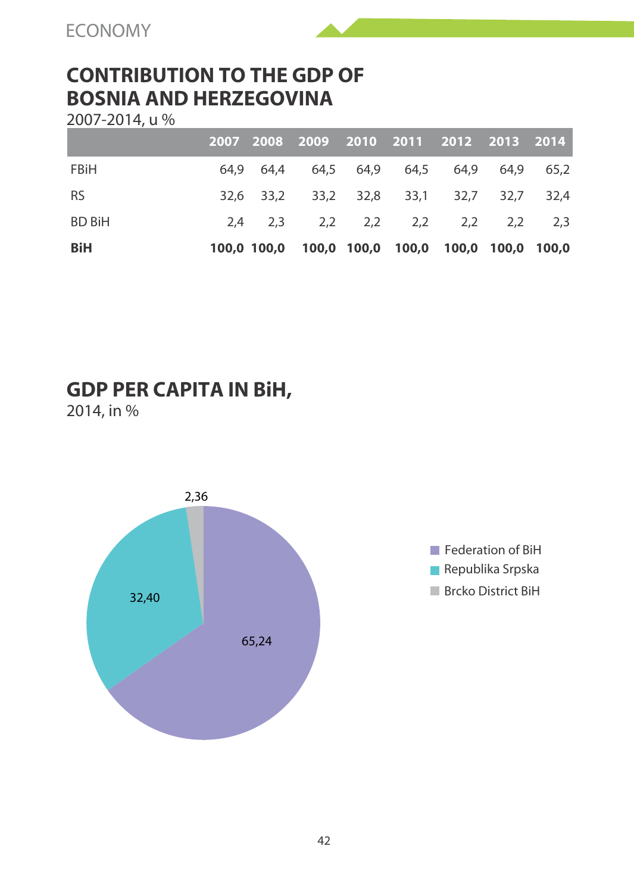## CONTRIBUTION TO THE GDP OF BOSNIA AND HERZEGOVINA

2007-2014, u %

| | 2007 | 2008 | 2009 | 2010 | 2011 | 2012 | 2013 | 2014 |
|---|---|---|---|---|---|---|---|---|
| FBiH | 64,9 | 64,4 | 64,5 | 64,9 | 64,5 | 64,9 | 64,9 | 65,2 |
| RS | 32,6 | 33,2 | 33,2 | 32,8 | 33,1 | 32,7 | 32,7 | 32,4 |
| BD BiH | 2,4 | 2,3 | 2,2 | 2,2 | 2,2 | 2,2 | 2,2 | 2,3 |
| **BiH** | **100,0** | **100,0** | **100,0** | **100,0** | **100,0** | **100,0** | **100,0** | **100,0** |

## GDP PER CAPITA IN BiH,

2014, in %

| | % |
|---|---|
| Federation of BiH | 65,24 |
| Republika Srpska | 32,40 |
| Brcko District BiH | 2,36 |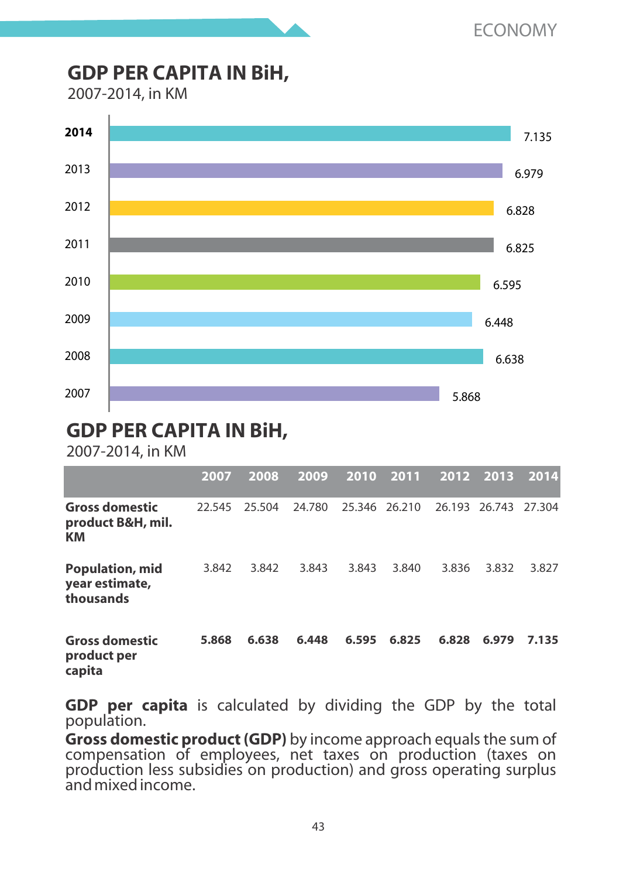## GDP PER CAPITA IN BiH,

2007-2014, in KM

| Year | GDP per capita |
|---|---|
| **2014** | 7.135 |
| 2013 | 6.979 |
| 2012 | 6.828 |
| 2011 | 6.825 |
| 2010 | 6.595 |
| 2009 | 6.448 |
| 2008 | 6.638 |
| 2007 | 5.868 |

## GDP PER CAPITA IN BiH,

2007-2014, in KM

| | 2007 | 2008 | 2009 | 2010 | 2011 | 2012 | 2013 | 2014 |
|---|---|---|---|---|---|---|---|---|
| **Gross domestic product B&H, mil. KM** | 22.545 | 25.504 | 24.780 | 25.346 | 26.210 | 26.193 | 26.743 | 27.304 |
| **Population, mid year estimate, thousands** | 3.842 | 3.842 | 3.843 | 3.843 | 3.840 | 3.836 | 3.832 | 3.827 |
| **Gross domestic product per capita** | **5.868** | **6.638** | **6.448** | **6.595** | **6.825** | **6.828** | **6.979** | **7.135** |

**GDP per capita** is calculated by dividing the GDP by the total population.

**Gross domestic product (GDP)** by income approach equals the sum of compensation of employees, net taxes on production (taxes on production less subsidies on production) and gross operating surplus and mixed income.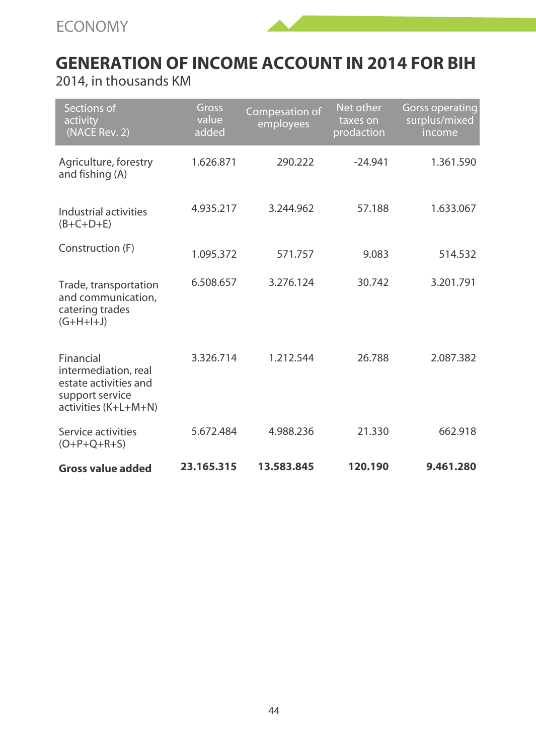ECONOMY

# GENERATION OF INCOME ACCOUNT IN 2014 FOR BIH

2014, in thousands KM

| Sections of activity (NACE Rev. 2) | Gross value added | Compesation of employees | Net other taxes on prodaction | Gorss operating surplus/mixed income |
|---|---|---|---|---|
| Agriculture, forestry and fishing (A) | 1.626.871 | 290.222 | -24.941 | 1.361.590 |
| Industrial activities (B+C+D+E) | 4.935.217 | 3.244.962 | 57.188 | 1.633.067 |
| Construction (F) | 1.095.372 | 571.757 | 9.083 | 514.532 |
| Trade, transportation and communication, catering trades (G+H+I+J) | 6.508.657 | 3.276.124 | 30.742 | 3.201.791 |
| Financial intermediation, real estate activities and support service activities (K+L+M+N) | 3.326.714 | 1.212.544 | 26.788 | 2.087.382 |
| Service activities (O+P+Q+R+S) | 5.672.484 | 4.988.236 | 21.330 | 662.918 |
| **Gross value added** | **23.165.315** | **13.583.845** | **120.190** | **9.461.280** |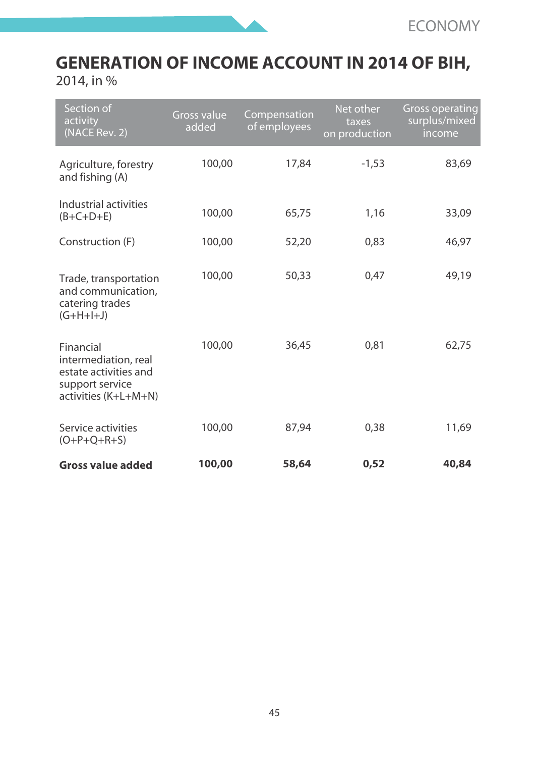# GENERATION OF INCOME ACCOUNT IN 2014 OF BIH,

2014, in %

| Section of activity (NACE Rev. 2) | Gross value added | Compensation of employees | Net other taxes on production | Gross operating surplus/mixed income |
|---|---|---|---|---|
| Agriculture, forestry and fishing (A) | 100,00 | 17,84 | -1,53 | 83,69 |
| Industrial activities (B+C+D+E) | 100,00 | 65,75 | 1,16 | 33,09 |
| Construction (F) | 100,00 | 52,20 | 0,83 | 46,97 |
| Trade, transportation and communication, catering trades (G+H+I+J) | 100,00 | 50,33 | 0,47 | 49,19 |
| Financial intermediation, real estate activities and support service activities (K+L+M+N) | 100,00 | 36,45 | 0,81 | 62,75 |
| Service activities (O+P+Q+R+S) | 100,00 | 87,94 | 0,38 | 11,69 |
| **Gross value added** | **100,00** | **58,64** | **0,52** | **40,84** |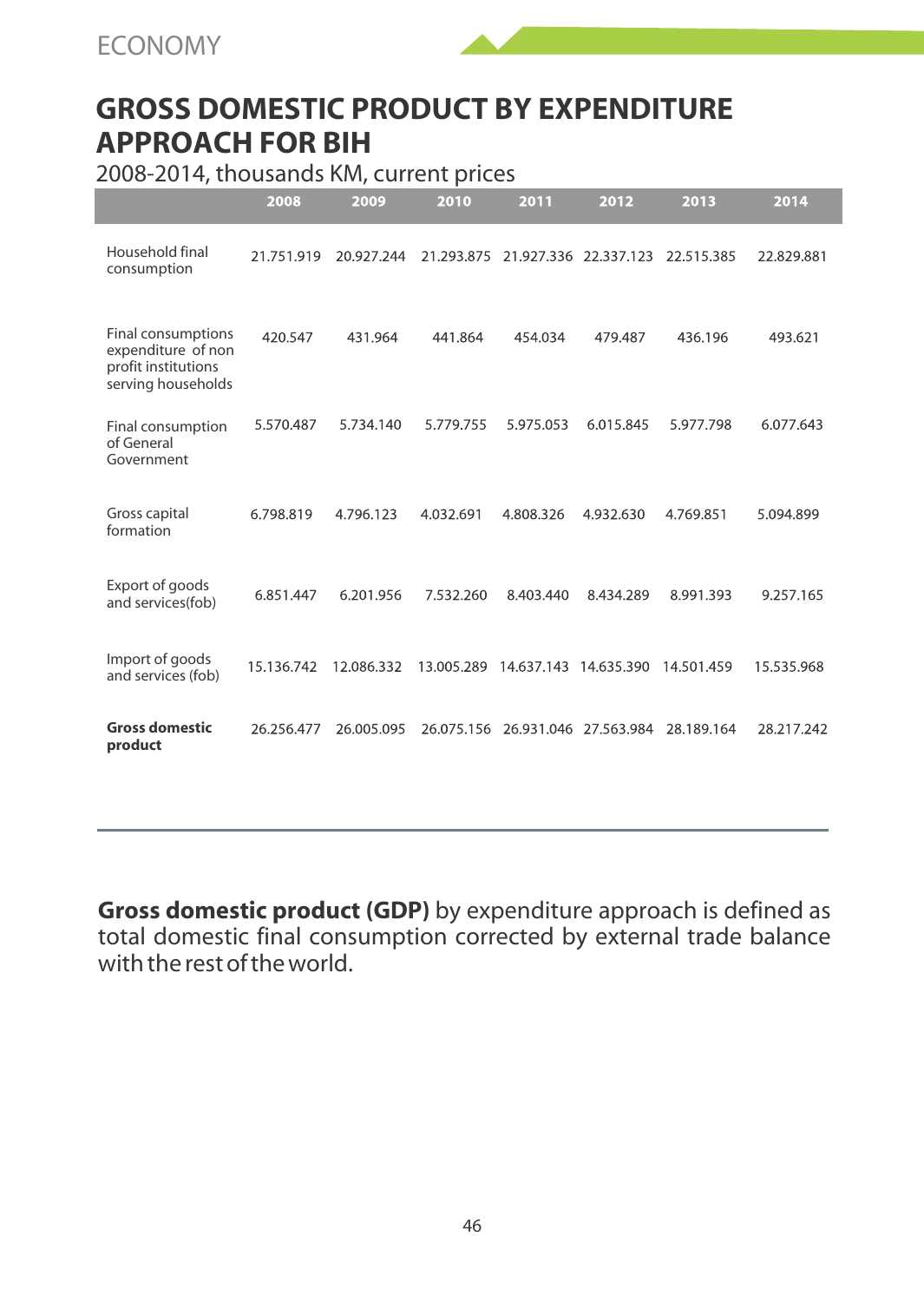# GROSS DOMESTIC PRODUCT BY EXPENDITURE APPROACH FOR BIH

2008-2014, thousands KM, current prices

| | 2008 | 2009 | 2010 | 2011 | 2012 | 2013 | 2014 |
|---|---|---|---|---|---|---|---|
| Household final consumption | 21.751.919 | 20.927.244 | 21.293.875 | 21.927.336 | 22.337.123 | 22.515.385 | 22.829.881 |
| Final consumptions expenditure of non profit institutions serving households | 420.547 | 431.964 | 441.864 | 454.034 | 479.487 | 436.196 | 493.621 |
| Final consumption of General Government | 5.570.487 | 5.734.140 | 5.779.755 | 5.975.053 | 6.015.845 | 5.977.798 | 6.077.643 |
| Gross capital formation | 6.798.819 | 4.796.123 | 4.032.691 | 4.808.326 | 4.932.630 | 4.769.851 | 5.094.899 |
| Export of goods and services(fob) | 6.851.447 | 6.201.956 | 7.532.260 | 8.403.440 | 8.434.289 | 8.991.393 | 9.257.165 |
| Import of goods and services (fob) | 15.136.742 | 12.086.332 | 13.005.289 | 14.637.143 | 14.635.390 | 14.501.459 | 15.535.968 |
| **Gross domestic product** | 26.256.477 | 26.005.095 | 26.075.156 | 26.931.046 | 27.563.984 | 28.189.164 | 28.217.242 |

**Gross domestic product (GDP)** by expenditure approach is defined as total domestic final consumption corrected by external trade balance with the rest of the world.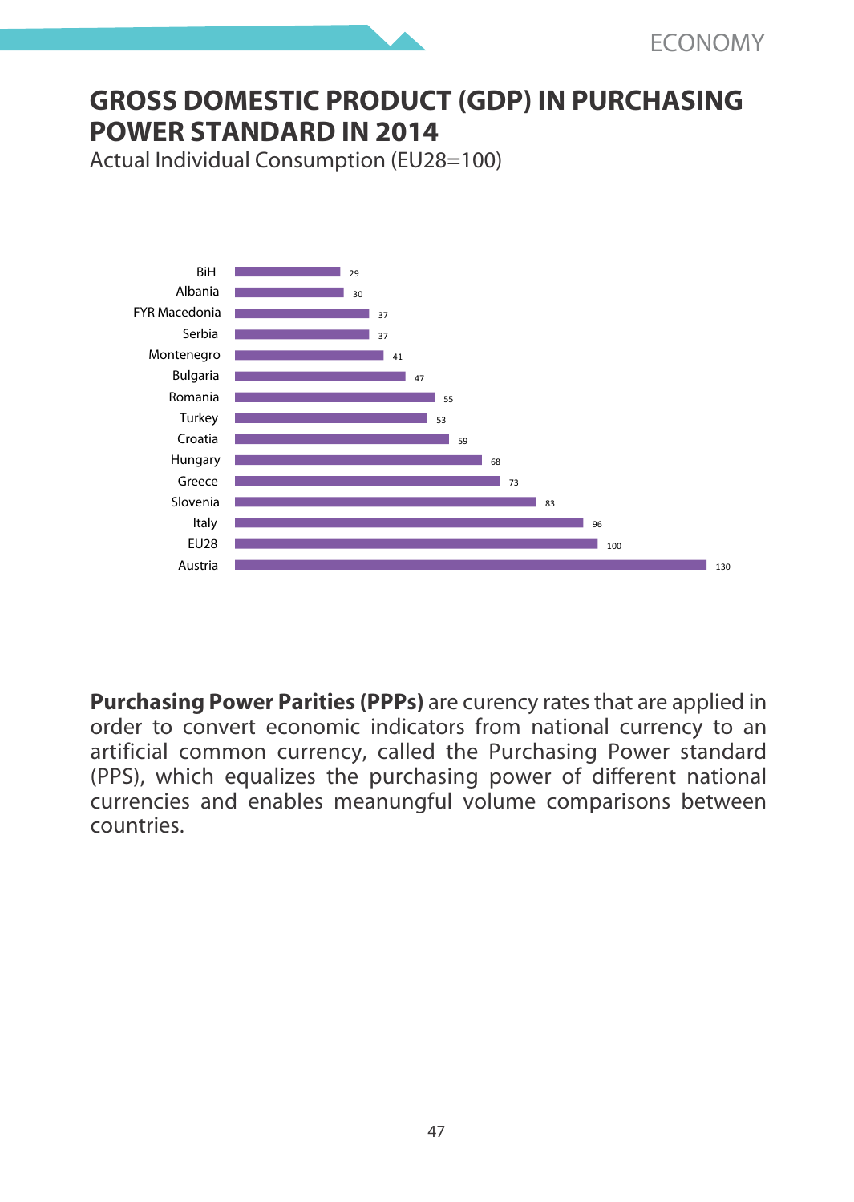# GROSS DOMESTIC PRODUCT (GDP) IN PURCHASING POWER STANDARD IN 2014

Actual Individual Consumption (EU28=100)

| Country | Value |
|---|---|
| BiH | 29 |
| Albania | 30 |
| FYR Macedonia | 37 |
| Serbia | 37 |
| Montenegro | 41 |
| Bulgaria | 47 |
| Romania | 55 |
| Turkey | 53 |
| Croatia | 59 |
| Hungary | 68 |
| Greece | 73 |
| Slovenia | 83 |
| Italy | 96 |
| EU28 | 100 |
| Austria | 130 |

**Purchasing Power Parities (PPPs)** are curency rates that are applied in order to convert economic indicators from national currency to an artificial common currency, called the Purchasing Power standard (PPS), which equalizes the purchasing power of different national currencies and enables meanungful volume comparisons between countries.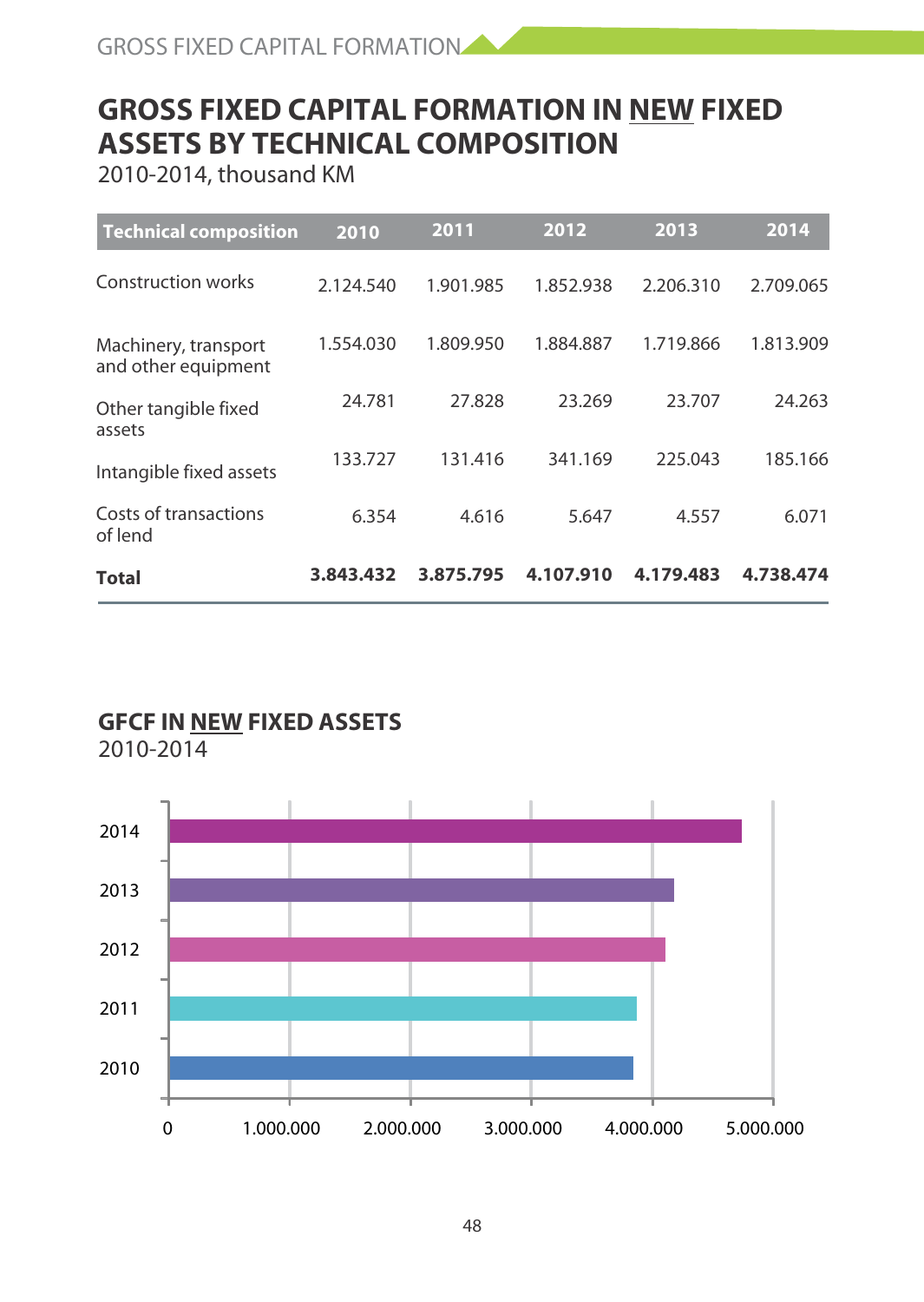## GROSS FIXED CAPITAL FORMATION IN NEW FIXED ASSETS BY TECHNICAL COMPOSITION

2010-2014, thousand KM

| Technical composition | 2010 | 2011 | 2012 | 2013 | 2014 |
|---|---|---|---|---|---|
| Construction works | 2.124.540 | 1.901.985 | 1.852.938 | 2.206.310 | 2.709.065 |
| Machinery, transport and other equipment | 1.554.030 | 1.809.950 | 1.884.887 | 1.719.866 | 1.813.909 |
| Other tangible fixed assets | 24.781 | 27.828 | 23.269 | 23.707 | 24.263 |
| Intangible fixed assets | 133.727 | 131.416 | 341.169 | 225.043 | 185.166 |
| Costs of transactions of lend | 6.354 | 4.616 | 5.647 | 4.557 | 6.071 |
| **Total** | **3.843.432** | **3.875.795** | **4.107.910** | **4.179.483** | **4.738.474** |

### GFCF IN NEW FIXED ASSETS

2010-2014

2014
2013
2012
2011
2010

0 1.000.000 2.000.000 3.000.000 4.000.000 5.000.000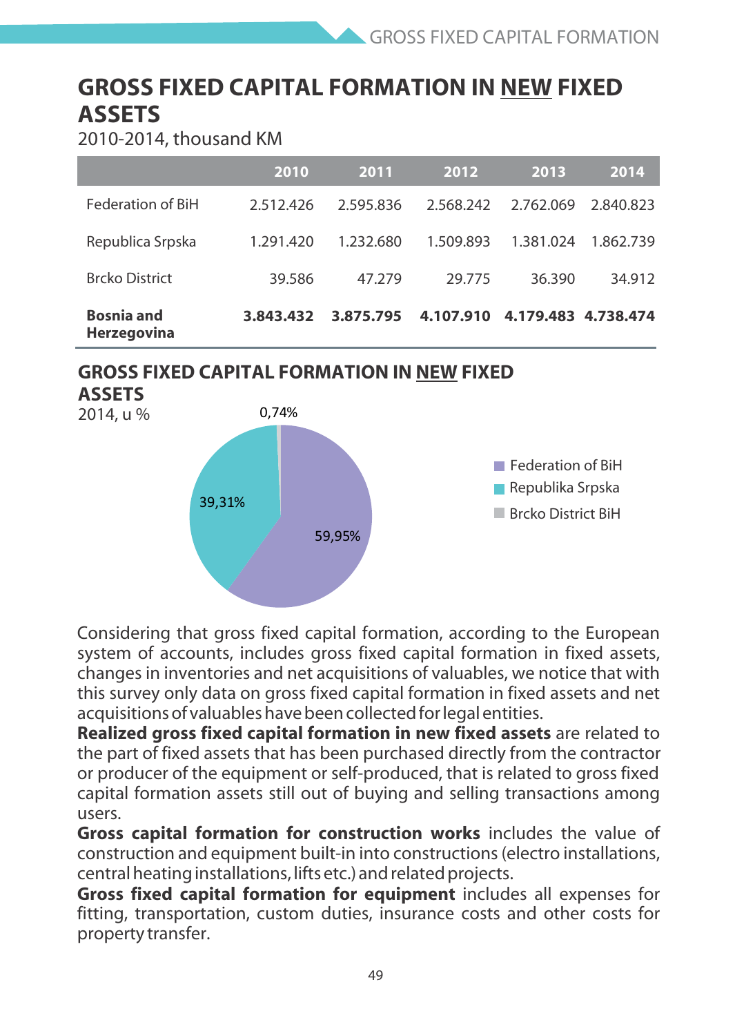## GROSS FIXED CAPITAL FORMATION IN NEW FIXED ASSETS

2010-2014, thousand KM

| | 2010 | 2011 | 2012 | 2013 | 2014 |
|---|---|---|---|---|---|
| Federation of BiH | 2.512.426 | 2.595.836 | 2.568.242 | 2.762.069 | 2.840.823 |
| Republica Srpska | 1.291.420 | 1.232.680 | 1.509.893 | 1.381.024 | 1.862.739 |
| Brcko District | 39.586 | 47.279 | 29.775 | 36.390 | 34.912 |
| **Bosnia and Herzegovina** | **3.843.432** | **3.875.795** | **4.107.910** | **4.179.483** | **4.738.474** |

## GROSS FIXED CAPITAL FORMATION IN NEW FIXED ASSETS

2014, u %

| | % |
|---|---|
| Federation of BiH | 59,95% |
| Republika Srpska | 39,31% |
| Brcko District BiH | 0,74% |

Considering that gross fixed capital formation, according to the European system of accounts, includes gross fixed capital formation in fixed assets, changes in inventories and net acquisitions of valuables, we notice that with this survey only data on gross fixed capital formation in fixed assets and net acquisitions of valuables have been collected for legal entities.

**Realized gross fixed capital formation in new fixed assets** are related to the part of fixed assets that has been purchased directly from the contractor or producer of the equipment or self-produced, that is related to gross fixed capital formation assets still out of buying and selling transactions among users.

**Gross capital formation for construction works** includes the value of construction and equipment built-in into constructions (electro installations, central heating installations, lifts etc.) and related projects.

**Gross fixed capital formation for equipment** includes all expenses for fitting, transportation, custom duties, insurance costs and other costs for property transfer.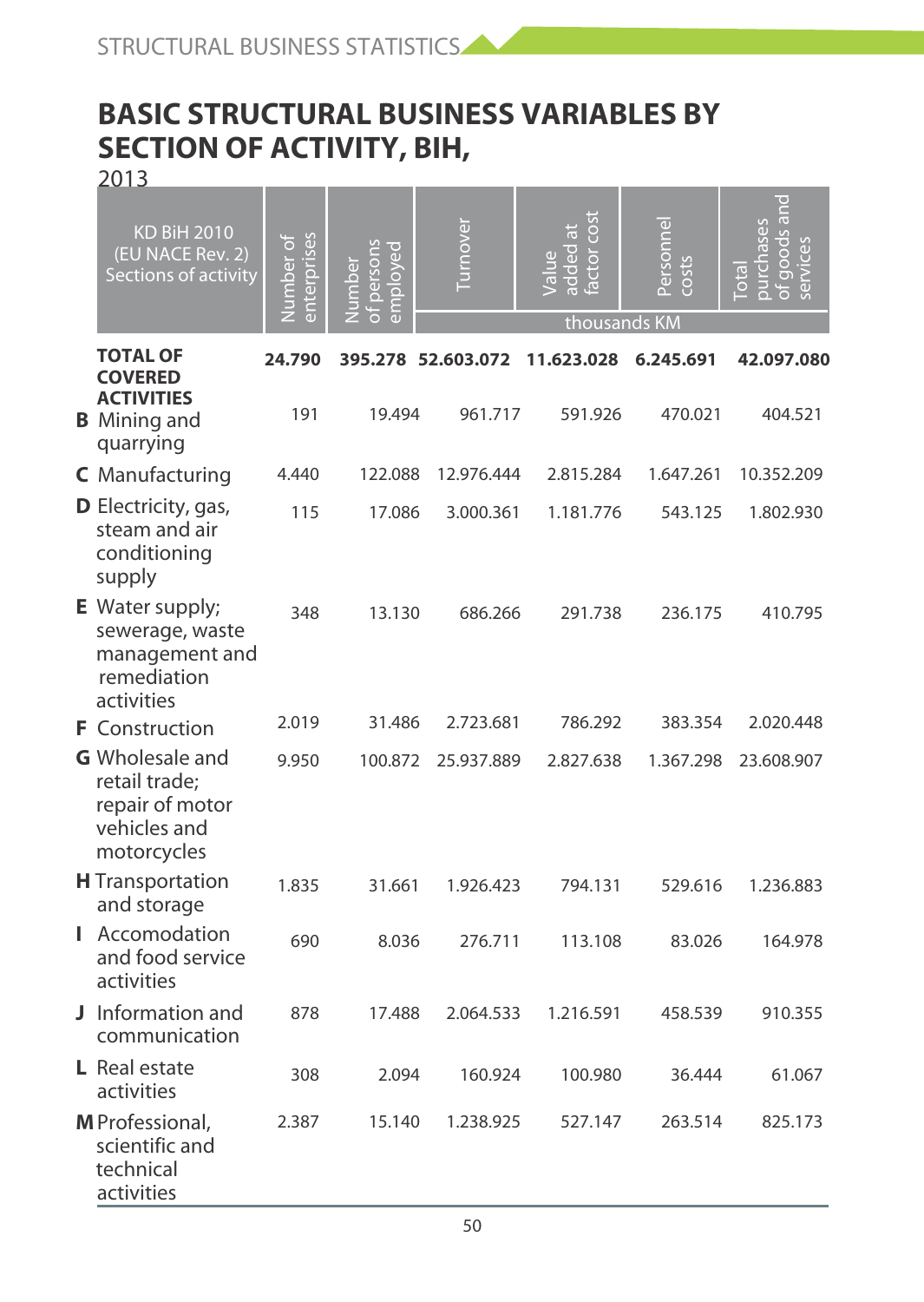# BASIC STRUCTURAL BUSINESS VARIABLES BY SECTION OF ACTIVITY, BIH,

2013

| KD BiH 2010 (EU NACE Rev. 2) Sections of activity | Number of enterprises | Number of persons employed | Turnover | Value added at factor cost | Personnel costs | Total purchases of goods and services |
|---|---|---|---|---|---|---|
| | | | thousands KM | | | |
| **TOTAL OF COVERED ACTIVITIES** | **24.790** | **395.278** | **52.603.072** | **11.623.028** | **6.245.691** | **42.097.080** |
| **B** Mining and quarrying | 191 | 19.494 | 961.717 | 591.926 | 470.021 | 404.521 |
| **C** Manufacturing | 4.440 | 122.088 | 12.976.444 | 2.815.284 | 1.647.261 | 10.352.209 |
| **D** Electricity, gas, steam and air conditioning supply | 115 | 17.086 | 3.000.361 | 1.181.776 | 543.125 | 1.802.930 |
| **E** Water supply; sewerage, waste management and remediation activities | 348 | 13.130 | 686.266 | 291.738 | 236.175 | 410.795 |
| **F** Construction | 2.019 | 31.486 | 2.723.681 | 786.292 | 383.354 | 2.020.448 |
| **G** Wholesale and retail trade; repair of motor vehicles and motorcycles | 9.950 | 100.872 | 25.937.889 | 2.827.638 | 1.367.298 | 23.608.907 |
| **H** Transportation and storage | 1.835 | 31.661 | 1.926.423 | 794.131 | 529.616 | 1.236.883 |
| **I** Accomodation and food service activities | 690 | 8.036 | 276.711 | 113.108 | 83.026 | 164.978 |
| **J** Information and communication | 878 | 17.488 | 2.064.533 | 1.216.591 | 458.539 | 910.355 |
| **L** Real estate activities | 308 | 2.094 | 160.924 | 100.980 | 36.444 | 61.067 |
| **M** Professional, scientific and technical activities | 2.387 | 15.140 | 1.238.925 | 527.147 | 263.514 | 825.173 |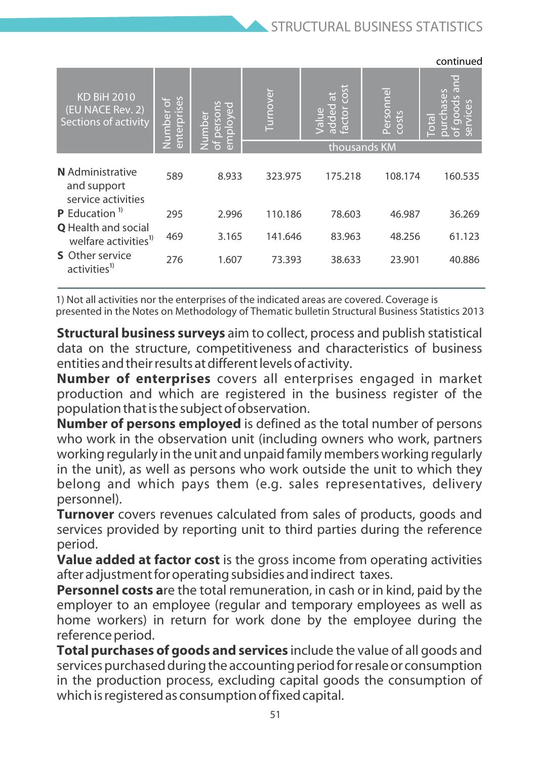continued

| KD BiH 2010 (EU NACE Rev. 2) Sections of activity | Number of enterprises | Number of persons employed | Turnover | Value added at factor cost | Personnel costs | Total purchases of goods and services |
|---|---|---|---|---|---|---|
| | | | thousands KM | | | |
| **N** Administrative and support service activities | 589 | 8.933 | 323.975 | 175.218 | 108.174 | 160.535 |
| **P** Education [1)] | 295 | 2.996 | 110.186 | 78.603 | 46.987 | 36.269 |
| **Q** Health and social welfare activities[1)] | 469 | 3.165 | 141.646 | 83.963 | 48.256 | 61.123 |
| **S** Other service activities[1)] | 276 | 1.607 | 73.393 | 38.633 | 23.901 | 40.886 |

1) Not all activities nor the enterprises of the indicated areas are covered. Coverage is presented in the Notes on Methodology of Thematic bulletin Structural Business Statistics 2013

**Structural business surveys** aim to collect, process and publish statistical data on the structure, competitiveness and characteristics of business entities and their results at different levels of activity.

**Number of enterprises** covers all enterprises engaged in market production and which are registered in the business register of the population that is the subject of observation.

**Number of persons employed** is defined as the total number of persons who work in the observation unit (including owners who work, partners working regularly in the unit and unpaid family members working regularly in the unit), as well as persons who work outside the unit to which they belong and which pays them (e.g. sales representatives, delivery personnel).

**Turnover** covers revenues calculated from sales of products, goods and services provided by reporting unit to third parties during the reference period.

**Value added at factor cost** is the gross income from operating activities after adjustment for operating subsidies and indirect taxes.

**Personnel costs a**re the total remuneration, in cash or in kind, paid by the employer to an employee (regular and temporary employees as well as home workers) in return for work done by the employee during the reference period.

**Total purchases of goods and services** include the value of all goods and services purchased during the accounting period for resale or consumption in the production process, excluding capital goods the consumption of which is registered as consumption of fixed capital.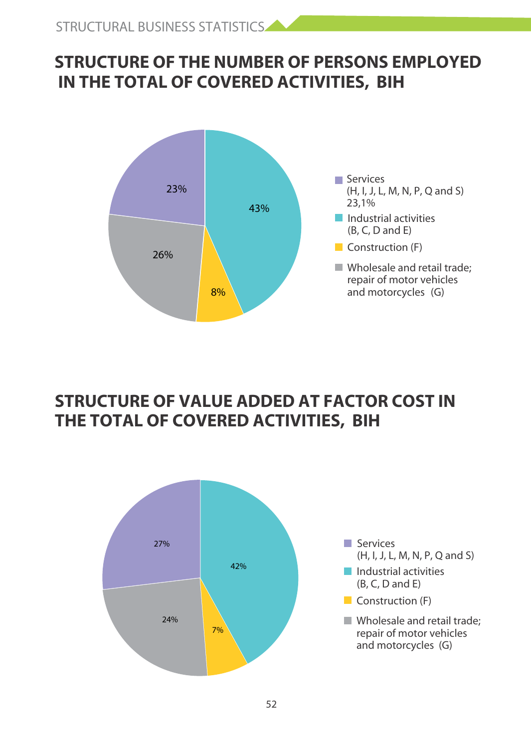# STRUCTURE OF THE NUMBER OF PERSONS EMPLOYED IN THE TOTAL OF COVERED ACTIVITIES, BIH

- Services (H, I, J, L, M, N, P, Q and S) 23,1%
- Industrial activities (B, C, D and E)
- Construction (F)
- Wholesale and retail trade; repair of motor vehicles and motorcycles (G)

| Activity | Share |
|---|---|
| Services | 23% |
| Industrial activities | 43% |
| Construction | 8% |
| Wholesale and retail trade | 26% |

# STRUCTURE OF VALUE ADDED AT FACTOR COST IN THE TOTAL OF COVERED ACTIVITIES, BIH

- Services (H, I, J, L, M, N, P, Q and S)
- Industrial activities (B, C, D and E)
- Construction (F)
- Wholesale and retail trade; repair of motor vehicles and motorcycles (G)

| Activity | Share |
|---|---|
| Services | 27% |
| Industrial activities | 42% |
| Construction | 7% |
| Wholesale and retail trade | 24% |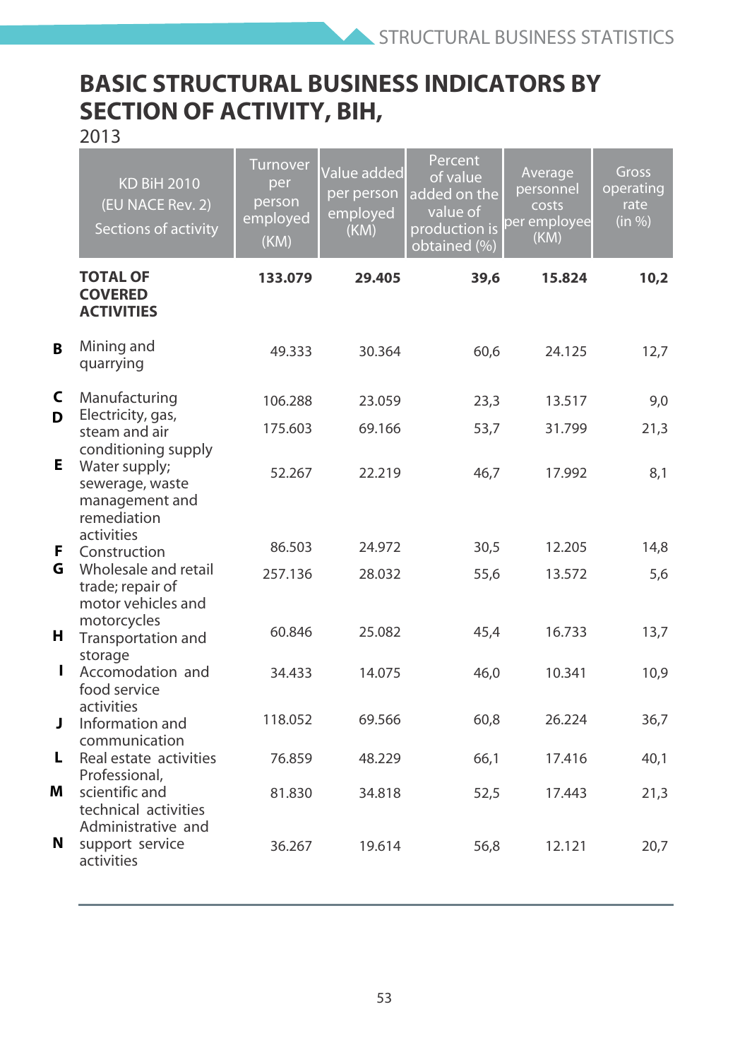# BASIC STRUCTURAL BUSINESS INDICATORS BY SECTION OF ACTIVITY, BIH,

2013

| | KD BiH 2010 (EU NACE Rev. 2) Sections of activity | Turnover per person employed (KM) | Value added per person employed (KM) | Percent of value added on the value of production is obtained (%) | Average personnel costs per employee (KM) | Gross operating rate (in %) |
|---|---|---|---|---|---|---|
| | **TOTAL OF COVERED ACTIVITIES** | **133.079** | **29.405** | **39,6** | **15.824** | **10,2** |
| **B** | Mining and quarrying | 49.333 | 30.364 | 60,6 | 24.125 | 12,7 |
| **C** | Manufacturing | 106.288 | 23.059 | 23,3 | 13.517 | 9,0 |
| **D** | Electricity, gas, steam and air conditioning supply | 175.603 | 69.166 | 53,7 | 31.799 | 21,3 |
| **E** | Water supply; sewerage, waste management and remediation activities | 52.267 | 22.219 | 46,7 | 17.992 | 8,1 |
| **F** | Construction | 86.503 | 24.972 | 30,5 | 12.205 | 14,8 |
| **G** | Wholesale and retail trade; repair of motor vehicles and motorcycles | 257.136 | 28.032 | 55,6 | 13.572 | 5,6 |
| **H** | Transportation and storage | 60.846 | 25.082 | 45,4 | 16.733 | 13,7 |
| **I** | Accomodation and food service activities | 34.433 | 14.075 | 46,0 | 10.341 | 10,9 |
| **J** | Information and communication | 118.052 | 69.566 | 60,8 | 26.224 | 36,7 |
| **L** | Real estate activities | 76.859 | 48.229 | 66,1 | 17.416 | 40,1 |
| **M** | Professional, scientific and technical activities | 81.830 | 34.818 | 52,5 | 17.443 | 21,3 |
| **N** | Administrative and support service activities | 36.267 | 19.614 | 56,8 | 12.121 | 20,7 |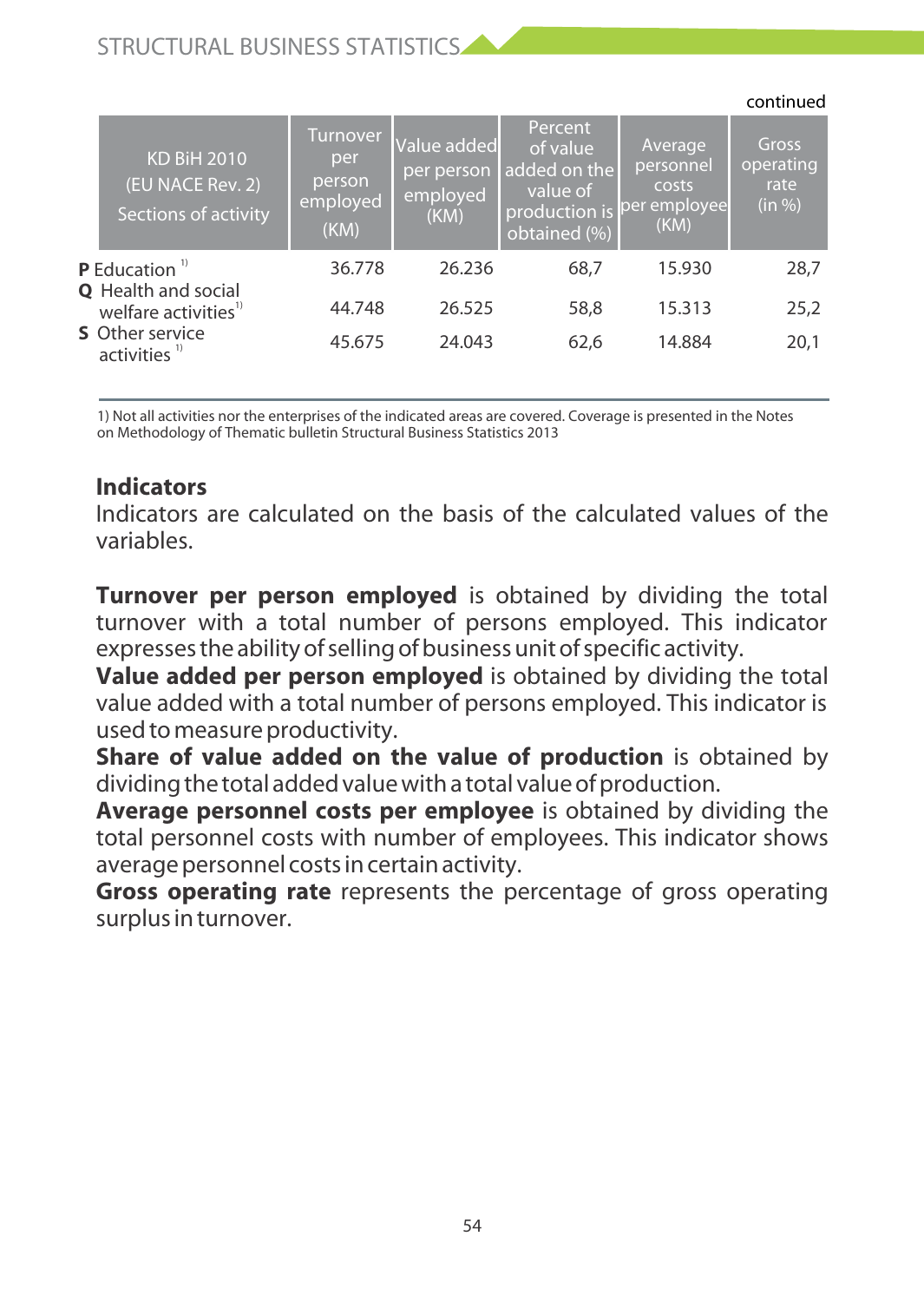continued

| KD BiH 2010 (EU NACE Rev. 2) Sections of activity | Turnover per person employed (KM) | Value added per person employed (KM) | Percent of value added on the value of production is obtained (%) | Average personnel costs per employee (KM) | Gross operating rate (in %) |
|---|---|---|---|---|---|
| **P** Education [1] | 36.778 | 26.236 | 68,7 | 15.930 | 28,7 |
| **Q** Health and social welfare activities[1] | 44.748 | 26.525 | 58,8 | 15.313 | 25,2 |
| **S** Other service activities [1] | 45.675 | 24.043 | 62,6 | 14.884 | 20,1 |

1) Not all activities nor the enterprises of the indicated areas are covered. Coverage is presented in the Notes on Methodology of Thematic bulletin Structural Business Statistics 2013

## Indicators

Indicators are calculated on the basis of the calculated values of the variables.

**Turnover per person employed** is obtained by dividing the total turnover with a total number of persons employed. This indicator expresses the ability of selling of business unit of specific activity.

**Value added per person employed** is obtained by dividing the total value added with a total number of persons employed. This indicator is used to measure productivity.

**Share of value added on the value of production** is obtained by dividing the total added value with a total value of production.

**Average personnel costs per employee** is obtained by dividing the total personnel costs with number of employees. This indicator shows average personnel costs in certain activity.

**Gross operating rate** represents the percentage of gross operating surplus in turnover.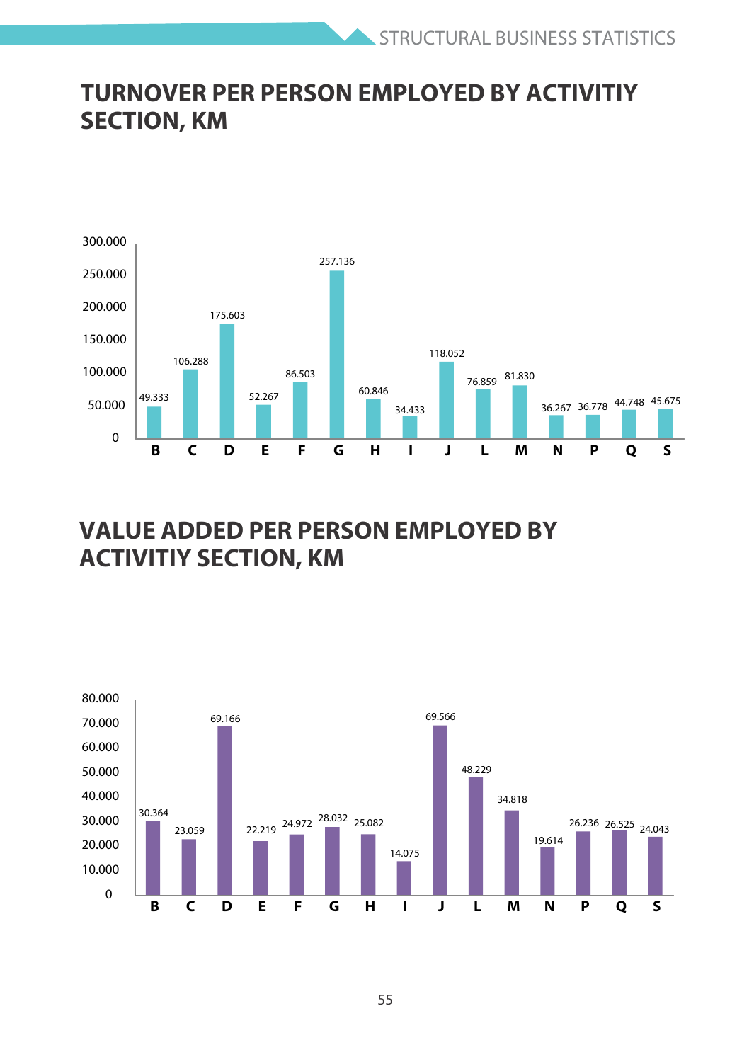## TURNOVER PER PERSON EMPLOYED BY ACTIVITIY SECTION, KM

| Section | Turnover per person employed |
|---|---|
| B | 49.333 |
| C | 106.288 |
| D | 175.603 |
| E | 52.267 |
| F | 86.503 |
| G | 257.136 |
| H | 60.846 |
| I | 34.433 |
| J | 118.052 |
| L | 76.859 |
| M | 81.830 |
| N | 36.267 |
| P | 36.778 |
| Q | 44.748 |
| S | 45.675 |

## VALUE ADDED PER PERSON EMPLOYED BY ACTIVITIY SECTION, KM

| Section | Value added per person employed |
|---|---|
| B | 30.364 |
| C | 23.059 |
| D | 69.166 |
| E | 22.219 |
| F | 24.972 |
| G | 28.032 |
| H | 25.082 |
| I | 14.075 |
| J | 69.566 |
| L | 48.229 |
| M | 34.818 |
| N | 19.614 |
| P | 26.236 |
| Q | 26.525 |
| S | 24.043 |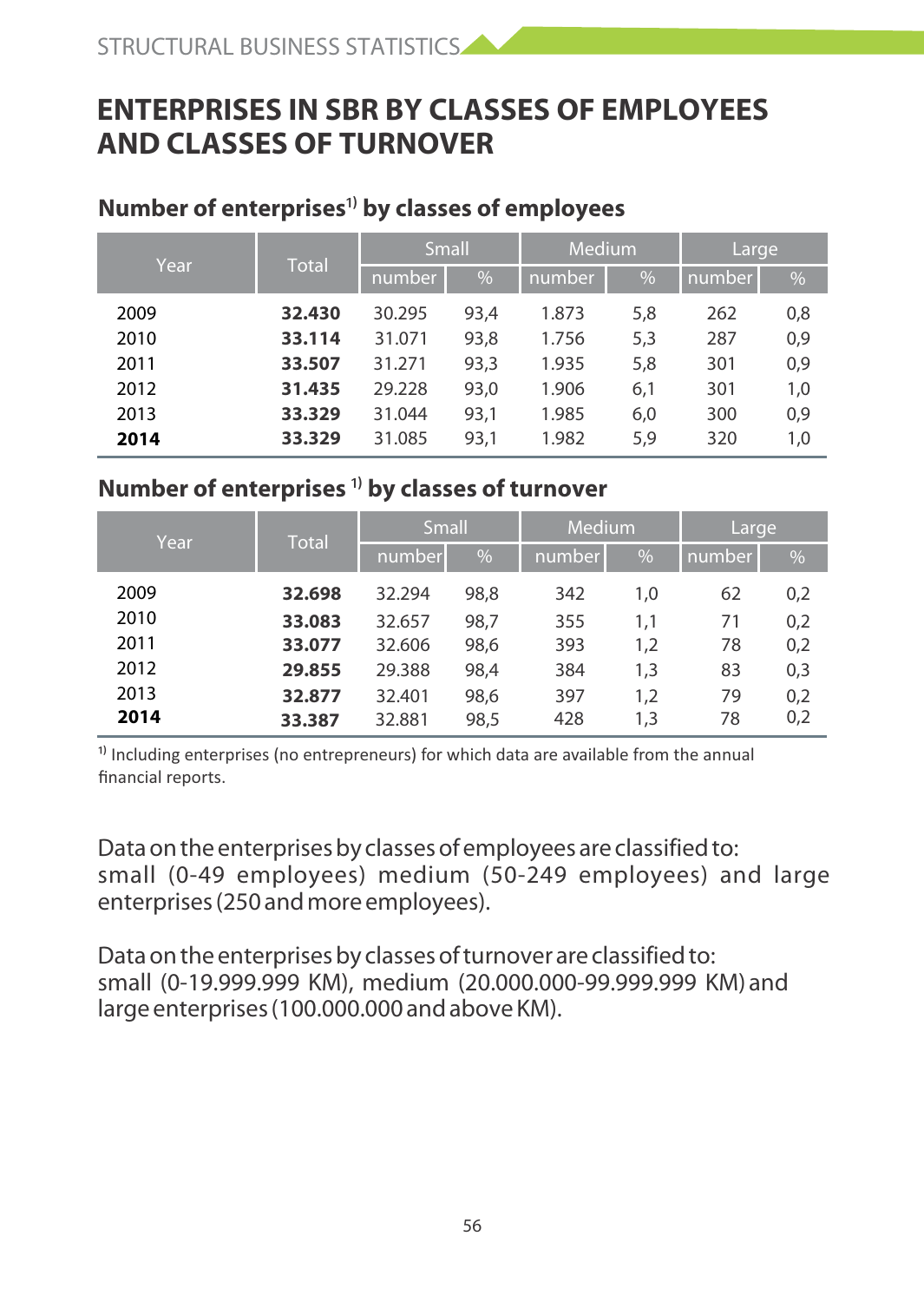# ENTERPRISES IN SBR BY CLASSES OF EMPLOYEES AND CLASSES OF TURNOVER

## Number of enterprises[1] by classes of employees

| Year | Total | Small | | Medium | | Large | |
|---|---|---|---|---|---|---|---|
| | | number | % | number | % | number | % |
| 2009 | **32.430** | 30.295 | 93,4 | 1.873 | 5,8 | 262 | 0,8 |
| 2010 | **33.114** | 31.071 | 93,8 | 1.756 | 5,3 | 287 | 0,9 |
| 2011 | **33.507** | 31.271 | 93,3 | 1.935 | 5,8 | 301 | 0,9 |
| 2012 | **31.435** | 29.228 | 93,0 | 1.906 | 6,1 | 301 | 1,0 |
| 2013 | **33.329** | 31.044 | 93,1 | 1.985 | 6,0 | 300 | 0,9 |
| **2014** | **33.329** | 31.085 | 93,1 | 1.982 | 5,9 | 320 | 1,0 |

## Number of enterprises [1] by classes of turnover

| Year | Total | Small | | Medium | | Large | |
|---|---|---|---|---|---|---|---|
| | | number | % | number | % | number | % |
| 2009 | **32.698** | 32.294 | 98,8 | 342 | 1,0 | 62 | 0,2 |
| 2010 | **33.083** | 32.657 | 98,7 | 355 | 1,1 | 71 | 0,2 |
| 2011 | **33.077** | 32.606 | 98,6 | 393 | 1,2 | 78 | 0,2 |
| 2012 | **29.855** | 29.388 | 98,4 | 384 | 1,3 | 83 | 0,3 |
| 2013 | **32.877** | 32.401 | 98,6 | 397 | 1,2 | 79 | 0,2 |
| **2014** | **33.387** | 32.881 | 98,5 | 428 | 1,3 | 78 | 0,2 |

[1] Including enterprises (no entrepreneurs) for which data are available from the annual financial reports.

Data on the enterprises by classes of employees are classified to: small (0-49 employees) medium (50-249 employees) and large enterprises (250 and more employees).

Data on the enterprises by classes of turnover are classified to: small (0-19.999.999 KM), medium (20.000.000-99.999.999 KM) and large enterprises (100.000.000 and above KM).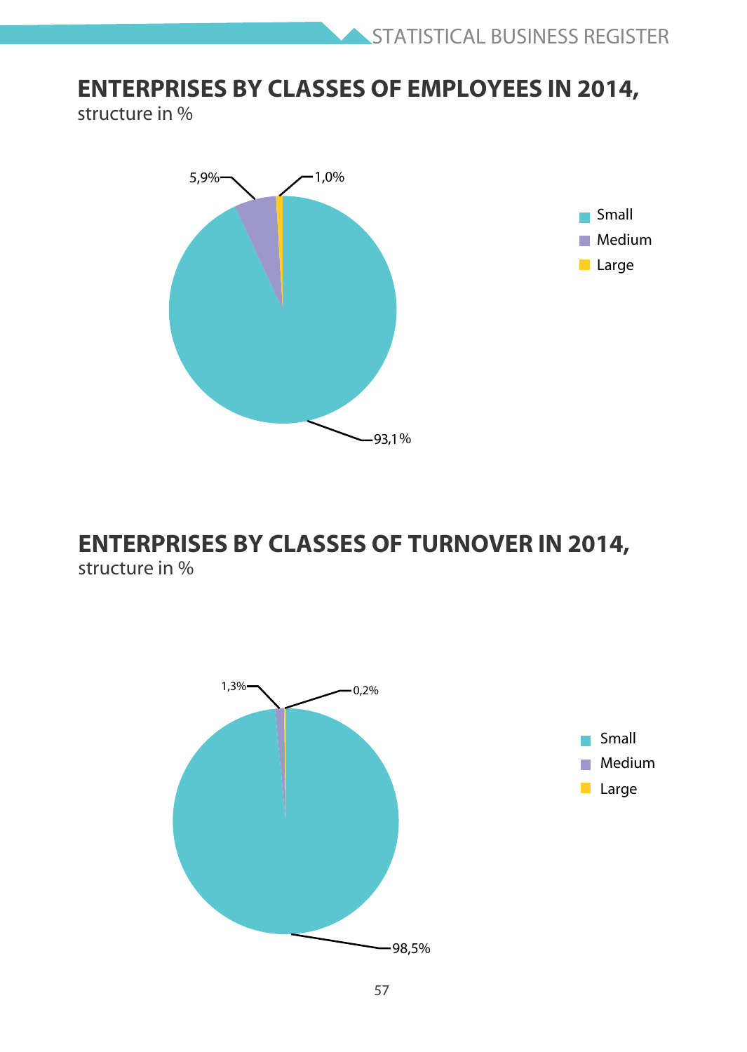## ENTERPRISES BY CLASSES OF EMPLOYEES IN 2014,

structure in %

| | % |
|---|---|
| Small | 93,1 |
| Medium | 5,9 |
| Large | 1,0 |

## ENTERPRISES BY CLASSES OF TURNOVER IN 2014,

structure in %

| | % |
|---|---|
| Small | 98,5 |
| Medium | 1,3 |
| Large | 0,2 |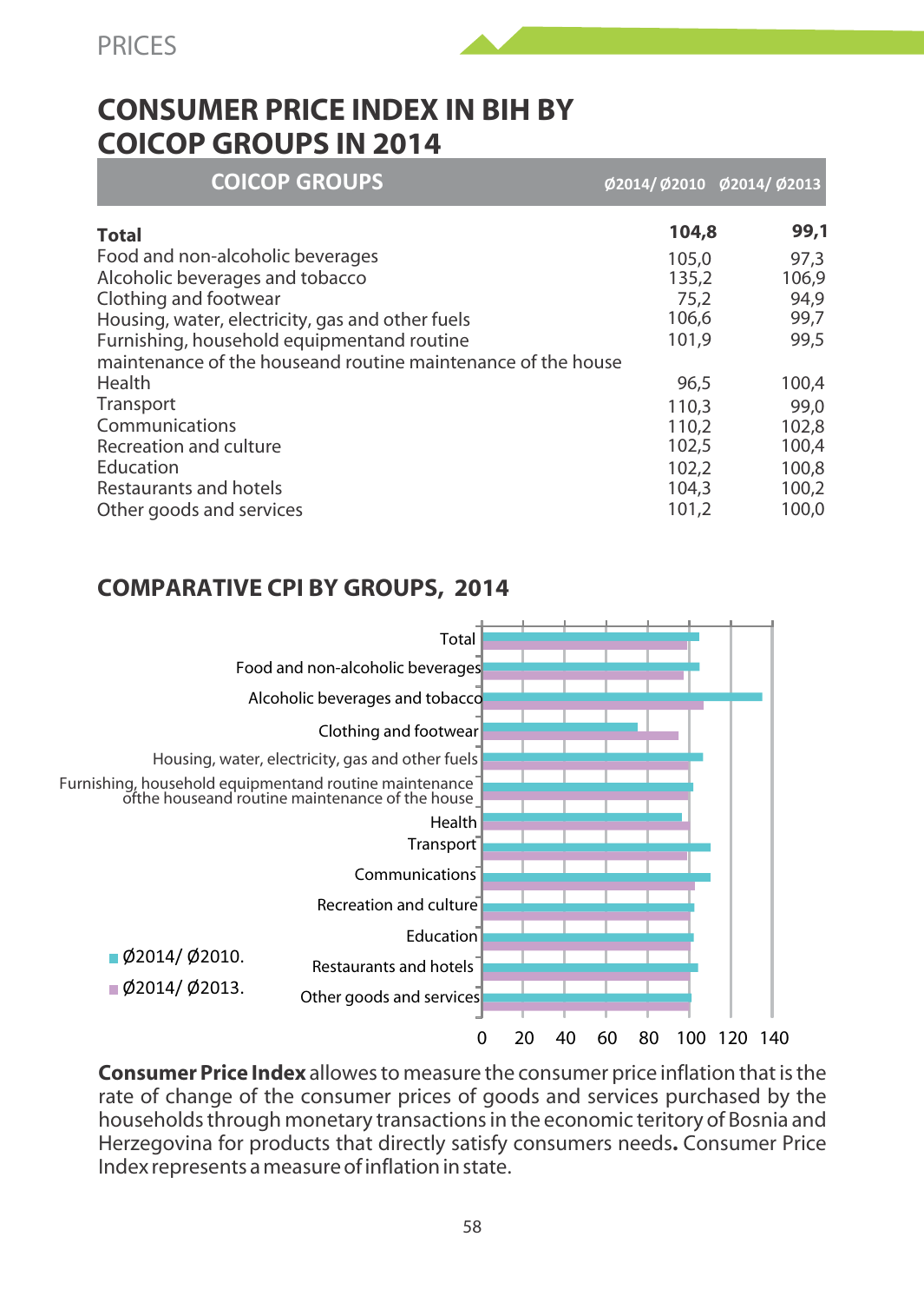PRICES

# CONSUMER PRICE INDEX IN BIH BY COICOP GROUPS IN 2014

| COICOP GROUPS | Ø2014/ Ø2010 | Ø2014/ Ø2013 |
|---|---|---|
| **Total** | **104,8** | **99,1** |
| Food and non-alcoholic beverages | 105,0 | 97,3 |
| Alcoholic beverages and tobacco | 135,2 | 106,9 |
| Clothing and footwear | 75,2 | 94,9 |
| Housing, water, electricity, gas and other fuels | 106,6 | 99,7 |
| Furnishing, household equipmentand routine maintenance of the houseand routine maintenance of the house | 101,9 | 99,5 |
| Health | 96,5 | 100,4 |
| Transport | 110,3 | 99,0 |
| Communications | 110,2 | 102,8 |
| Recreation and culture | 102,5 | 100,4 |
| Education | 102,2 | 100,8 |
| Restaurants and hotels | 104,3 | 100,2 |
| Other goods and services | 101,2 | 100,0 |

## COMPARATIVE CPI BY GROUPS, 2014

**Consumer Price Index** allowes to measure the consumer price inflation that is the rate of change of the consumer prices of goods and services purchased by the households through monetary transactions in the economic teritory of Bosnia and Herzegovina for products that directly satisfy consumers needs**.** Consumer Price Index represents a measure of inflation in state.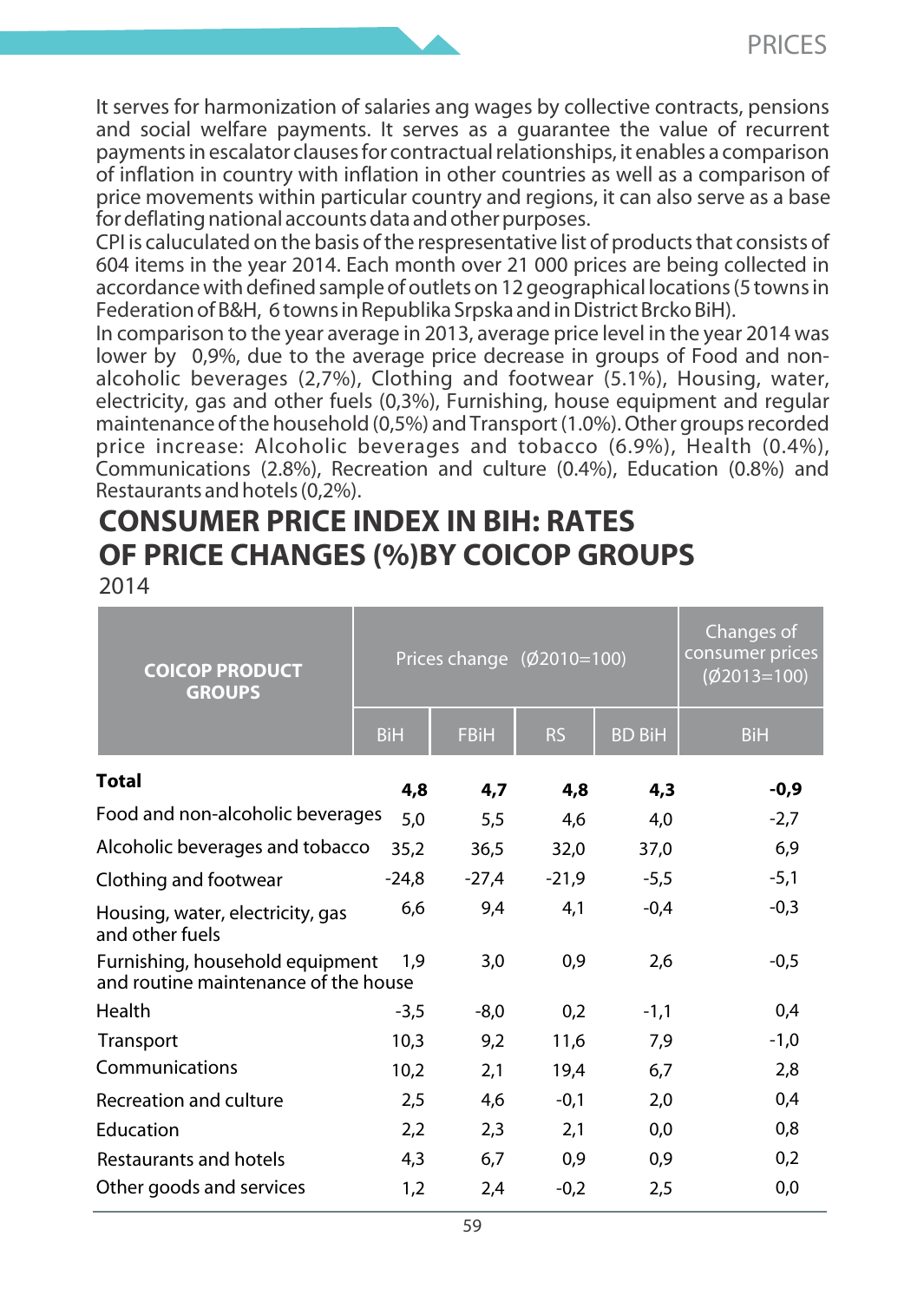It serves for harmonization of salaries ang wages by collective contracts, pensions and social welfare payments. It serves as a guarantee the value of recurrent payments in escalator clauses for contractual relationships, it enables a comparison of inflation in country with inflation in other countries as well as a comparison of price movements within particular country and regions, it can also serve as a base for deflating national accounts data and other purposes.

CPI is caluculated on the basis of the representative list of products that consists of 604 items in the year 2014. Each month over 21 000 prices are being collected in accordance with defined sample of outlets on 12 geographical locations (5 towns in Federation of B&H, 6 towns in Republika Srpska and in District Brcko BiH).

In comparison to the year average in 2013, average price level in the year 2014 was lower by 0,9%, due to the average price decrease in groups of Food and non-alcoholic beverages (2,7%), Clothing and footwear (5.1%), Housing, water, electricity, gas and other fuels (0,3%), Furnishing, house equipment and regular maintenance of the household (0,5%) and Transport (1.0%). Other groups recorded price increase: Alcoholic beverages and tobacco (6.9%), Health (0.4%), Communications (2.8%), Recreation and culture (0.4%), Education (0.8%) and Restaurants and hotels (0,2%).

# CONSUMER PRICE INDEX IN BIH: RATES OF PRICE CHANGES (%)BY COICOP GROUPS

2014

| COICOP PRODUCT GROUPS | Prices change (Ø2010=100) | | | | Changes of consumer prices (Ø2013=100) |
|---|---|---|---|---|---|
| | BiH | FBiH | RS | BD BiH | BiH |
| **Total** | **4,8** | **4,7** | **4,8** | **4,3** | **-0,9** |
| Food and non-alcoholic beverages | 5,0 | 5,5 | 4,6 | 4,0 | -2,7 |
| Alcoholic beverages and tobacco | 35,2 | 36,5 | 32,0 | 37,0 | 6,9 |
| Clothing and footwear | -24,8 | -27,4 | -21,9 | -5,5 | -5,1 |
| Housing, water, electricity, gas and other fuels | 6,6 | 9,4 | 4,1 | -0,4 | -0,3 |
| Furnishing, household equipment and routine maintenance of the house | 1,9 | 3,0 | 0,9 | 2,6 | -0,5 |
| Health | -3,5 | -8,0 | 0,2 | -1,1 | 0,4 |
| Transport | 10,3 | 9,2 | 11,6 | 7,9 | -1,0 |
| Communications | 10,2 | 2,1 | 19,4 | 6,7 | 2,8 |
| Recreation and culture | 2,5 | 4,6 | -0,1 | 2,0 | 0,4 |
| Education | 2,2 | 2,3 | 2,1 | 0,0 | 0,8 |
| Restaurants and hotels | 4,3 | 6,7 | 0,9 | 0,9 | 0,2 |
| Other goods and services | 1,2 | 2,4 | -0,2 | 2,5 | 0,0 |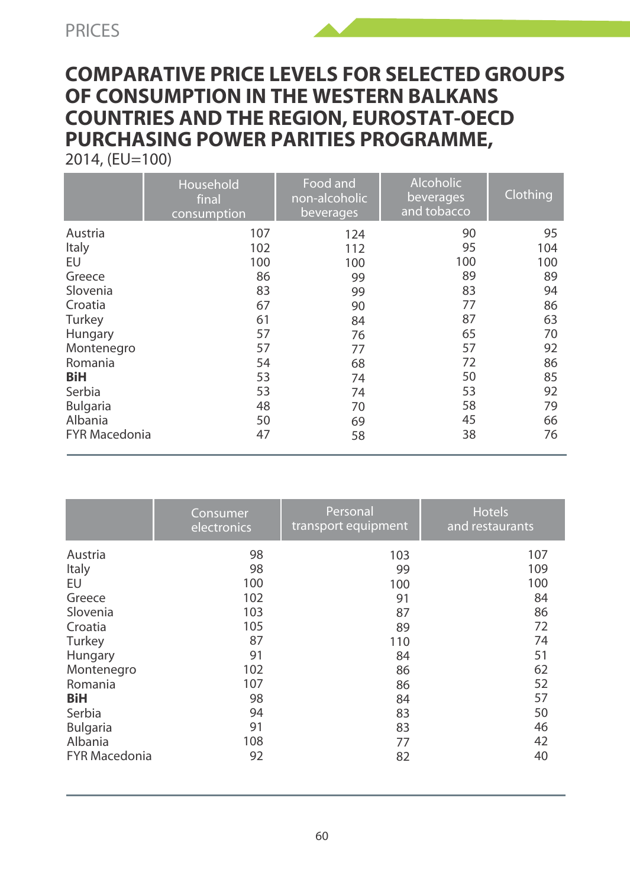# COMPARATIVE PRICE LEVELS FOR SELECTED GROUPS OF CONSUMPTION IN THE WESTERN BALKANS COUNTRIES AND THE REGION, EUROSTAT-OECD PURCHASING POWER PARITIES PROGRAMME,

2014, (EU=100)

| | Household final consumption | Food and non-alcoholic beverages | Alcoholic beverages and tobacco | Clothing |
|---|---|---|---|---|
| Austria | 107 | 124 | 90 | 95 |
| Italy | 102 | 112 | 95 | 104 |
| EU | 100 | 100 | 100 | 100 |
| Greece | 86 | 99 | 89 | 89 |
| Slovenia | 83 | 99 | 83 | 94 |
| Croatia | 67 | 90 | 77 | 86 |
| Turkey | 61 | 84 | 87 | 63 |
| Hungary | 57 | 76 | 65 | 70 |
| Montenegro | 57 | 77 | 57 | 92 |
| Romania | 54 | 68 | 72 | 86 |
| **BiH** | 53 | 74 | 50 | 85 |
| Serbia | 53 | 74 | 53 | 92 |
| Bulgaria | 48 | 70 | 58 | 79 |
| Albania | 50 | 69 | 45 | 66 |
| FYR Macedonia | 47 | 58 | 38 | 76 |

| | Consumer electronics | Personal transport equipment | Hotels and restaurants |
|---|---|---|---|
| Austria | 98 | 103 | 107 |
| Italy | 98 | 99 | 109 |
| EU | 100 | 100 | 100 |
| Greece | 102 | 91 | 84 |
| Slovenia | 103 | 87 | 86 |
| Croatia | 105 | 89 | 72 |
| Turkey | 87 | 110 | 74 |
| Hungary | 91 | 84 | 51 |
| Montenegro | 102 | 86 | 62 |
| Romania | 107 | 86 | 52 |
| **BiH** | 98 | 84 | 57 |
| Serbia | 94 | 83 | 50 |
| Bulgaria | 91 | 83 | 46 |
| Albania | 108 | 77 | 42 |
| FYR Macedonia | 92 | 82 | 40 |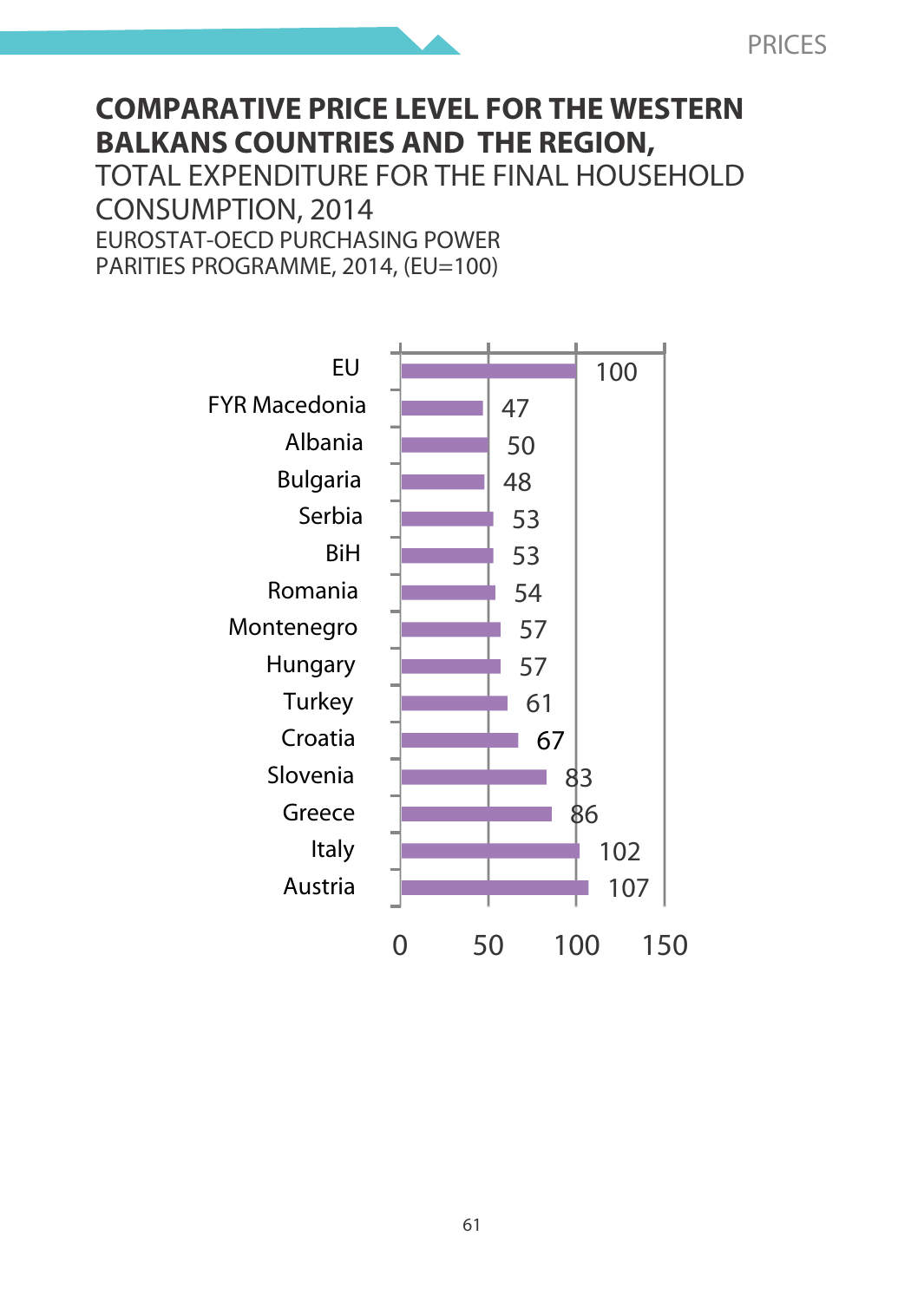# COMPARATIVE PRICE LEVEL FOR THE WESTERN BALKANS COUNTRIES AND THE REGION,

## TOTAL EXPENDITURE FOR THE FINAL HOUSEHOLD CONSUMPTION, 2014

EUROSTAT-OECD PURCHASING POWER PARITIES PROGRAMME, 2014, (EU=100)

| Country | Value |
|---|---|
| EU | 100 |
| FYR Macedonia | 47 |
| Albania | 50 |
| Bulgaria | 48 |
| Serbia | 53 |
| BiH | 53 |
| Romania | 54 |
| Montenegro | 57 |
| Hungary | 57 |
| Turkey | 61 |
| Croatia | 67 |
| Slovenia | 83 |
| Greece | 86 |
| Italy | 102 |
| Austria | 107 |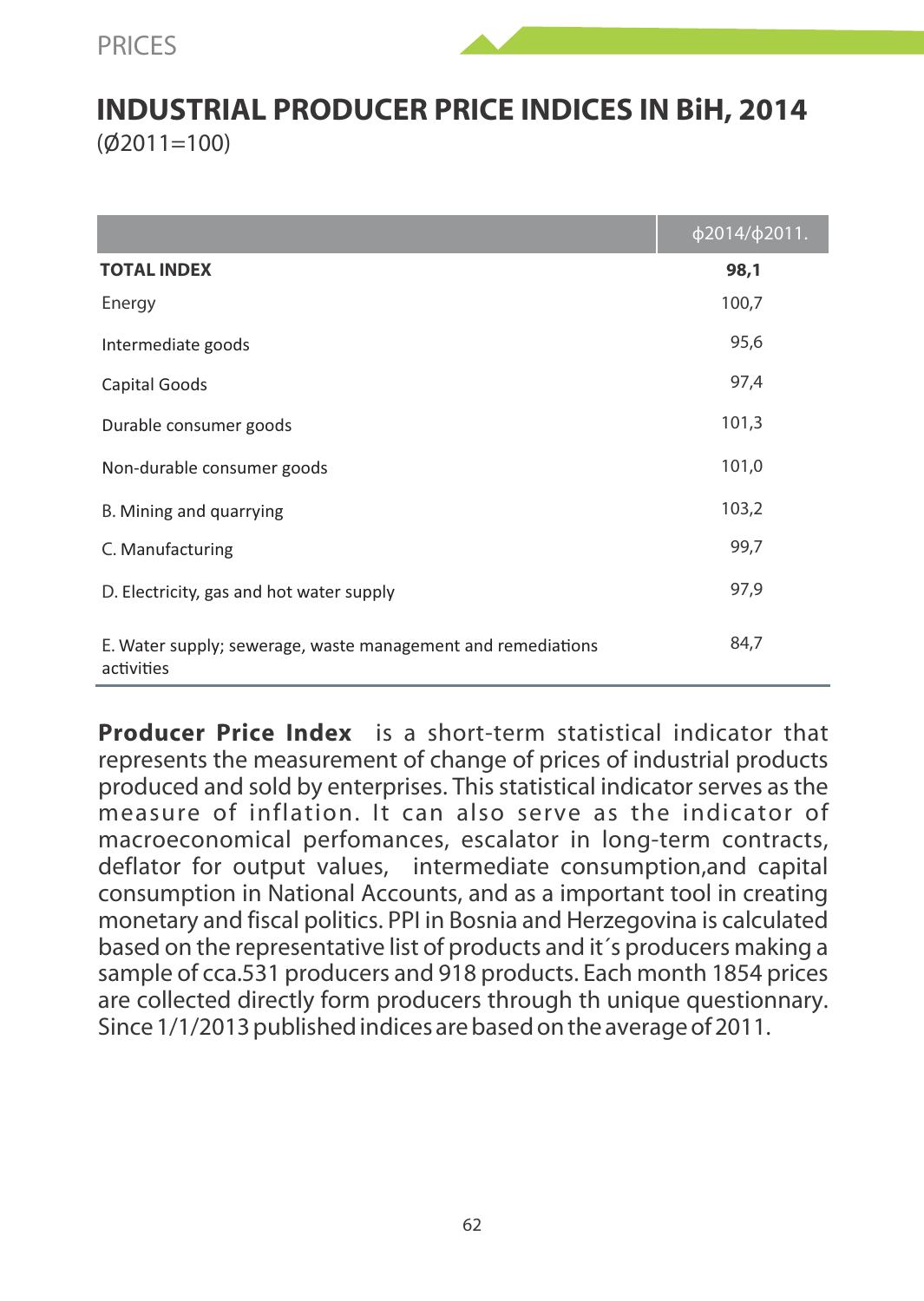PRICES

# INDUSTRIAL PRODUCER PRICE INDICES IN BiH, 2014

(Ø2011=100)

| | ɸ2014/ɸ2011. |
|---|---|
| **TOTAL INDEX** | **98,1** |
| Energy | 100,7 |
| Intermediate goods | 95,6 |
| Capital Goods | 97,4 |
| Durable consumer goods | 101,3 |
| Non-durable consumer goods | 101,0 |
| B. Mining and quarrying | 103,2 |
| C. Manufacturing | 99,7 |
| D. Electricity, gas and hot water supply | 97,9 |
| E. Water supply; sewerage, waste management and remediations activities | 84,7 |

**Producer Price Index** is a short-term statistical indicator that represents the measurement of change of prices of industrial products produced and sold by enterprises. This statistical indicator serves as the measure of inflation. It can also serve as the indicator of macroeconomical perfomances, escalator in long-term contracts, deflator for output values, intermediate consumption,and capital consumption in National Accounts, and as a important tool in creating monetary and fiscal politics. PPI in Bosnia and Herzegovina is calculated based on the representative list of products and it´s producers making a sample of cca.531 producers and 918 products. Each month 1854 prices are collected directly form producers through th unique questionnary. Since 1/1/2013 published indices are based on the average of 2011.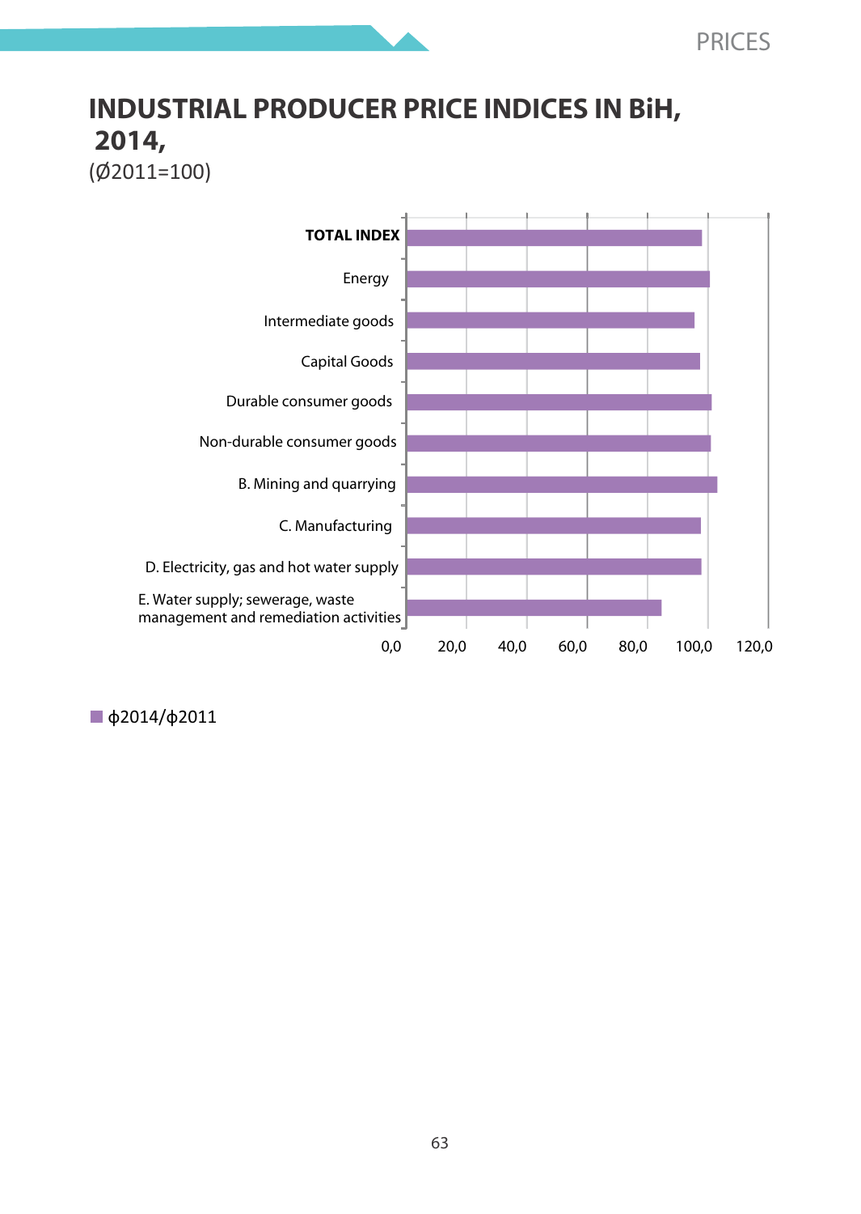# INDUSTRIAL PRODUCER PRICE INDICES IN BiH, 2014,

(Ø2011=100)

TOTAL INDEX

Energy

Intermediate goods

Capital Goods

Durable consumer goods

Non-durable consumer goods

B. Mining and quarrying

C. Manufacturing

D. Electricity, gas and hot water supply

E. Water supply; sewerage, waste management and remediation activities

0,0 20,0 40,0 60,0 80,0 100,0 120,0

ф2014/ф2011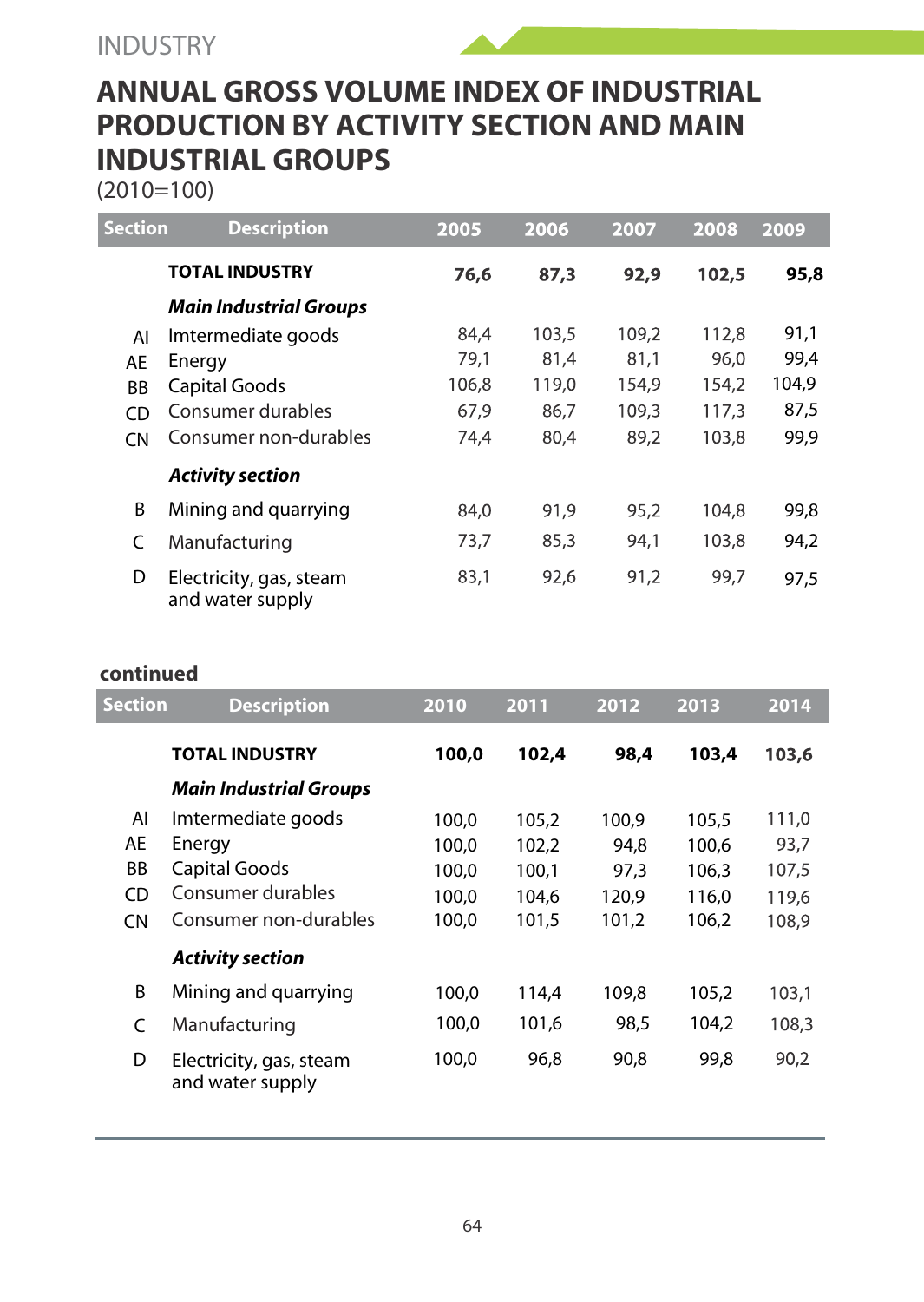INDUSTRY

# ANNUAL GROSS VOLUME INDEX OF INDUSTRIAL PRODUCTION BY ACTIVITY SECTION AND MAIN INDUSTRIAL GROUPS

(2010=100)

| Section | Description | 2005 | 2006 | 2007 | 2008 | 2009 |
|---|---|---|---|---|---|---|
| | **TOTAL INDUSTRY** | **76,6** | **87,3** | **92,9** | **102,5** | **95,8** |
| | ***Main Industrial Groups*** | | | | | |
| AI | Imtermediate goods | 84,4 | 103,5 | 109,2 | 112,8 | 91,1 |
| AE | Energy | 79,1 | 81,4 | 81,1 | 96,0 | 99,4 |
| BB | Capital Goods | 106,8 | 119,0 | 154,9 | 154,2 | 104,9 |
| CD | Consumer durables | 67,9 | 86,7 | 109,3 | 117,3 | 87,5 |
| CN | Consumer non-durables | 74,4 | 80,4 | 89,2 | 103,8 | 99,9 |
| | ***Activity section*** | | | | | |
| B | Mining and quarrying | 84,0 | 91,9 | 95,2 | 104,8 | 99,8 |
| C | Manufacturing | 73,7 | 85,3 | 94,1 | 103,8 | 94,2 |
| D | Electricity, gas, steam and water supply | 83,1 | 92,6 | 91,2 | 99,7 | 97,5 |

**continued**

| Section | Description | 2010 | 2011 | 2012 | 2013 | 2014 |
|---|---|---|---|---|---|---|
| | **TOTAL INDUSTRY** | **100,0** | **102,4** | **98,4** | **103,4** | **103,6** |
| | ***Main Industrial Groups*** | | | | | |
| AI | Imtermediate goods | 100,0 | 105,2 | 100,9 | 105,5 | 111,0 |
| AE | Energy | 100,0 | 102,2 | 94,8 | 100,6 | 93,7 |
| BB | Capital Goods | 100,0 | 100,1 | 97,3 | 106,3 | 107,5 |
| CD | Consumer durables | 100,0 | 104,6 | 120,9 | 116,0 | 119,6 |
| CN | Consumer non-durables | 100,0 | 101,5 | 101,2 | 106,2 | 108,9 |
| | ***Activity section*** | | | | | |
| B | Mining and quarrying | 100,0 | 114,4 | 109,8 | 105,2 | 103,1 |
| C | Manufacturing | 100,0 | 101,6 | 98,5 | 104,2 | 108,3 |
| D | Electricity, gas, steam and water supply | 100,0 | 96,8 | 90,8 | 99,8 | 90,2 |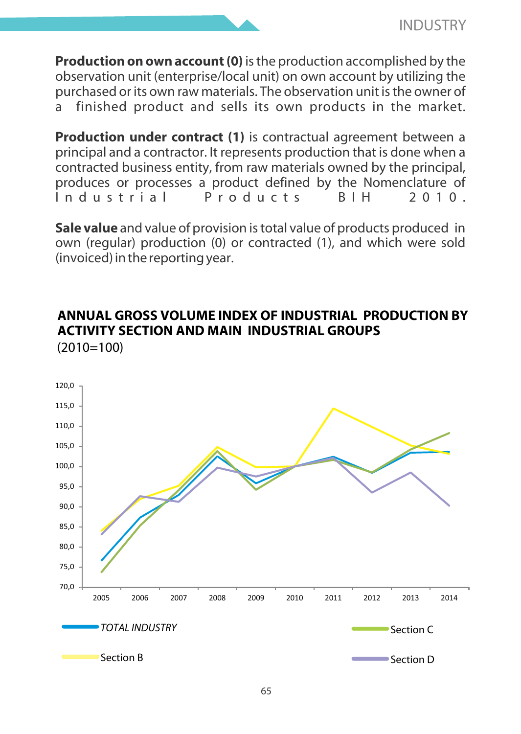**Production on own account (0)** is the production accomplished by the observation unit (enterprise/local unit) on own account by utilizing the purchased or its own raw materials. The observation unit is the owner of a finished product and sells its own products in the market.

**Production under contract (1)** is contractual agreement between a principal and a contractor. It represents production that is done when a contracted business entity, from raw materials owned by the principal, produces or processes a product defined by the Nomenclature of Industrial Products BIH 2010.

**Sale value** and value of provision is total value of products produced in own (regular) production (0) or contracted (1), and which were sold (invoiced) in the reporting year.

## ANNUAL GROSS VOLUME INDEX OF INDUSTRIAL PRODUCTION BY ACTIVITY SECTION AND MAIN INDUSTRIAL GROUPS

(2010=100)

TOTAL INDUSTRY — Section B — Section C — Section D

2005 2006 2007 2008 2009 2010 2011 2012 2013 2014

120,0 115,0 110,0 105,0 100,0 95,0 90,0 85,0 80,0 75,0 70,0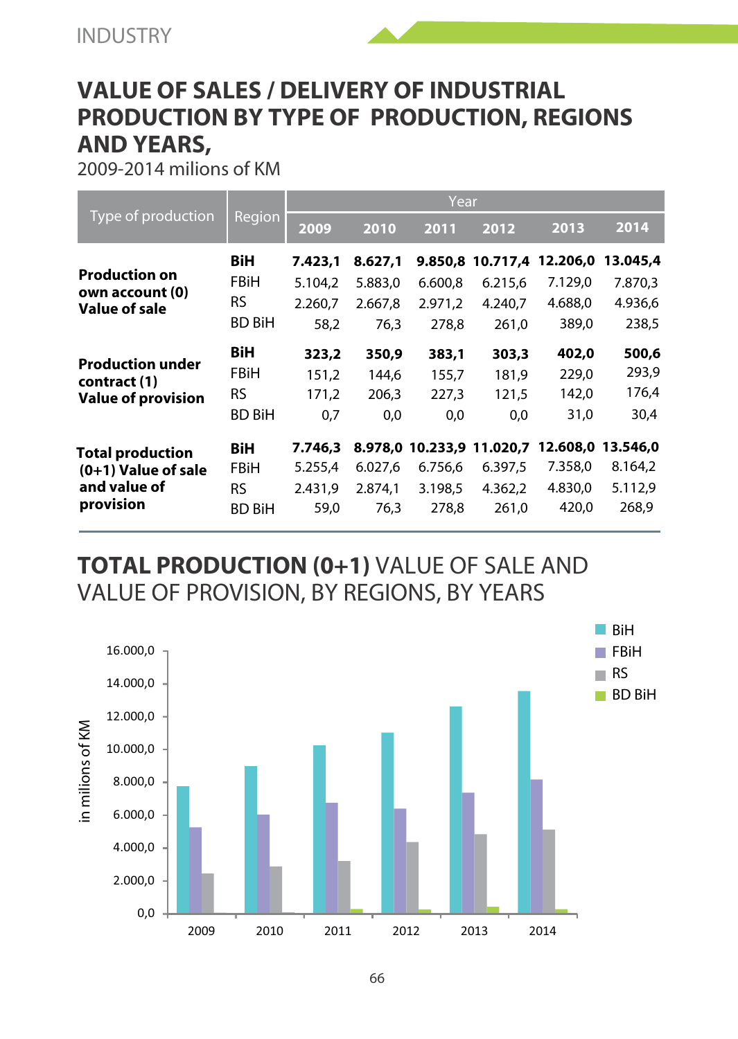INDUSTRY

# VALUE OF SALES / DELIVERY OF INDUSTRIAL PRODUCTION BY TYPE OF PRODUCTION, REGIONS AND YEARS,

2009-2014 milions of KM

| Type of production | Region | Year | | | | | |
|---|---|---|---|---|---|---|---|
| | | 2009 | 2010 | 2011 | 2012 | 2013 | 2014 |
| **Production on own account (0) Value of sale** | **BiH** | **7.423,1** | **8.627,1** | **9.850,8** | **10.717,4** | **12.206,0** | **13.045,4** |
| | FBiH | 5.104,2 | 5.883,0 | 6.600,8 | 6.215,6 | 7.129,0 | 7.870,3 |
| | RS | 2.260,7 | 2.667,8 | 2.971,2 | 4.240,7 | 4.688,0 | 4.936,6 |
| | BD BiH | 58,2 | 76,3 | 278,8 | 261,0 | 389,0 | 238,5 |
| **Production under contract (1) Value of provision** | **BiH** | **323,2** | **350,9** | **383,1** | **303,3** | **402,0** | **500,6** |
| | FBiH | 151,2 | 144,6 | 155,7 | 181,9 | 229,0 | 293,9 |
| | RS | 171,2 | 206,3 | 227,3 | 121,5 | 142,0 | 176,4 |
| | BD BiH | 0,7 | 0,0 | 0,0 | 0,0 | 31,0 | 30,4 |
| **Total production (0+1) Value of sale and value of provision** | **BiH** | **7.746,3** | **8.978,0** | **10.233,9** | **11.020,7** | **12.608,0** | **13.546,0** |
| | FBiH | 5.255,4 | 6.027,6 | 6.756,6 | 6.397,5 | 7.358,0 | 8.164,2 |
| | RS | 2.431,9 | 2.874,1 | 3.198,5 | 4.362,2 | 4.830,0 | 5.112,9 |
| | BD BiH | 59,0 | 76,3 | 278,8 | 261,0 | 420,0 | 268,9 |

## **TOTAL PRODUCTION (0+1)** VALUE OF SALE AND VALUE OF PROVISION, BY REGIONS, BY YEARS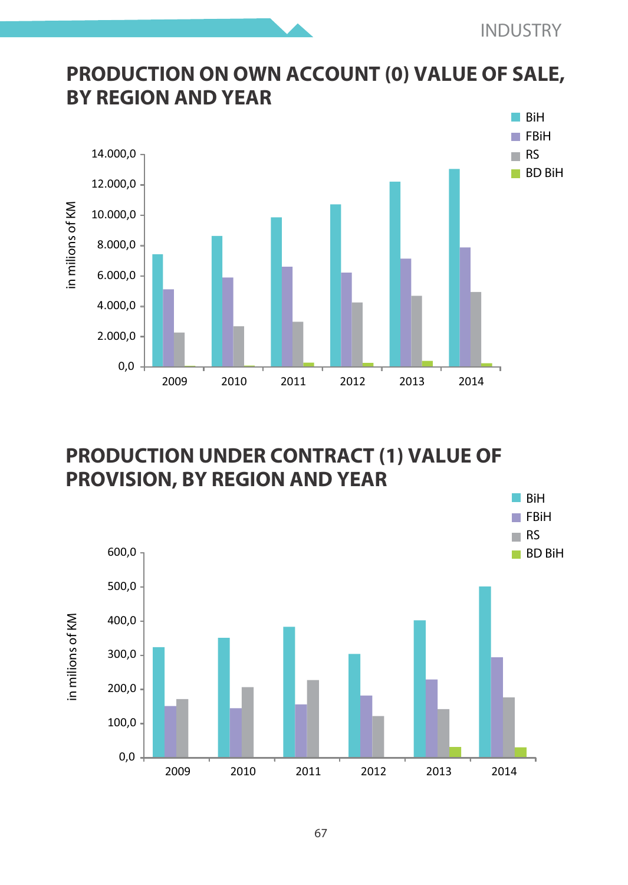## PRODUCTION ON OWN ACCOUNT (0) VALUE OF SALE, BY REGION AND YEAR

BiH
FBiH
RS
BD BiH

in milions of KM

14.000,0
12.000,0
10.000,0
8.000,0
6.000,0
4.000,0
2.000,0
0,0

2009 2010 2011 2012 2013 2014

## PRODUCTION UNDER CONTRACT (1) VALUE OF PROVISION, BY REGION AND YEAR

BiH
FBiH
RS
BD BiH

in milions of KM

600,0
500,0
400,0
300,0
200,0
100,0
0,0

2009 2010 2011 2012 2013 2014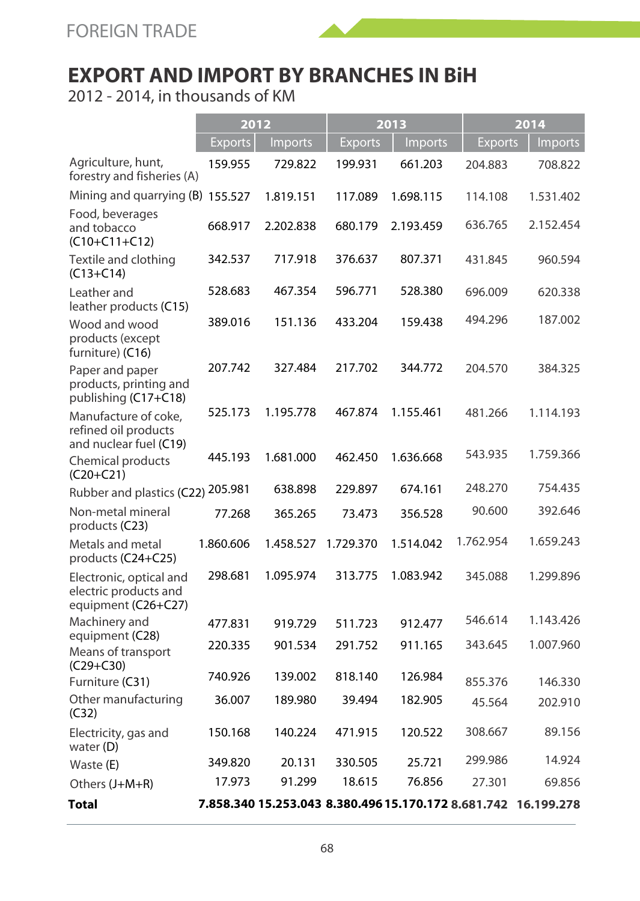FOREIGN TRADE

# EXPORT AND IMPORT BY BRANCHES IN BiH

2012 - 2014, in thousands of KM

| | 2012 | | 2013 | | 2014 | |
|---|---|---|---|---|---|---|
| | Exports | Imports | Exports | Imports | Exports | Imports |
| Agriculture, hunt, forestry and fisheries (A) | 159.955 | 729.822 | 199.931 | 661.203 | 204.883 | 708.822 |
| Mining and quarrying (B) | 155.527 | 1.819.151 | 117.089 | 1.698.115 | 114.108 | 1.531.402 |
| Food, beverages and tobacco (C10+C11+C12) | 668.917 | 2.202.838 | 680.179 | 2.193.459 | 636.765 | 2.152.454 |
| Textile and clothing (C13+C14) | 342.537 | 717.918 | 376.637 | 807.371 | 431.845 | 960.594 |
| Leather and leather products (C15) | 528.683 | 467.354 | 596.771 | 528.380 | 696.009 | 620.338 |
| Wood and wood products (except furniture) (C16) | 389.016 | 151.136 | 433.204 | 159.438 | 494.296 | 187.002 |
| Paper and paper products, printing and publishing (C17+C18) | 207.742 | 327.484 | 217.702 | 344.772 | 204.570 | 384.325 |
| Manufacture of coke, refined oil products and nuclear fuel (C19) | 525.173 | 1.195.778 | 467.874 | 1.155.461 | 481.266 | 1.114.193 |
| Chemical products (C20+C21) | 445.193 | 1.681.000 | 462.450 | 1.636.668 | 543.935 | 1.759.366 |
| Rubber and plastics (C22) | 205.981 | 638.898 | 229.897 | 674.161 | 248.270 | 754.435 |
| Non-metal mineral products (C23) | 77.268 | 365.265 | 73.473 | 356.528 | 90.600 | 392.646 |
| Metals and metal products (C24+C25) | 1.860.606 | 1.458.527 | 1.729.370 | 1.514.042 | 1.762.954 | 1.659.243 |
| Electronic, optical and electric products and equipment (C26+C27) | 298.681 | 1.095.974 | 313.775 | 1.083.942 | 345.088 | 1.299.896 |
| Machinery and equipment (C28) | 477.831 | 919.729 | 511.723 | 912.477 | 546.614 | 1.143.426 |
| Means of transport (C29+C30) | 220.335 | 901.534 | 291.752 | 911.165 | 343.645 | 1.007.960 |
| Furniture (C31) | 740.926 | 139.002 | 818.140 | 126.984 | 855.376 | 146.330 |
| Other manufacturing (C32) | 36.007 | 189.980 | 39.494 | 182.905 | 45.564 | 202.910 |
| Electricity, gas and water (D) | 150.168 | 140.224 | 471.915 | 120.522 | 308.667 | 89.156 |
| Waste (E) | 349.820 | 20.131 | 330.505 | 25.721 | 299.986 | 14.924 |
| Others (J+M+R) | 17.973 | 91.299 | 18.615 | 76.856 | 27.301 | 69.856 |
| **Total** | **7.858.340** | **15.253.043** | **8.380.496** | **15.170.172** | **8.681.742** | **16.199.278** |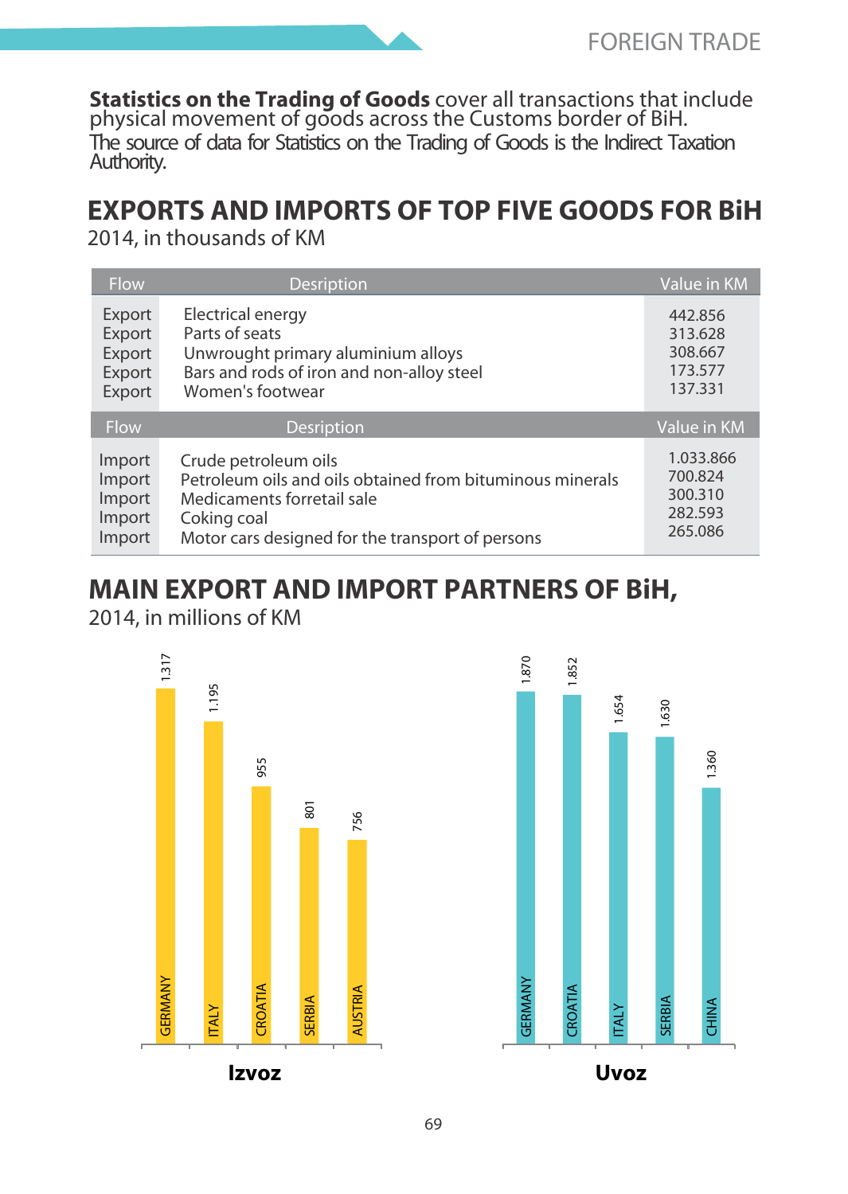**Statistics on the Trading of Goods** cover all transactions that include physical movement of goods across the Customs border of BiH.
The source of data for Statistics on the Trading of Goods is the Indirect Taxation Authority.

## EXPORTS AND IMPORTS OF TOP FIVE GOODS FOR BiH

2014, in thousands of KM

| Flow | Desription | Value in KM |
|---|---|---|
| Export | Electrical energy | 442.856 |
| Export | Parts of seats | 313.628 |
| Export | Unwrought primary aluminium alloys | 308.667 |
| Export | Bars and rods of iron and non-alloy steel | 173.577 |
| Export | Women's footwear | 137.331 |
| **Flow** | **Desription** | **Value in KM** |
| Import | Crude petroleum oils | 1.033.866 |
| Import | Petroleum oils and oils obtained from bituminous minerals | 700.824 |
| Import | Medicaments forretail sale | 300.310 |
| Import | Coking coal | 282.593 |
| Import | Motor cars designed for the transport of persons | 265.086 |

## MAIN EXPORT AND IMPORT PARTNERS OF BiH,

2014, in millions of KM

**Izvoz**

| Country | Value |
|---|---|
| GERMANY | 1.317 |
| ITALY | 1.195 |
| CROATIA | 955 |
| SERBIA | 801 |
| AUSTRIA | 756 |

**Uvoz**

| Country | Value |
|---|---|
| GERMANY | 1.870 |
| CROATIA | 1.852 |
| ITALY | 1.654 |
| SERBIA | 1.630 |
| CHINA | 1.360 |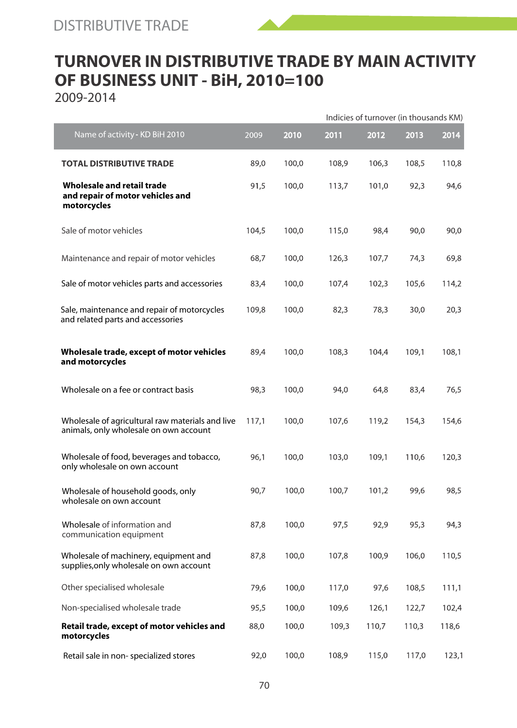# TURNOVER IN DISTRIBUTIVE TRADE BY MAIN ACTIVITY OF BUSINESS UNIT - BiH, 2010=100

2009-2014

Indicies of turnover (in thousands KM)

| Name of activity - KD BiH 2010 | 2009 | 2010 | 2011 | 2012 | 2013 | 2014 |
|---|---|---|---|---|---|---|
| **TOTAL DISTRIBUTIVE TRADE** | 89,0 | 100,0 | 108,9 | 106,3 | 108,5 | 110,8 |
| **Wholesale and retail trade and repair of motor vehicles and motorcycles** | 91,5 | 100,0 | 113,7 | 101,0 | 92,3 | 94,6 |
| Sale of motor vehicles | 104,5 | 100,0 | 115,0 | 98,4 | 90,0 | 90,0 |
| Maintenance and repair of motor vehicles | 68,7 | 100,0 | 126,3 | 107,7 | 74,3 | 69,8 |
| Sale of motor vehicles parts and accessories | 83,4 | 100,0 | 107,4 | 102,3 | 105,6 | 114,2 |
| Sale, maintenance and repair of motorcycles and related parts and accessories | 109,8 | 100,0 | 82,3 | 78,3 | 30,0 | 20,3 |
| **Wholesale trade, except of motor vehicles and motorcycles** | 89,4 | 100,0 | 108,3 | 104,4 | 109,1 | 108,1 |
| Wholesale on a fee or contract basis | 98,3 | 100,0 | 94,0 | 64,8 | 83,4 | 76,5 |
| Wholesale of agricultural raw materials and live animals, only wholesale on own account | 117,1 | 100,0 | 107,6 | 119,2 | 154,3 | 154,6 |
| Wholesale of food, beverages and tobacco, only wholesale on own account | 96,1 | 100,0 | 103,0 | 109,1 | 110,6 | 120,3 |
| Wholesale of household goods, only wholesale on own account | 90,7 | 100,0 | 100,7 | 101,2 | 99,6 | 98,5 |
| Wholesale of information and communication equipment | 87,8 | 100,0 | 97,5 | 92,9 | 95,3 | 94,3 |
| Wholesale of machinery, equipment and supplies,only wholesale on own account | 87,8 | 100,0 | 107,8 | 100,9 | 106,0 | 110,5 |
| Other specialised wholesale | 79,6 | 100,0 | 117,0 | 97,6 | 108,5 | 111,1 |
| Non-specialised wholesale trade | 95,5 | 100,0 | 109,6 | 126,1 | 122,7 | 102,4 |
| **Retail trade, except of motor vehicles and motorcycles** | 88,0 | 100,0 | 109,3 | 110,7 | 110,3 | 118,6 |
| Retail sale in non- specialized stores | 92,0 | 100,0 | 108,9 | 115,0 | 117,0 | 123,1 |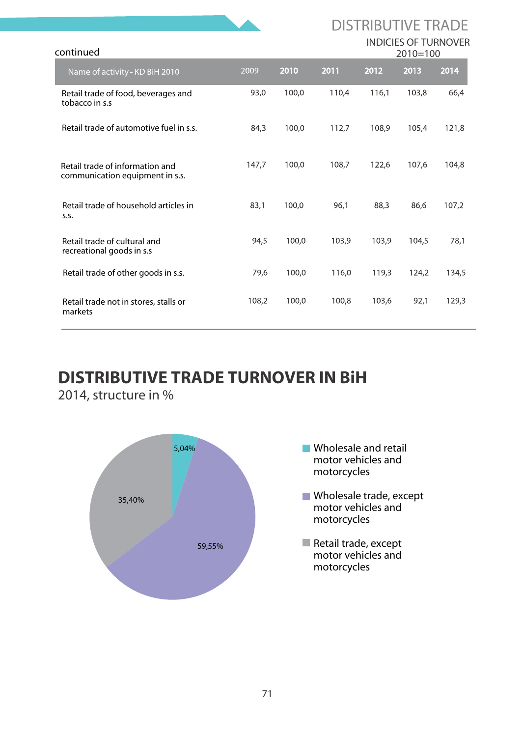## DISTRIBUTIVE TRADE

INDICIES OF TURNOVER
2010=100

continued

| Name of activity - KD BiH 2010 | 2009 | 2010 | 2011 | 2012 | 2013 | 2014 |
|---|---|---|---|---|---|---|
| Retail trade of food, beverages and tobacco in s.s | 93,0 | 100,0 | 110,4 | 116,1 | 103,8 | 66,4 |
| Retail trade of automotive fuel in s.s. | 84,3 | 100,0 | 112,7 | 108,9 | 105,4 | 121,8 |
| Retail trade of information and communication equipment in s.s. | 147,7 | 100,0 | 108,7 | 122,6 | 107,6 | 104,8 |
| Retail trade of household articles in s.s. | 83,1 | 100,0 | 96,1 | 88,3 | 86,6 | 107,2 |
| Retail trade of cultural and recreational goods in s.s | 94,5 | 100,0 | 103,9 | 103,9 | 104,5 | 78,1 |
| Retail trade of other goods in s.s. | 79,6 | 100,0 | 116,0 | 119,3 | 124,2 | 134,5 |
| Retail trade not in stores, stalls or markets | 108,2 | 100,0 | 100,8 | 103,6 | 92,1 | 129,3 |

## DISTRIBUTIVE TRADE TURNOVER IN BiH

2014, structure in %

| Activity | % |
|---|---|
| Wholesale and retail motor vehicles and motorcycles | 5,04% |
| Wholesale trade, except motor vehicles and motorcycles | 59,55% |
| Retail trade, except motor vehicles and motorcycles | 35,40% |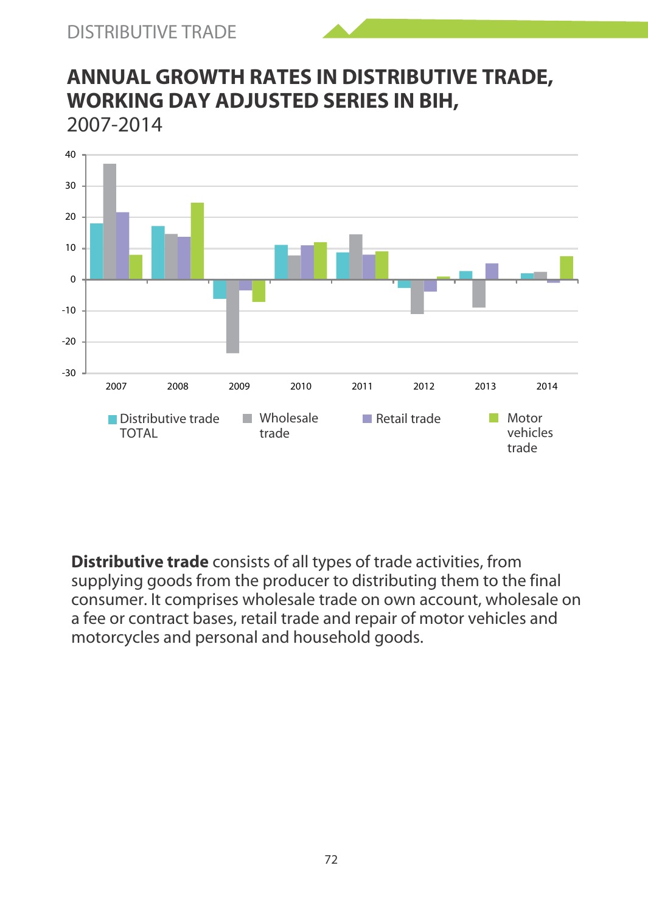# ANNUAL GROWTH RATES IN DISTRIBUTIVE TRADE, WORKING DAY ADJUSTED SERIES IN BIH,

2007-2014

40
30
20
10
0
-10
-20
-30

2007 2008 2009 2010 2011 2012 2013 2014

Distributive trade TOTAL
Wholesale trade
Retail trade
Motor vehicles trade

**Distributive trade** consists of all types of trade activities, from supplying goods from the producer to distributing them to the final consumer. It comprises wholesale trade on own account, wholesale on a fee or contract bases, retail trade and repair of motor vehicles and motorcycles and personal and household goods.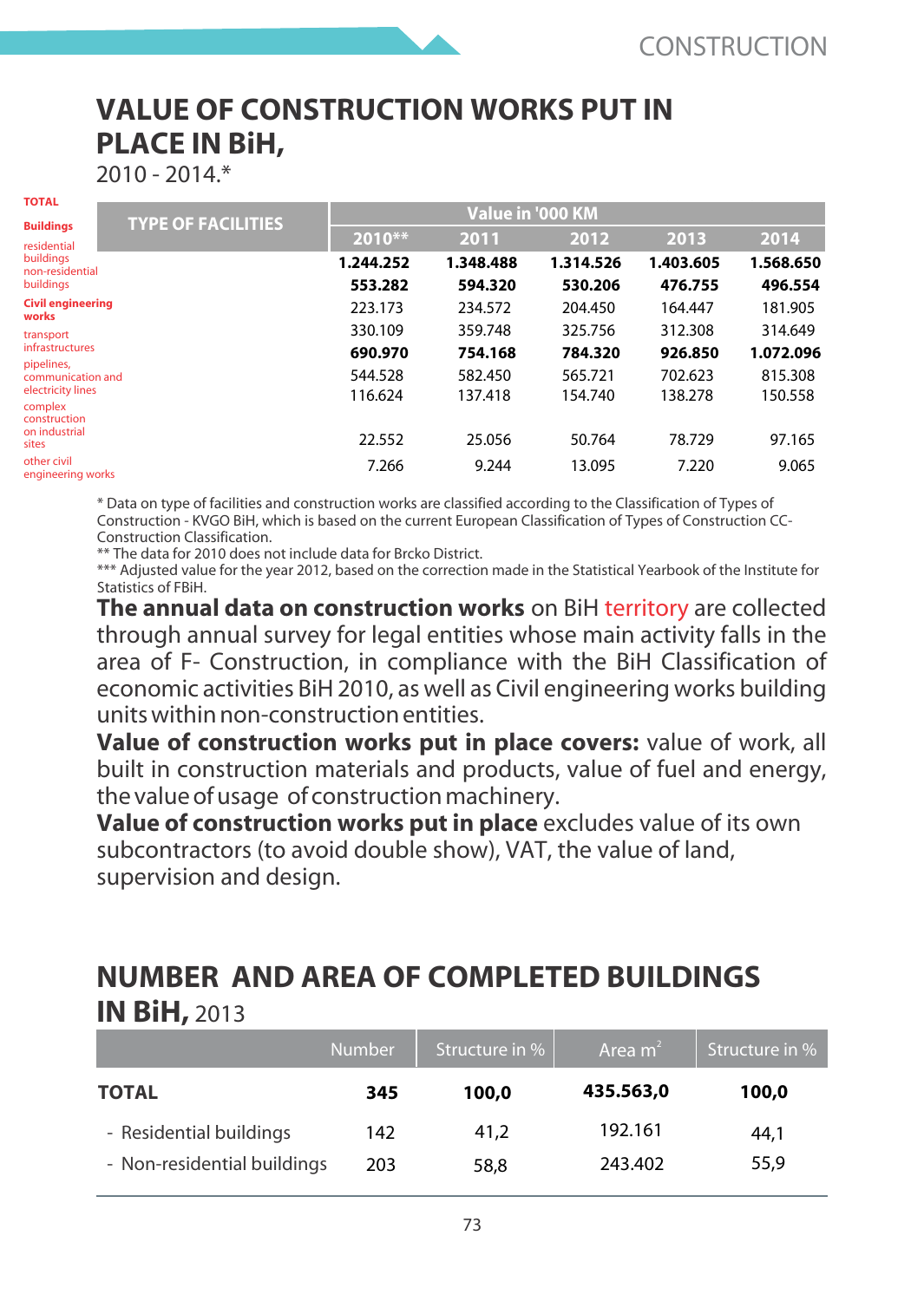# VALUE OF CONSTRUCTION WORKS PUT IN PLACE IN BiH,

2010 - 2014.*

| TYPE OF FACILITIES | Value in '000 KM | | | | |
|---|---|---|---|---|---|
| | 2010** | 2011 | 2012 | 2013 | 2014 |
| **TOTAL** | **1.244.252** | **1.348.488** | **1.314.526** | **1.403.605** | **1.568.650** |
| **Buildings** | **553.282** | **594.320** | **530.206** | **476.755** | **496.554** |
| residential buildings | 223.173 | 234.572 | 204.450 | 164.447 | 181.905 |
| non-residential buildings | 330.109 | 359.748 | 325.756 | 312.308 | 314.649 |
| **Civil engineering works** | **690.970** | **754.168** | **784.320** | **926.850** | **1.072.096** |
| transport infrastructures | 544.528 | 582.450 | 565.721 | 702.623 | 815.308 |
| pipelines, communication and electricity lines | 116.624 | 137.418 | 154.740 | 138.278 | 150.558 |
| complex construction on industrial sites | 22.552 | 25.056 | 50.764 | 78.729 | 97.165 |
| other civil engineering works | 7.266 | 9.244 | 13.095 | 7.220 | 9.065 |

* Data on type of facilities and construction works are classified according to the Classification of Types of Construction - KVGO BiH, which is based on the current European Classification of Types of Construction CC-Construction Classification.

** The data for 2010 does not include data for Brcko District.

*** Adjusted value for the year 2012, based on the correction made in the Statistical Yearbook of the Institute for Statistics of FBiH.

**The annual data on construction works** on BiH territory are collected through annual survey for legal entities whose main activity falls in the area of F- Construction, in compliance with the BiH Classification of economic activities BiH 2010, as well as Civil engineering works building units within non-construction entities.

**Value of construction works put in place covers:** value of work, all built in construction materials and products, value of fuel and energy, the value of usage of construction machinery.

**Value of construction works put in place** excludes value of its own subcontractors (to avoid double show), VAT, the value of land, supervision and design.

# NUMBER AND AREA OF COMPLETED BUILDINGS IN BiH, 2013

| | Number | Structure in % | Area m² | Structure in % |
|---|---|---|---|---|
| **TOTAL** | **345** | **100,0** | **435.563,0** | **100,0** |
| - Residential buildings | 142 | 41,2 | 192.161 | 44,1 |
| - Non-residential buildings | 203 | 58,8 | 243.402 | 55,9 |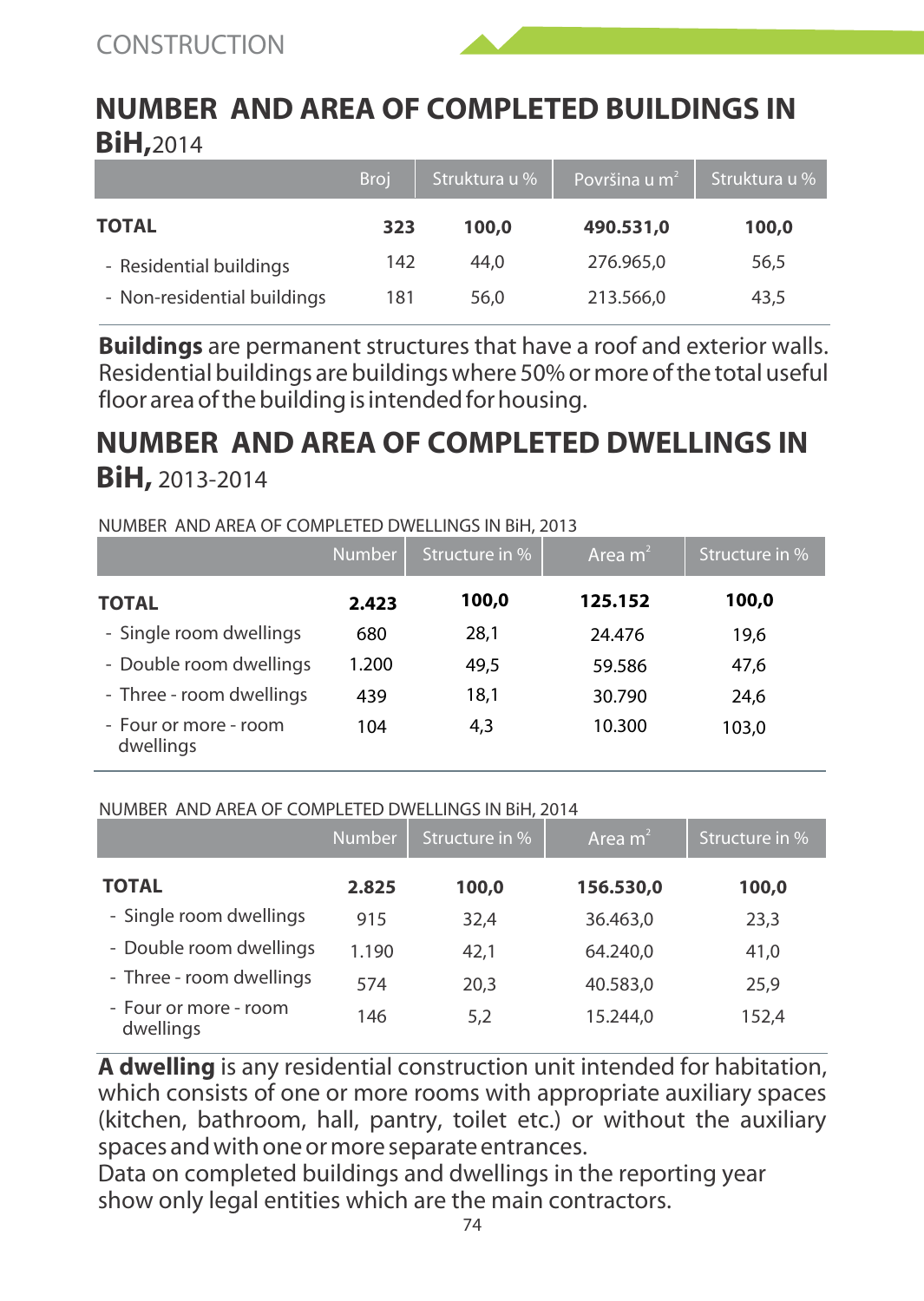# NUMBER AND AREA OF COMPLETED BUILDINGS IN BiH, 2014

| | Broj | Struktura u % | Površina u $m^2$ | Struktura u % |
|---|---|---|---|---|
| **TOTAL** | **323** | **100,0** | **490.531,0** | **100,0** |
| - Residential buildings | 142 | 44,0 | 276.965,0 | 56,5 |
| - Non-residential buildings | 181 | 56,0 | 213.566,0 | 43,5 |

**Buildings** are permanent structures that have a roof and exterior walls. Residential buildings are buildings where 50% or more of the total useful floor area of the building is intended for housing.

# NUMBER AND AREA OF COMPLETED DWELLINGS IN BiH, 2013-2014

NUMBER AND AREA OF COMPLETED DWELLINGS IN BiH, 2013

| | Number | Structure in % | Area $m^2$ | Structure in % |
|---|---|---|---|---|
| **TOTAL** | **2.423** | **100,0** | **125.152** | **100,0** |
| - Single room dwellings | 680 | 28,1 | 24.476 | 19,6 |
| - Double room dwellings | 1.200 | 49,5 | 59.586 | 47,6 |
| - Three - room dwellings | 439 | 18,1 | 30.790 | 24,6 |
| - Four or more - room dwellings | 104 | 4,3 | 10.300 | 103,0 |

NUMBER AND AREA OF COMPLETED DWELLINGS IN BiH, 2014

| | Number | Structure in % | Area $m^2$ | Structure in % |
|---|---|---|---|---|
| **TOTAL** | **2.825** | **100,0** | **156.530,0** | **100,0** |
| - Single room dwellings | 915 | 32,4 | 36.463,0 | 23,3 |
| - Double room dwellings | 1.190 | 42,1 | 64.240,0 | 41,0 |
| - Three - room dwellings | 574 | 20,3 | 40.583,0 | 25,9 |
| - Four or more - room dwellings | 146 | 5,2 | 15.244,0 | 152,4 |

**A dwelling** is any residential construction unit intended for habitation, which consists of one or more rooms with appropriate auxiliary spaces (kitchen, bathroom, hall, pantry, toilet etc.) or without the auxiliary spaces and with one or more separate entrances.
Data on completed buildings and dwellings in the reporting year show only legal entities which are the main contractors.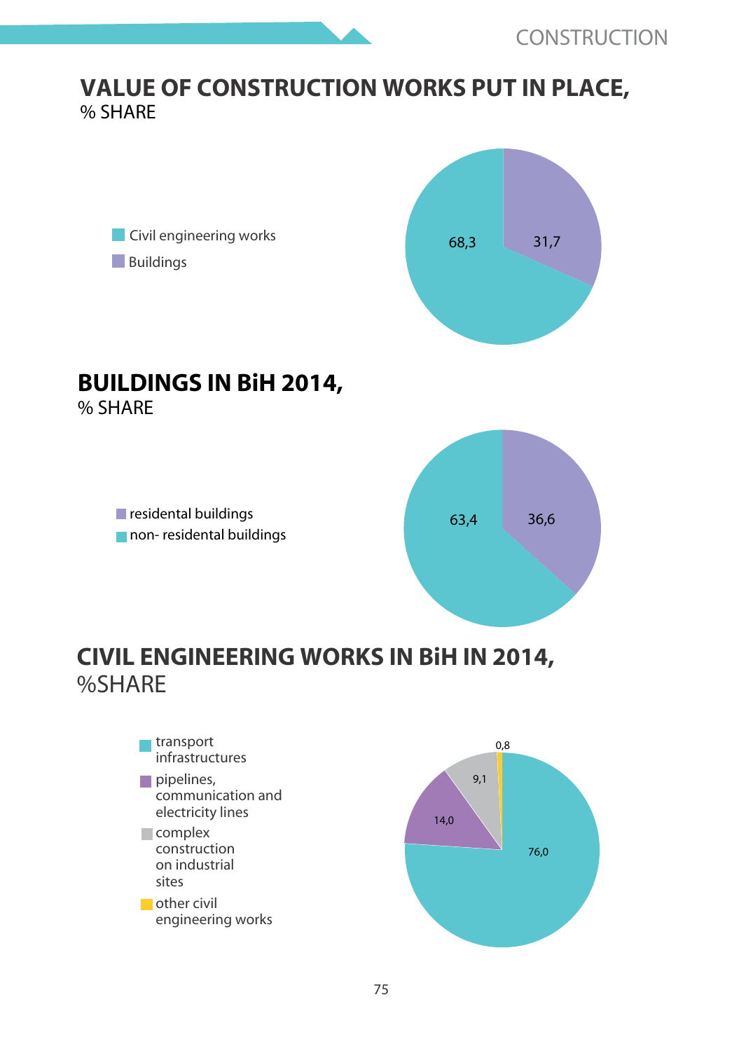## VALUE OF CONSTRUCTION WORKS PUT IN PLACE,
% SHARE

- Civil engineering works
- Buildings

68,3

31,7

## BUILDINGS IN BiH 2014,
% SHARE

- residental buildings
- non- residental buildings

63,4

36,6

## CIVIL ENGINEERING WORKS IN BiH IN 2014,
%SHARE

- transport infrastructures
- pipelines, communication and electricity lines
- complex construction on industrial sites
- other civil engineering works

0,8

9,1

14,0

76,0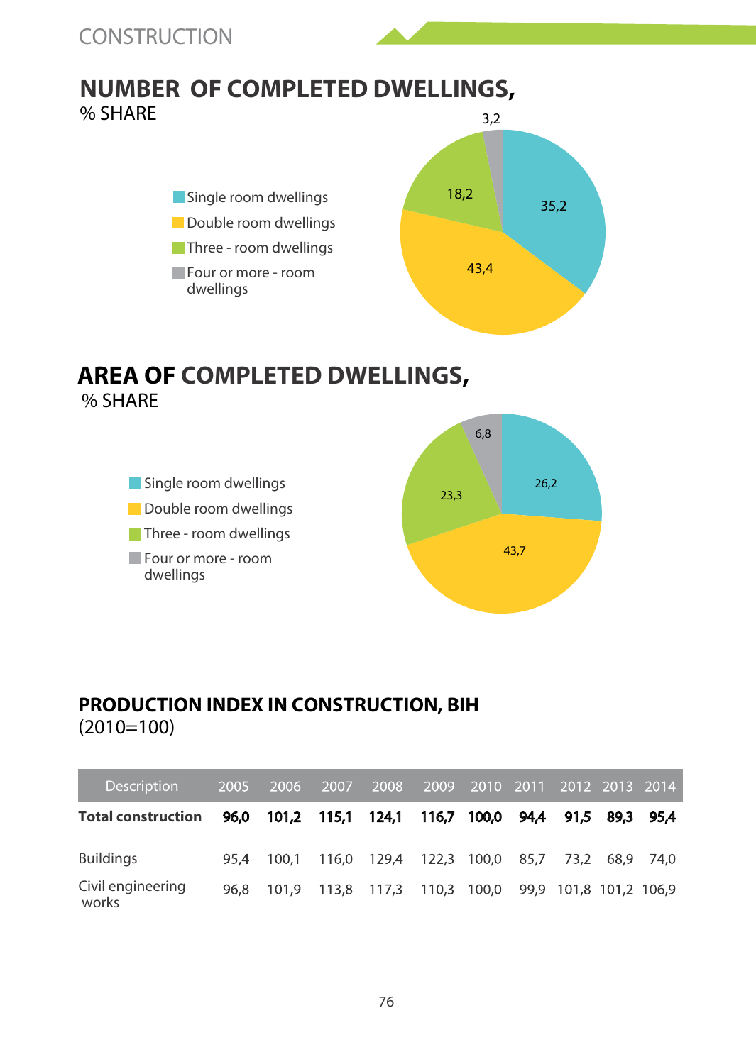CONSTRUCTION

## NUMBER OF COMPLETED DWELLINGS,
% SHARE

- Single room dwellings: 35,2
- Double room dwellings: 43,4
- Three - room dwellings: 18,2
- Four or more - room dwellings: 3,2

## AREA OF COMPLETED DWELLINGS,
% SHARE

- Single room dwellings: 26,2
- Double room dwellings: 43,7
- Three - room dwellings: 23,3
- Four or more - room dwellings: 6,8

## PRODUCTION INDEX IN CONSTRUCTION, BIH
(2010=100)

| Description | 2005 | 2006 | 2007 | 2008 | 2009 | 2010 | 2011 | 2012 | 2013 | 2014 |
|---|---|---|---|---|---|---|---|---|---|---|
| **Total construction** | **96,0** | **101,2** | **115,1** | **124,1** | **116,7** | **100,0** | **94,4** | **91,5** | **89,3** | **95,4** |
| Buildings | 95,4 | 100,1 | 116,0 | 129,4 | 122,3 | 100,0 | 85,7 | 73,2 | 68,9 | 74,0 |
| Civil engineering works | 96,8 | 101,9 | 113,8 | 117,3 | 110,3 | 100,0 | 99,9 | 101,8 | 101,2 | 106,9 |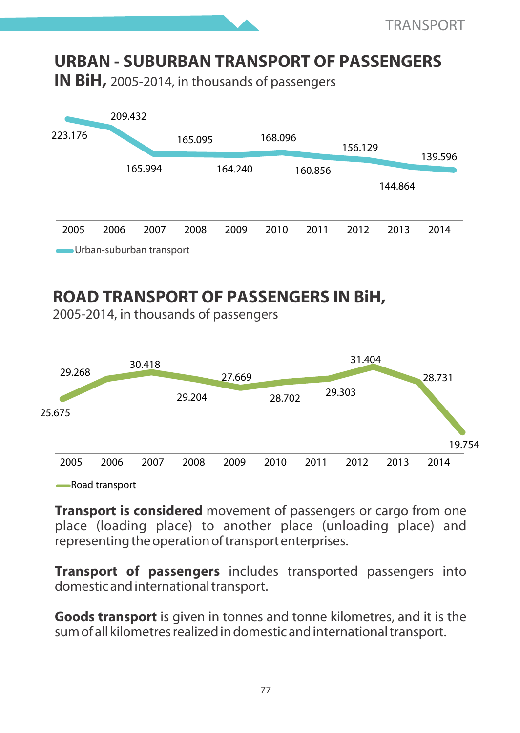## URBAN - SUBURBAN TRANSPORT OF PASSENGERS IN BiH, 2005-2014, in thousands of passengers

| Year | Urban-suburban transport |
| --- | --- |
| 2005 | 223.176 |
| 2006 | 209.432 |
| 2007 | 165.994 |
| 2008 | 165.095 |
| 2009 | 164.240 |
| 2010 | 168.096 |
| 2011 | 160.856 |
| 2012 | 156.129 |
| 2013 | 144.864 |
| 2014 | 139.596 |

## ROAD TRANSPORT OF PASSENGERS IN BiH, 2005-2014, in thousands of passengers

| Year | Road transport |
| --- | --- |
| 2005 | 25.675 |
| 2006 | 29.268 |
| 2007 | 30.418 |
| 2008 | 29.204 |
| 2009 | 27.669 |
| 2010 | 28.702 |
| 2011 | 29.303 |
| 2012 | 31.404 |
| 2013 | 28.731 |
| 2014 | 19.754 |

**Transport is considered** movement of passengers or cargo from one place (loading place) to another place (unloading place) and representing the operation of transport enterprises.

**Transport of passengers** includes transported passengers into domestic and international transport.

**Goods transport** is given in tonnes and tonne kilometres, and it is the sum of all kilometres realized in domestic and international transport.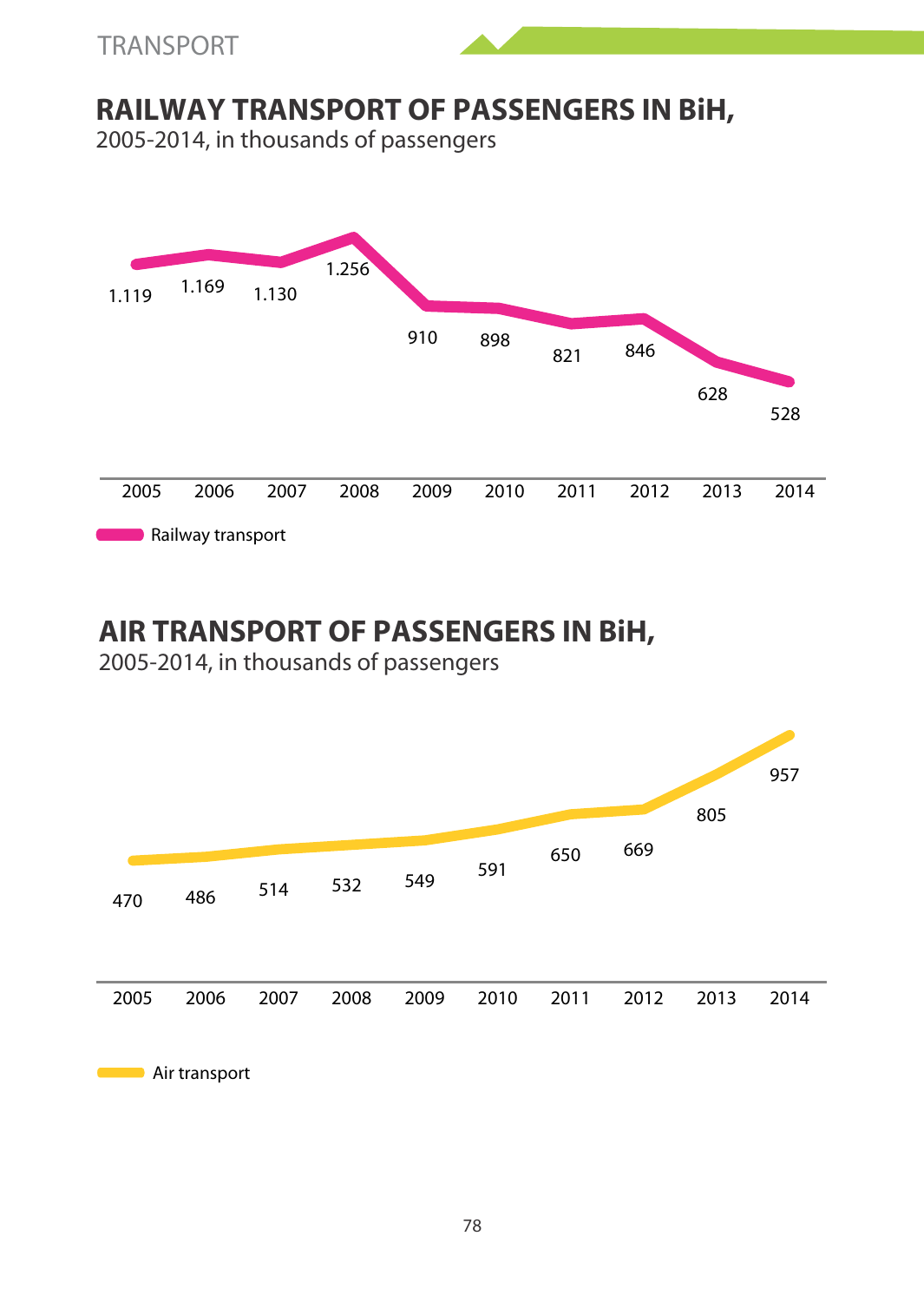## RAILWAY TRANSPORT OF PASSENGERS IN BiH,

2005-2014, in thousands of passengers

| | 2005 | 2006 | 2007 | 2008 | 2009 | 2010 | 2011 | 2012 | 2013 | 2014 |
|---|---|---|---|---|---|---|---|---|---|---|
| Railway transport | 1.119 | 1.169 | 1.130 | 1.256 | 910 | 898 | 821 | 846 | 628 | 528 |

## AIR TRANSPORT OF PASSENGERS IN BiH,

2005-2014, in thousands of passengers

| | 2005 | 2006 | 2007 | 2008 | 2009 | 2010 | 2011 | 2012 | 2013 | 2014 |
|---|---|---|---|---|---|---|---|---|---|---|
| Air transport | 470 | 486 | 514 | 532 | 549 | 591 | 650 | 669 | 805 | 957 |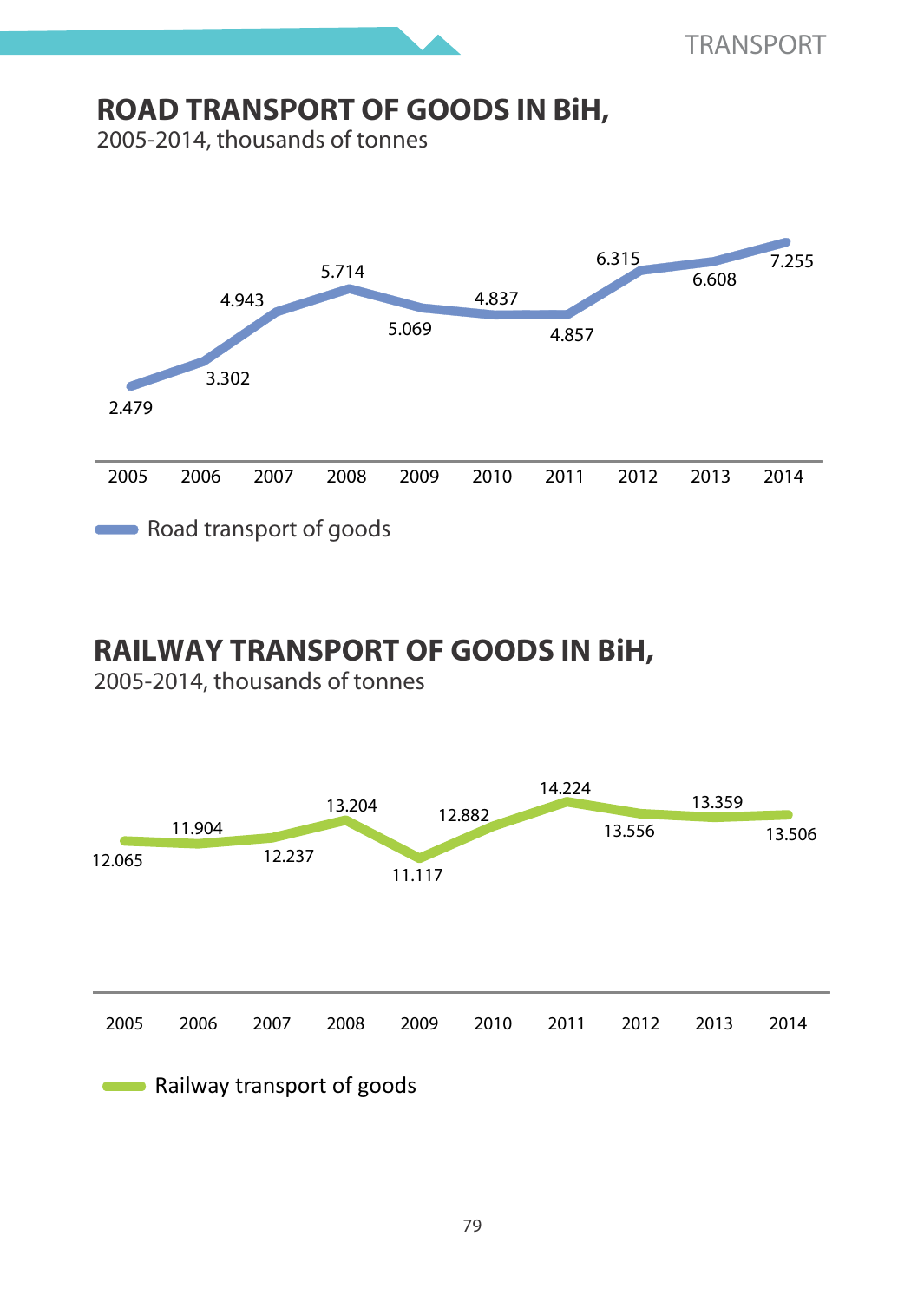## ROAD TRANSPORT OF GOODS IN BiH,

2005-2014, thousands of tonnes

| Year | Road transport of goods |
|---|---|
| 2005 | 2.479 |
| 2006 | 3.302 |
| 2007 | 4.943 |
| 2008 | 5.714 |
| 2009 | 5.069 |
| 2010 | 4.837 |
| 2011 | 4.857 |
| 2012 | 6.315 |
| 2013 | 6.608 |
| 2014 | 7.255 |

## RAILWAY TRANSPORT OF GOODS IN BiH,

2005-2014, thousands of tonnes

| Year | Railway transport of goods |
|---|---|
| 2005 | 12.065 |
| 2006 | 11.904 |
| 2007 | 12.237 |
| 2008 | 13.204 |
| 2009 | 11.117 |
| 2010 | 12.882 |
| 2011 | 14.224 |
| 2012 | 13.556 |
| 2013 | 13.359 |
| 2014 | 13.506 |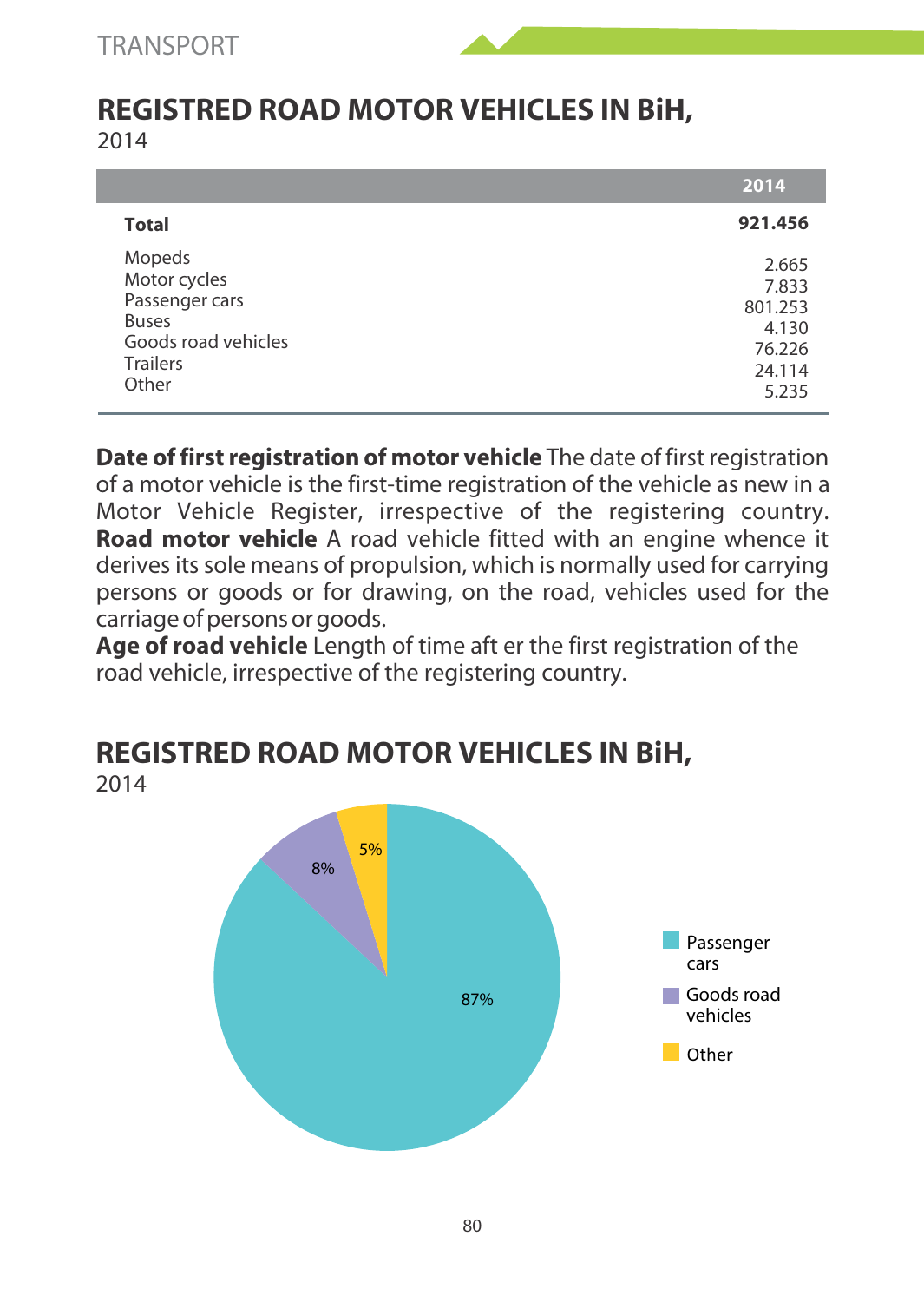## REGISTRED ROAD MOTOR VEHICLES IN BiH,

2014

| | 2014 |
|---|---|
| **Total** | **921.456** |
| Mopeds | 2.665 |
| Motor cycles | 7.833 |
| Passenger cars | 801.253 |
| Buses | 4.130 |
| Goods road vehicles | 76.226 |
| Trailers | 24.114 |
| Other | 5.235 |

**Date of first registration of motor vehicle** The date of first registration of a motor vehicle is the first-time registration of the vehicle as new in a Motor Vehicle Register, irrespective of the registering country. **Road motor vehicle** A road vehicle fitted with an engine whence it derives its sole means of propulsion, which is normally used for carrying persons or goods or for drawing, on the road, vehicles used for the carriage of persons or goods.
**Age of road vehicle** Length of time aft er the first registration of the road vehicle, irrespective of the registering country.

## REGISTRED ROAD MOTOR VEHICLES IN BiH,

2014

| | % |
|---|---|
| Passenger cars | 87% |
| Goods road vehicles | 8% |
| Other | 5% |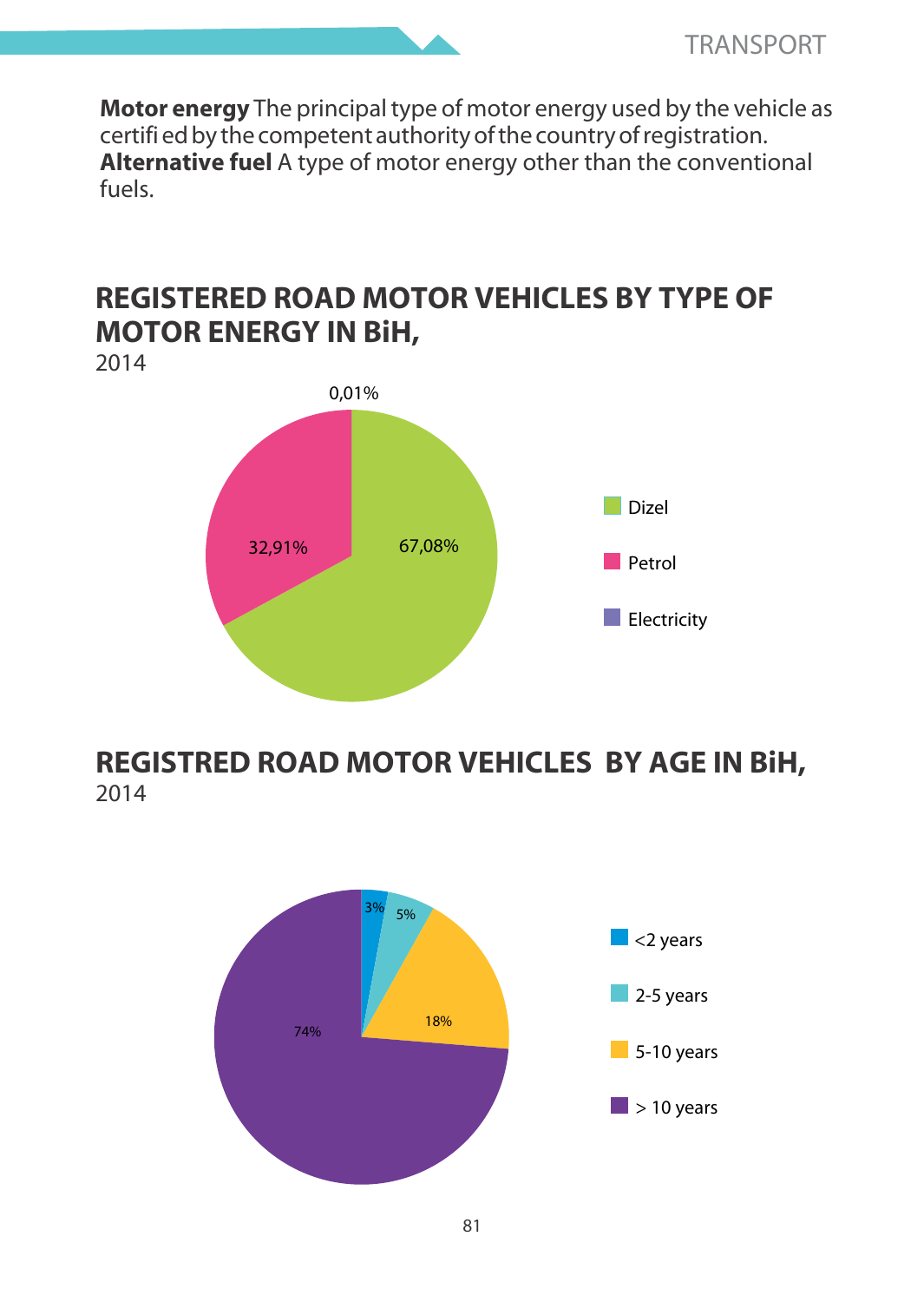**Motor energy** The principal type of motor energy used by the vehicle as certifi ed by the competent authority of the country of registration.
**Alternative fuel** A type of motor energy other than the conventional fuels.

## REGISTERED ROAD MOTOR VEHICLES BY TYPE OF MOTOR ENERGY IN BiH,

2014

| Type of motor energy | Share |
|---|---|
| Dizel | 67,08% |
| Petrol | 32,91% |
| Electricity | 0,01% |

## REGISTRED ROAD MOTOR VEHICLES BY AGE IN BiH,

2014

| Age | Share |
|---|---|
| <2 years | 3% |
| 2-5 years | 5% |
| 5-10 years | 18% |
| > 10 years | 74% |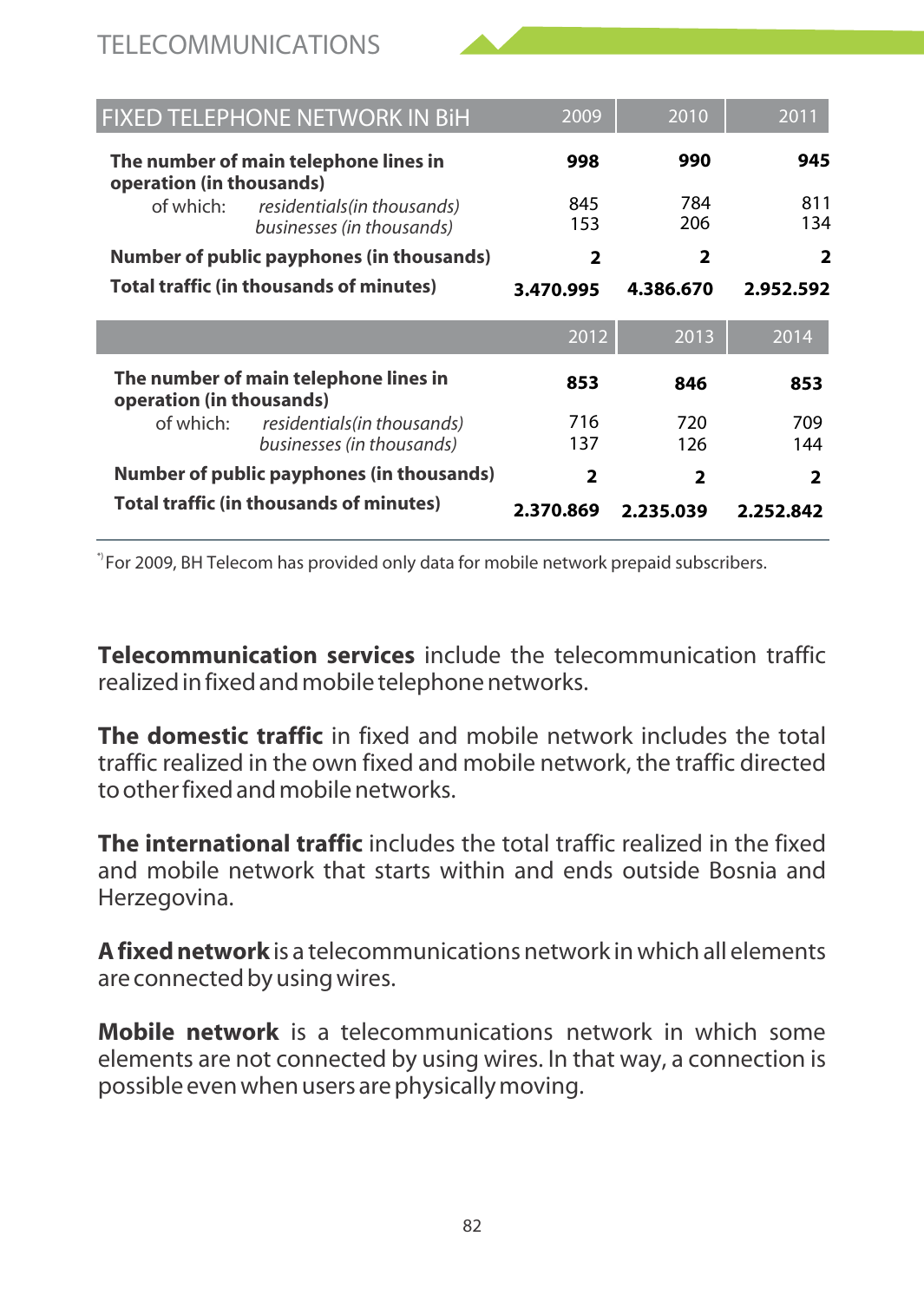## TELECOMMUNICATIONS

| FIXED TELEPHONE NETWORK IN BiH | 2009 | 2010 | 2011 |
|---|---|---|---|
| **The number of main telephone lines in operation (in thousands)** | **998** | **990** | **945** |
| of which: *residentials(in thousands)* | 845 | 784 | 811 |
| *businesses (in thousands)* | 153 | 206 | 134 |
| **Number of public payphones (in thousands)** | **2** | **2** | **2** |
| **Total traffic (in thousands of minutes)** | **3.470.995** | **4.386.670** | **2.952.592** |
| | **2012** | **2013** | **2014** |
| **The number of main telephone lines in operation (in thousands)** | **853** | **846** | **853** |
| of which: *residentials(in thousands)* | 716 | 720 | 709 |
| *businesses (in thousands)* | 137 | 126 | 144 |
| **Number of public payphones (in thousands)** | **2** | **2** | **2** |
| **Total traffic (in thousands of minutes)** | **2.370.869** | **2.235.039** | **2.252.842** |

[*] For 2009, BH Telecom has provided only data for mobile network prepaid subscribers.

**Telecommunication services** include the telecommunication traffic realized in fixed and mobile telephone networks.

**The domestic traffic** in fixed and mobile network includes the total traffic realized in the own fixed and mobile network, the traffic directed to other fixed and mobile networks.

**The international traffic** includes the total traffic realized in the fixed and mobile network that starts within and ends outside Bosnia and Herzegovina.

**A fixed network** is a telecommunications network in which all elements are connected by using wires.

**Mobile network** is a telecommunications network in which some elements are not connected by using wires. In that way, a connection is possible even when users are physically moving.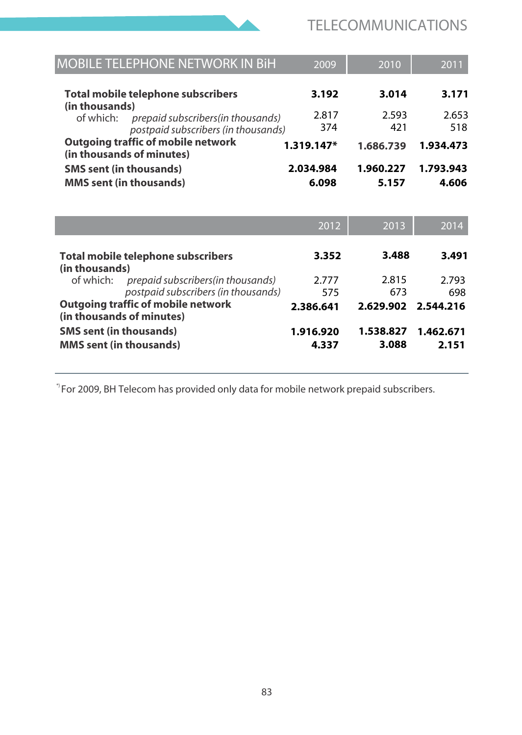## MOBILE TELEPHONE NETWORK IN BiH

| MOBILE TELEPHONE NETWORK IN BiH | 2009 | 2010 | 2011 |
|---|---|---|---|
| **Total mobile telephone subscribers (in thousands)** | **3.192** | **3.014** | **3.171** |
| of which: *prepaid subscribers(in thousands)* | 2.817 | 2.593 | 2.653 |
| *postpaid subscribers (in thousands)* | 374 | 421 | 518 |
| **Outgoing traffic of mobile network (in thousands of minutes)** | **1.319.147*** | **1.686.739** | **1.934.473** |
| **SMS sent (in thousands)** | **2.034.984** | **1.960.227** | **1.793.943** |
| **MMS sent (in thousands)** | **6.098** | **5.157** | **4.606** |

| | 2012 | 2013 | 2014 |
|---|---|---|---|
| **Total mobile telephone subscribers (in thousands)** | **3.352** | **3.488** | **3.491** |
| of which: *prepaid subscribers(in thousands)* | 2.777 | 2.815 | 2.793 |
| *postpaid subscribers (in thousands)* | 575 | 673 | 698 |
| **Outgoing traffic of mobile network (in thousands of minutes)** | **2.386.641** | **2.629.902** | **2.544.216** |
| **SMS sent (in thousands)** | **1.916.920** | **1.538.827** | **1.462.671** |
| **MMS sent (in thousands)** | **4.337** | **3.088** | **2.151** |

*) For 2009, BH Telecom has provided only data for mobile network prepaid subscribers.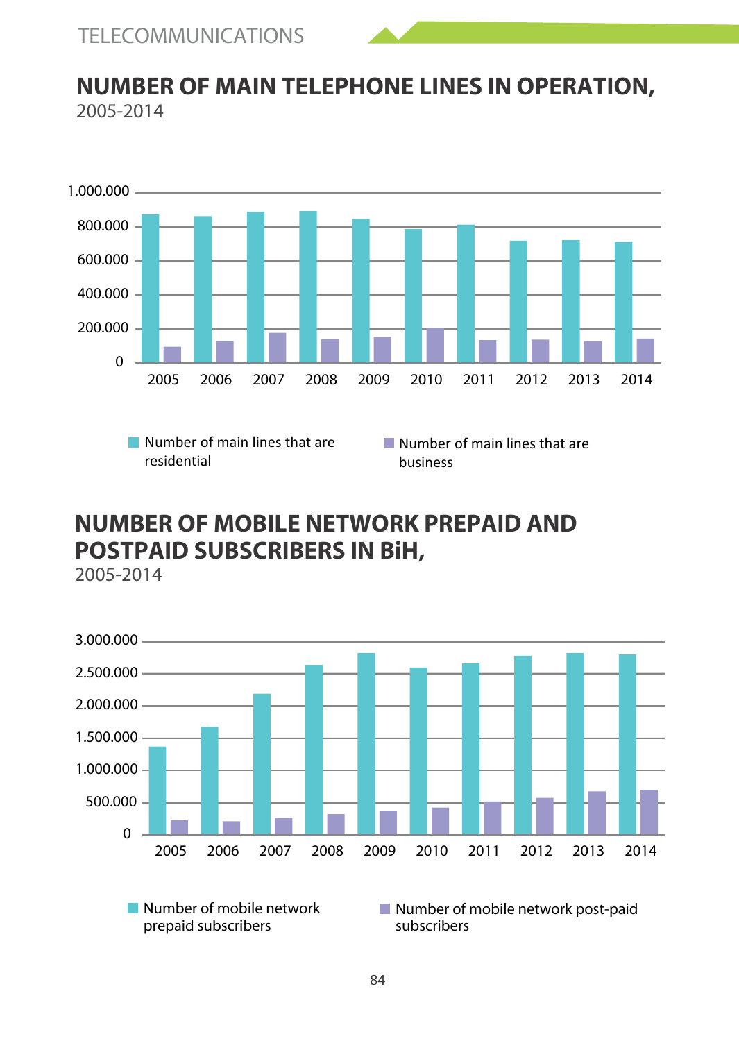## NUMBER OF MAIN TELEPHONE LINES IN OPERATION,

2005-2014

1.000.000
800.000
600.000
400.000
200.000
0

2005 2006 2007 2008 2009 2010 2011 2012 2013 2014

Number of main lines that are residential

Number of main lines that are business

## NUMBER OF MOBILE NETWORK PREPAID AND POSTPAID SUBSCRIBERS IN BiH,

2005-2014

3.000.000
2.500.000
2.000.000
1.500.000
1.000.000
500.000
0

2005 2006 2007 2008 2009 2010 2011 2012 2013 2014

Number of mobile network prepaid subscribers

Number of mobile network post-paid subscribers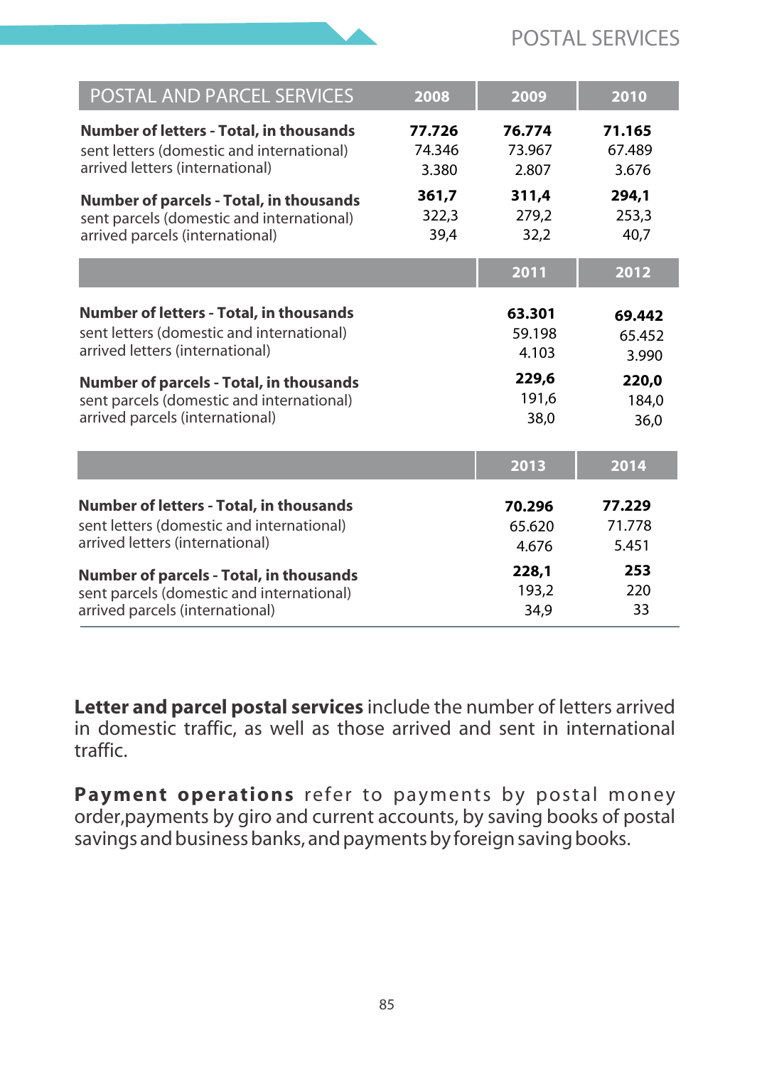| POSTAL AND PARCEL SERVICES | 2008 | 2009 | 2010 |
|---|---|---|---|
| **Number of letters - Total, in thousands** | **77.726** | **76.774** | **71.165** |
| sent letters (domestic and international) | 74.346 | 73.967 | 67.489 |
| arrived letters (international) | 3.380 | 2.807 | 3.676 |
| **Number of parcels - Total, in thousands** | **361,7** | **311,4** | **294,1** |
| sent parcels (domestic and international) | 322,3 | 279,2 | 253,3 |
| arrived parcels (international) | 39,4 | 32,2 | 40,7 |

| | 2011 | 2012 |
|---|---|---|
| **Number of letters - Total, in thousands** | **63.301** | **69.442** |
| sent letters (domestic and international) | 59.198 | 65.452 |
| arrived letters (international) | 4.103 | 3.990 |
| **Number of parcels - Total, in thousands** | **229,6** | **220,0** |
| sent parcels (domestic and international) | 191,6 | 184,0 |
| arrived parcels (international) | 38,0 | 36,0 |

| | 2013 | 2014 |
|---|---|---|
| **Number of letters - Total, in thousands** | **70.296** | **77.229** |
| sent letters (domestic and international) | 65.620 | 71.778 |
| arrived letters (international) | 4.676 | 5.451 |
| **Number of parcels - Total, in thousands** | **228,1** | **253** |
| sent parcels (domestic and international) | 193,2 | 220 |
| arrived parcels (international) | 34,9 | 33 |

**Letter and parcel postal services** include the number of letters arrived in domestic traffic, as well as those arrived and sent in international traffic.

**Payment operations** refer to payments by postal money order,payments by giro and current accounts, by saving books of postal savings and business banks, and payments by foreign saving books.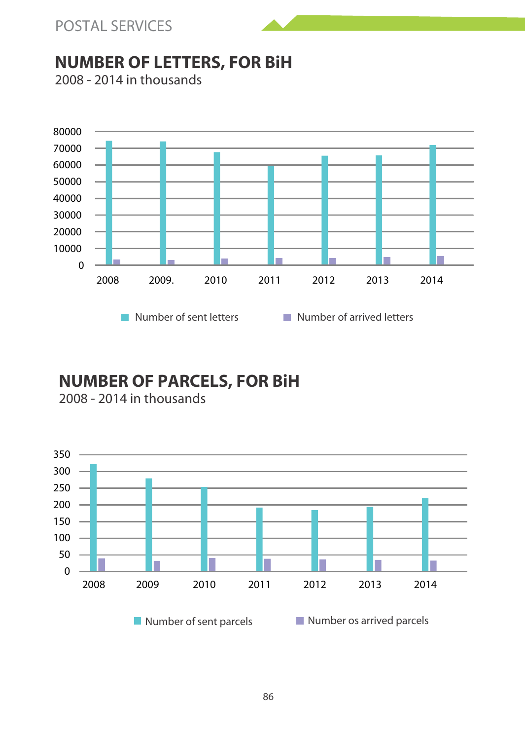POSTAL SERVICES

## NUMBER OF LETTERS, FOR BiH

2008 - 2014 in thousands

80000
70000
60000
50000
40000
30000
20000
10000
0

2008 2009. 2010 2011 2012 2013 2014

Number of sent letters    Number of arrived letters

## NUMBER OF PARCELS, FOR BiH

2008 - 2014 in thousands

350
300
250
200
150
100
50
0

2008 2009 2010 2011 2012 2013 2014

Number of sent parcels    Number os arrived parcels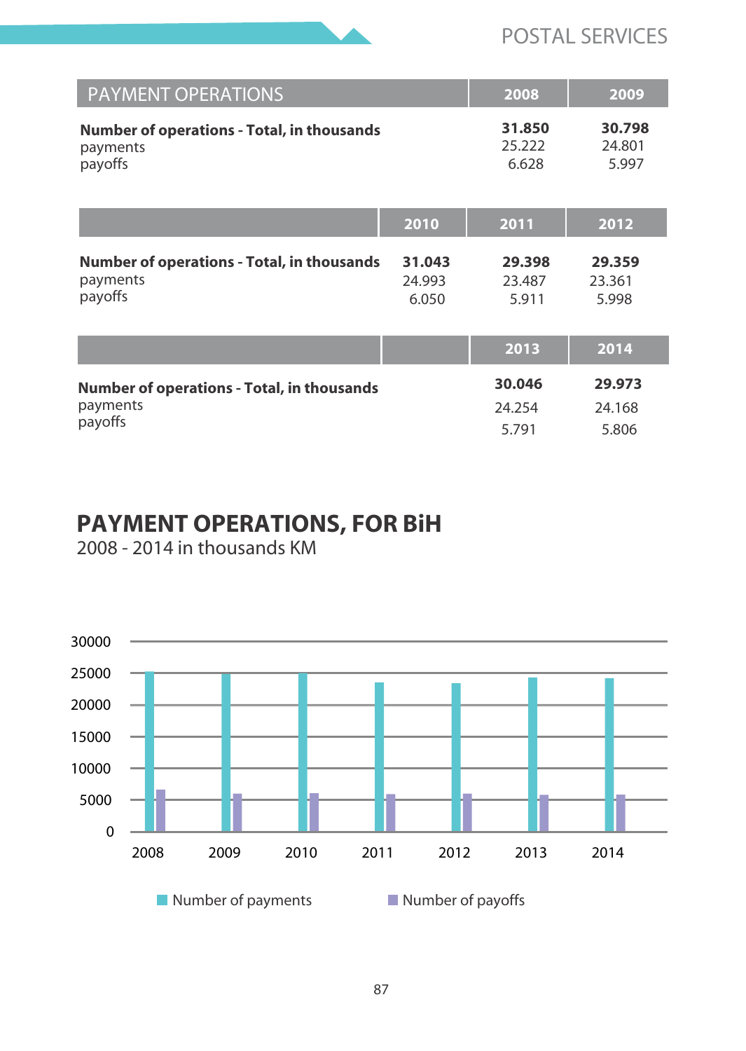| PAYMENT OPERATIONS | 2008 | 2009 |
|---|---|---|
| **Number of operations - Total, in thousands** | **31.850** | **30.798** |
| payments | 25.222 | 24.801 |
| payoffs | 6.628 | 5.997 |

| | 2010 | 2011 | 2012 |
|---|---|---|---|
| **Number of operations - Total, in thousands** | **31.043** | **29.398** | **29.359** |
| payments | 24.993 | 23.487 | 23.361 |
| payoffs | 6.050 | 5.911 | 5.998 |

| | 2013 | 2014 |
|---|---|---|
| **Number of operations - Total, in thousands** | **30.046** | **29.973** |
| payments | 24.254 | 24.168 |
| payoffs | 5.791 | 5.806 |

## PAYMENT OPERATIONS, FOR BiH

2008 - 2014 in thousands KM

Number of payments    Number of payoffs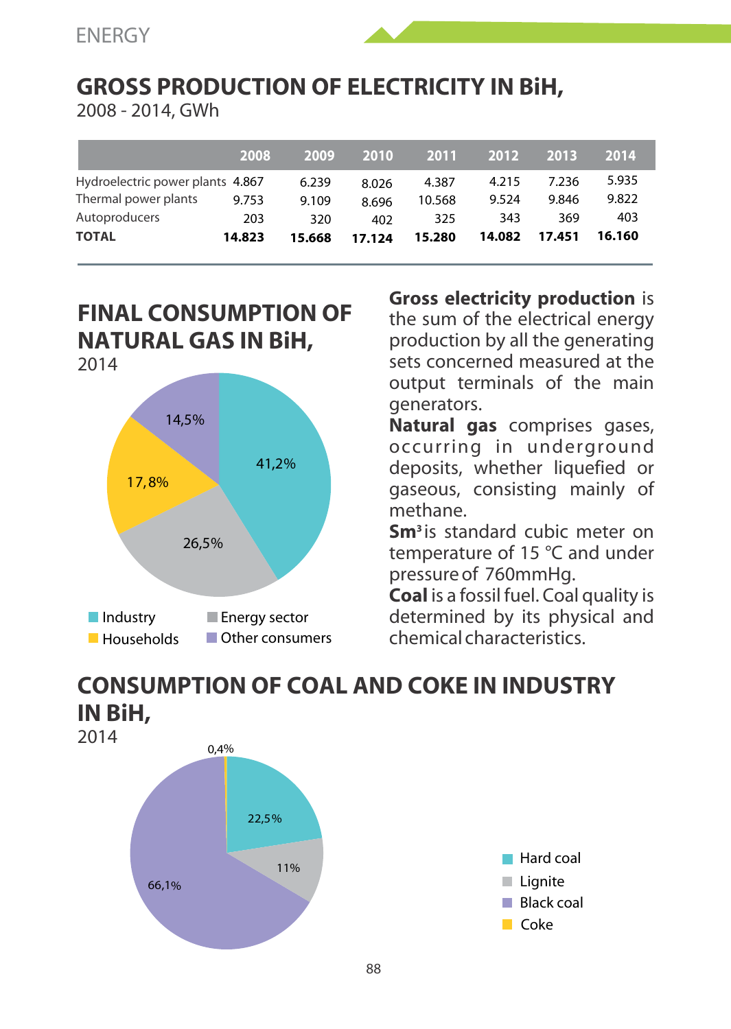ENERGY

## GROSS PRODUCTION OF ELECTRICITY IN BiH,

2008 - 2014, GWh

| | 2008 | 2009 | 2010 | 2011 | 2012 | 2013 | 2014 |
|---|---|---|---|---|---|---|---|
| Hydroelectric power plants | 4.867 | 6.239 | 8.026 | 4.387 | 4.215 | 7.236 | 5.935 |
| Thermal power plants | 9.753 | 9.109 | 8.696 | 10.568 | 9.524 | 9.846 | 9.822 |
| Autoproducers | 203 | 320 | 402 | 325 | 343 | 369 | 403 |
| **TOTAL** | **14.823** | **15.668** | **17.124** | **15.280** | **14.082** | **17.451** | **16.160** |

## FINAL CONSUMPTION OF NATURAL GAS IN BiH,

2014

| Consumer | Share |
|---|---|
| Industry | 41,2% |
| Energy sector | 26,5% |
| Households | 17,8% |
| Other consumers | 14,5% |

**Gross electricity production** is the sum of the electrical energy production by all the generating sets concerned measured at the output terminals of the main generators.

**Natural gas** comprises gases, occurring in underground deposits, whether liquefied or gaseous, consisting mainly of methane.

**Sm³** is standard cubic meter on temperature of 15 °C and under pressure of 760mmHg.

**Coal** is a fossil fuel. Coal quality is determined by its physical and chemical characteristics.

## CONSUMPTION OF COAL AND COKE IN INDUSTRY IN BiH,

2014

| Fuel | Share |
|---|---|
| Hard coal | 22,5% |
| Lignite | 11% |
| Black coal | 66,1% |
| Coke | 0,4% |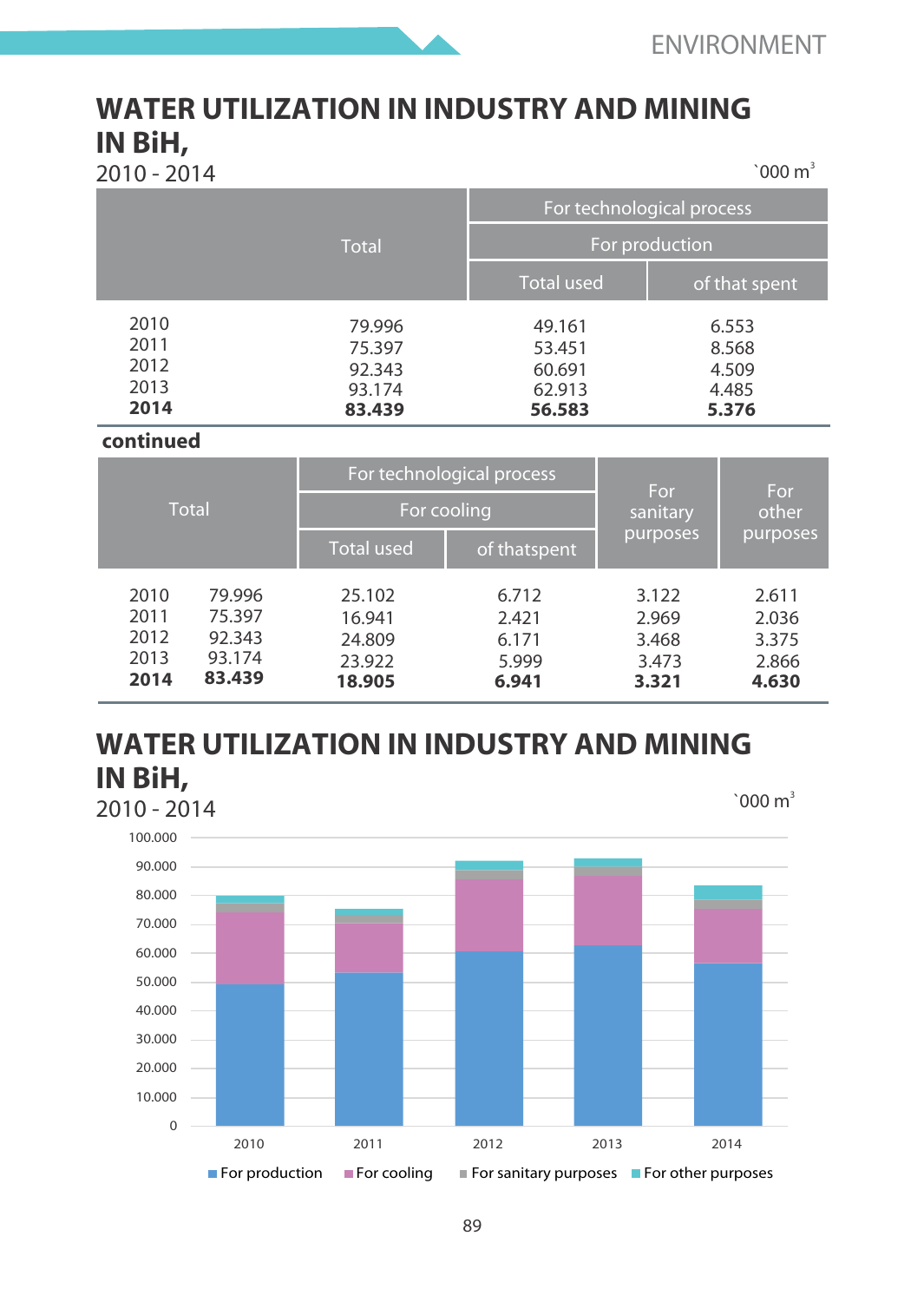## WATER UTILIZATION IN INDUSTRY AND MINING IN BiH,

2010 - 2014

`000 m³

| | Total | For technological process | |
|---|---|---|---|
| | | For production | |
| | | Total used | of that spent |
| 2010 | 79.996 | 49.161 | 6.553 |
| 2011 | 75.397 | 53.451 | 8.568 |
| 2012 | 92.343 | 60.691 | 4.509 |
| 2013 | 93.174 | 62.913 | 4.485 |
| **2014** | **83.439** | **56.583** | **5.376** |

**continued**

| | Total | For technological process | | For sanitary purposes | For other purposes |
|---|---|---|---|---|---|
| | | For cooling | | | |
| | | Total used | of thatspent | | |
| 2010 | 79.996 | 25.102 | 6.712 | 3.122 | 2.611 |
| 2011 | 75.397 | 16.941 | 2.421 | 2.969 | 2.036 |
| 2012 | 92.343 | 24.809 | 6.171 | 3.468 | 3.375 |
| 2013 | 93.174 | 23.922 | 5.999 | 3.473 | 2.866 |
| **2014** | **83.439** | **18.905** | **6.941** | **3.321** | **4.630** |

## WATER UTILIZATION IN INDUSTRY AND MINING IN BiH,

2010 - 2014

`000 m³

Chart legend: For production, For cooling, For sanitary purposes, For other purposes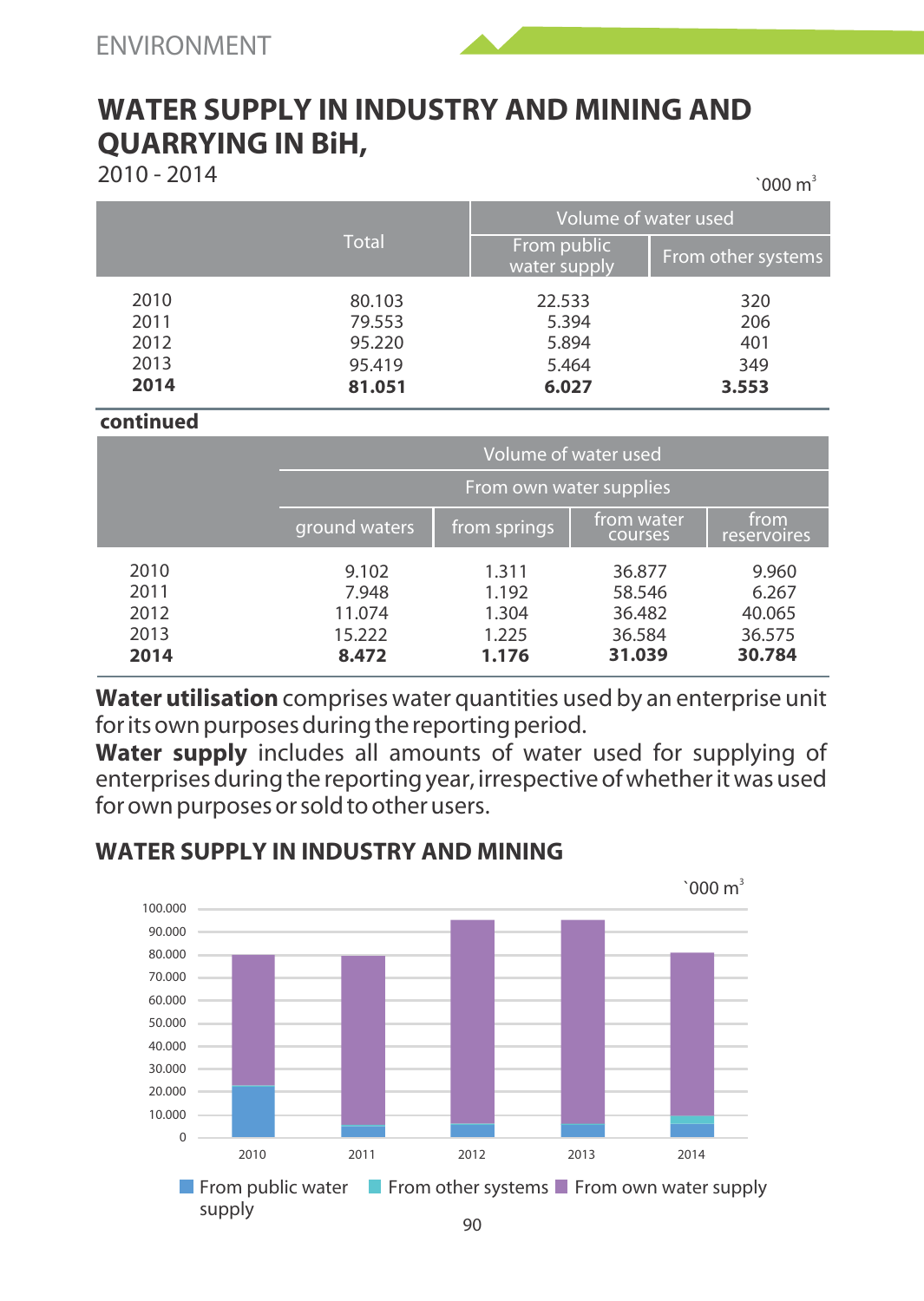ENVIRONMENT

# WATER SUPPLY IN INDUSTRY AND MINING AND QUARRYING IN BiH,

2010 - 2014

`000 $m^3$

| | Total | Volume of water used | |
|---|---|---|---|
| | | From public water supply | From other systems |
| 2010 | 80.103 | 22.533 | 320 |
| 2011 | 79.553 | 5.394 | 206 |
| 2012 | 95.220 | 5.894 | 401 |
| 2013 | 95.419 | 5.464 | 349 |
| **2014** | **81.051** | **6.027** | **3.553** |

**continued**

| | Volume of water used | | | |
|---|---|---|---|---|
| | From own water supplies | | | |
| | ground waters | from springs | from water courses | from reservoires |
| 2010 | 9.102 | 1.311 | 36.877 | 9.960 |
| 2011 | 7.948 | 1.192 | 58.546 | 6.267 |
| 2012 | 11.074 | 1.304 | 36.482 | 40.065 |
| 2013 | 15.222 | 1.225 | 36.584 | 36.575 |
| **2014** | **8.472** | **1.176** | **31.039** | **30.784** |

**Water utilisation** comprises water quantities used by an enterprise unit for its own purposes during the reporting period.

**Water supply** includes all amounts of water used for supplying of enterprises during the reporting year, irrespective of whether it was used for own purposes or sold to other users.

## WATER SUPPLY IN INDUSTRY AND MINING

`000 $m^3$

From public water supply | From other systems | From own water supply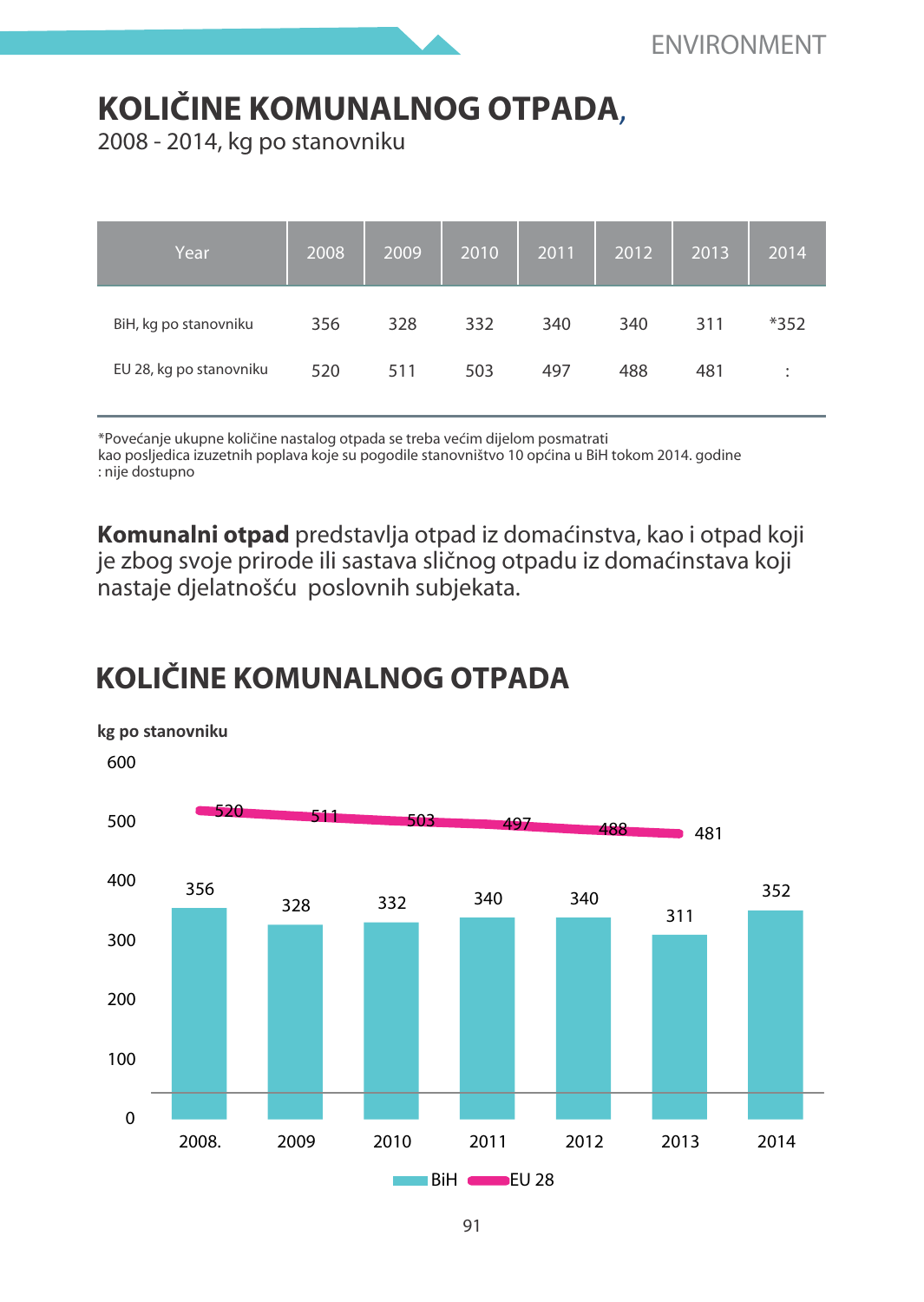# KOLIČINE KOMUNALNOG OTPADA,

2008 - 2014, kg po stanovniku

| Year | 2008 | 2009 | 2010 | 2011 | 2012 | 2013 | 2014 |
|---|---|---|---|---|---|---|---|
| BiH, kg po stanovniku | 356 | 328 | 332 | 340 | 340 | 311 | *352 |
| EU 28, kg po stanovniku | 520 | 511 | 503 | 497 | 488 | 481 | : |

*Povećanje ukupne količine nastalog otpada se treba većim dijelom posmatrati
kao posljedica izuzetnih poplava koje su pogodile stanovništvo 10 općina u BiH tokom 2014. godine
: nije dostupno

**Komunalni otpad** predstavlja otpad iz domaćinstva, kao i otpad koji je zbog svoje prirode ili sastava sličnog otpadu iz domaćinstava koji nastaje djelatnošću poslovnih subjekata.

## KOLIČINE KOMUNALNOG OTPADA

kg po stanovniku

| | 2008. | 2009 | 2010 | 2011 | 2012 | 2013 | 2014 |
|---|---|---|---|---|---|---|---|
| BiH | 356 | 328 | 332 | 340 | 340 | 311 | 352 |
| EU 28 | 520 | 511 | 503 | 497 | 488 | 481 | |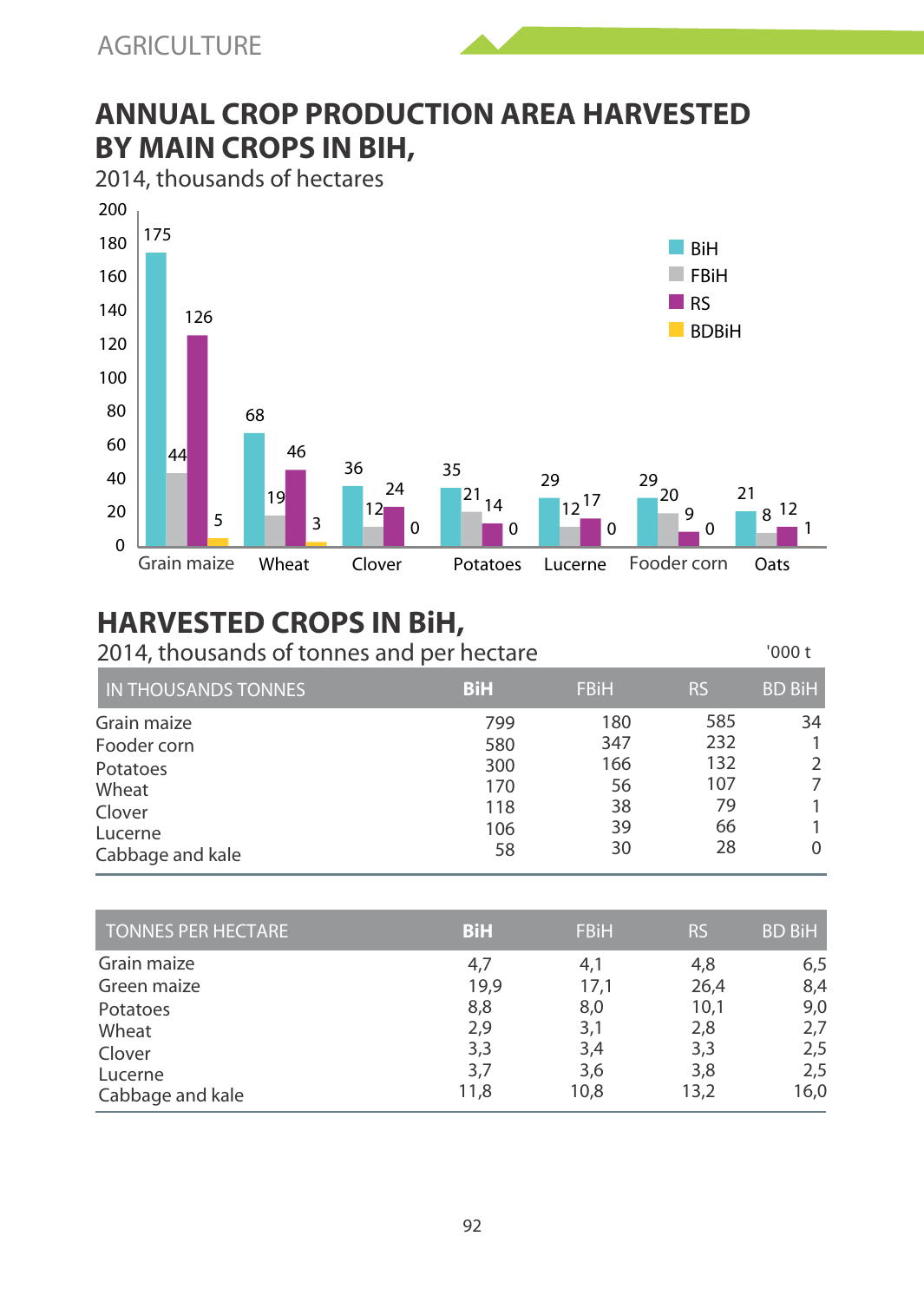AGRICULTURE

## ANNUAL CROP PRODUCTION AREA HARVESTED BY MAIN CROPS IN BIH,

2014, thousands of hectares

| | BiH | FBiH | RS | BDBiH |
|---|---|---|---|---|
| Grain maize | 175 | 44 | 126 | 5 |
| Wheat | 68 | 19 | 46 | 3 |
| Clover | 36 | 12 | 24 | 0 |
| Potatoes | 35 | 21 | 14 | 0 |
| Lucerne | 29 | 12 | 17 | 0 |
| Fooder corn | 29 | 20 | 9 | 0 |
| Oats | 21 | 8 | 12 | 1 |

## HARVESTED CROPS IN BiH,

2014, thousands of tonnes and per hectare

'000 t

| IN THOUSANDS TONNES | BiH | FBiH | RS | BD BiH |
|---|---|---|---|---|
| Grain maize | 799 | 180 | 585 | 34 |
| Fooder corn | 580 | 347 | 232 | 1 |
| Potatoes | 300 | 166 | 132 | 2 |
| Wheat | 170 | 56 | 107 | 7 |
| Clover | 118 | 38 | 79 | 1 |
| Lucerne | 106 | 39 | 66 | 1 |
| Cabbage and kale | 58 | 30 | 28 | 0 |

| TONNES PER HECTARE | BiH | FBiH | RS | BD BiH |
|---|---|---|---|---|
| Grain maize | 4,7 | 4,1 | 4,8 | 6,5 |
| Green maize | 19,9 | 17,1 | 26,4 | 8,4 |
| Potatoes | 8,8 | 8,0 | 10,1 | 9,0 |
| Wheat | 2,9 | 3,1 | 2,8 | 2,7 |
| Clover | 3,3 | 3,4 | 3,3 | 2,5 |
| Lucerne | 3,7 | 3,6 | 3,8 | 2,5 |
| Cabbage and kale | 11,8 | 10,8 | 13,2 | 16,0 |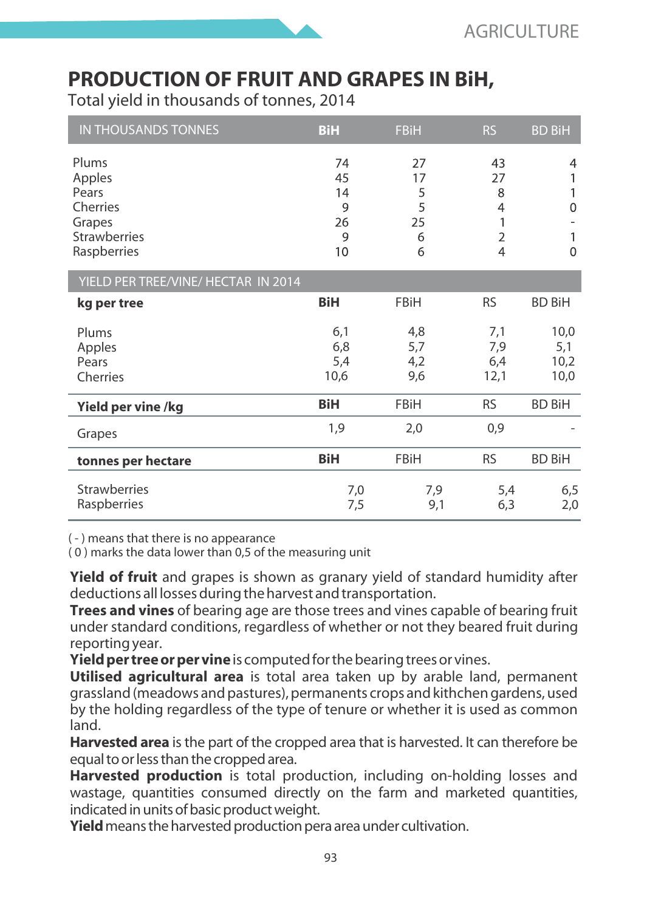# PRODUCTION OF FRUIT AND GRAPES IN BiH,

Total yield in thousands of tonnes, 2014

| IN THOUSANDS TONNES | **BiH** | FBiH | RS | BD BiH |
|---|---|---|---|---|
| Plums | 74 | 27 | 43 | 4 |
| Apples | 45 | 17 | 27 | 1 |
| Pears | 14 | 5 | 8 | 1 |
| Cherries | 9 | 5 | 4 | 0 |
| Grapes | 26 | 25 | 1 | - |
| Strawberries | 9 | 6 | 2 | 1 |
| Raspberries | 10 | 6 | 4 | 0 |

| YIELD PER TREE/VINE/ HECTAR IN 2014 | | | | |
|---|---|---|---|---|
| **kg per tree** | **BiH** | FBiH | RS | BD BiH |
| Plums | 6,1 | 4,8 | 7,1 | 10,0 |
| Apples | 6,8 | 5,7 | 7,9 | 5,1 |
| Pears | 5,4 | 4,2 | 6,4 | 10,2 |
| Cherries | 10,6 | 9,6 | 12,1 | 10,0 |
| **Yield per vine /kg** | **BiH** | FBiH | RS | BD BiH |
| Grapes | 1,9 | 2,0 | 0,9 | - |
| **tonnes per hectare** | **BiH** | FBiH | RS | BD BiH |
| Strawberries | 7,0 | 7,9 | 5,4 | 6,5 |
| Raspberries | 7,5 | 9,1 | 6,3 | 2,0 |

( - ) means that there is no appearance
( 0 ) marks the data lower than 0,5 of the measuring unit

**Yield of fruit** and grapes is shown as granary yield of standard humidity after deductions all losses during the harvest and transportation.
**Trees and vines** of bearing age are those trees and vines capable of bearing fruit under standard conditions, regardless of whether or not they beared fruit during reporting year.
**Yield per tree or per vine** is computed for the bearing trees or vines.
**Utilised agricultural area** is total area taken up by arable land, permanent grassland (meadows and pastures), permanents crops and kithchen gardens, used by the holding regardless of the type of tenure or whether it is used as common land.
**Harvested area** is the part of the cropped area that is harvested. It can therefore be equal to or less than the cropped area.
**Harvested production** is total production, including on-holding losses and wastage, quantities consumed directly on the farm and marketed quantities, indicated in units of basic product weight.
**Yield** means the harvested production pera area under cultivation.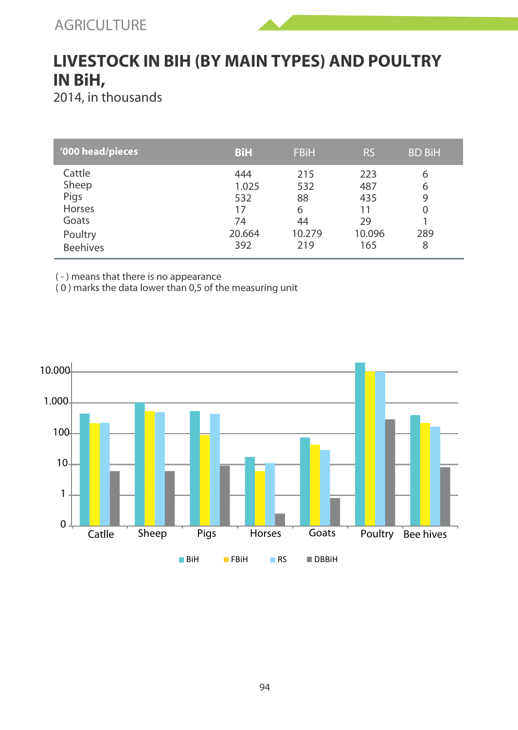# LIVESTOCK IN BIH (BY MAIN TYPES) AND POULTRY IN BiH,

2014, in thousands

| '000 head/pieces | BiH | FBiH | RS | BD BiH |
|---|---|---|---|---|
| Cattle | 444 | 215 | 223 | 6 |
| Sheep | 1.025 | 532 | 487 | 6 |
| Pigs | 532 | 88 | 435 | 9 |
| Horses | 17 | 6 | 11 | 0 |
| Goats | 74 | 44 | 29 | 1 |
| Poultry | 20.664 | 10.279 | 10.096 | 289 |
| Beehives | 392 | 219 | 165 | 8 |

( - ) means that there is no appearance
( 0 ) marks the data lower than 0,5 of the measuring unit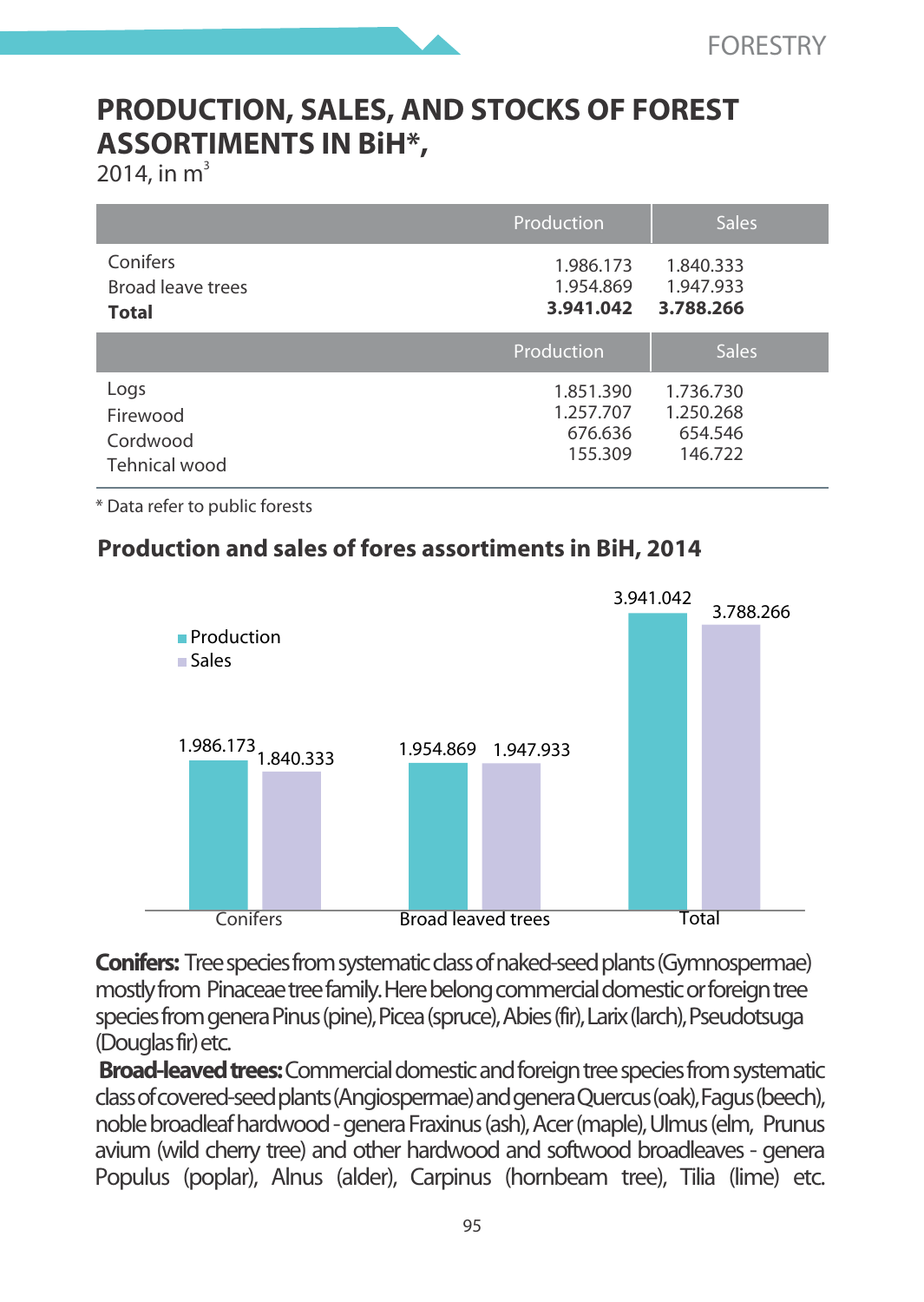# PRODUCTION, SALES, AND STOCKS OF FOREST ASSORTIMENTS IN BiH*,

2014, in $m^3$

| | Production | Sales |
|---|---|---|
| Conifers | 1.986.173 | 1.840.333 |
| Broad leave trees | 1.954.869 | 1.947.933 |
| **Total** | **3.941.042** | **3.788.266** |
| | **Production** | **Sales** |
| Logs | 1.851.390 | 1.736.730 |
| Firewood | 1.257.707 | 1.250.268 |
| Cordwood | 676.636 | 654.546 |
| Tehnical wood | 155.309 | 146.722 |

\* Data refer to public forests

## Production and sales of fores assortiments in BiH, 2014

| | Production | Sales |
|---|---|---|
| Conifers | 1.986.173 | 1.840.333 |
| Broad leaved trees | 1.954.869 | 1.947.933 |
| Total | 3.941.042 | 3.788.266 |

**Conifers:** Tree species from systematic class of naked-seed plants (Gymnospermae) mostly from Pinaceae tree family. Here belong commercial domestic or foreign tree species from genera Pinus (pine), Picea (spruce), Abies (fir), Larix (larch), Pseudotsuga (Douglas fir) etc.

**Broad-leaved trees:** Commercial domestic and foreign tree species from systematic class of covered-seed plants (Angiospermae) and genera Quercus (oak), Fagus (beech), noble broadleaf hardwood - genera Fraxinus (ash), Acer (maple), Ulmus (elm, Prunus avium (wild cherry tree) and other hardwood and softwood broadleaves - genera Populus (poplar), Alnus (alder), Carpinus (hornbeam tree), Tilia (lime) etc.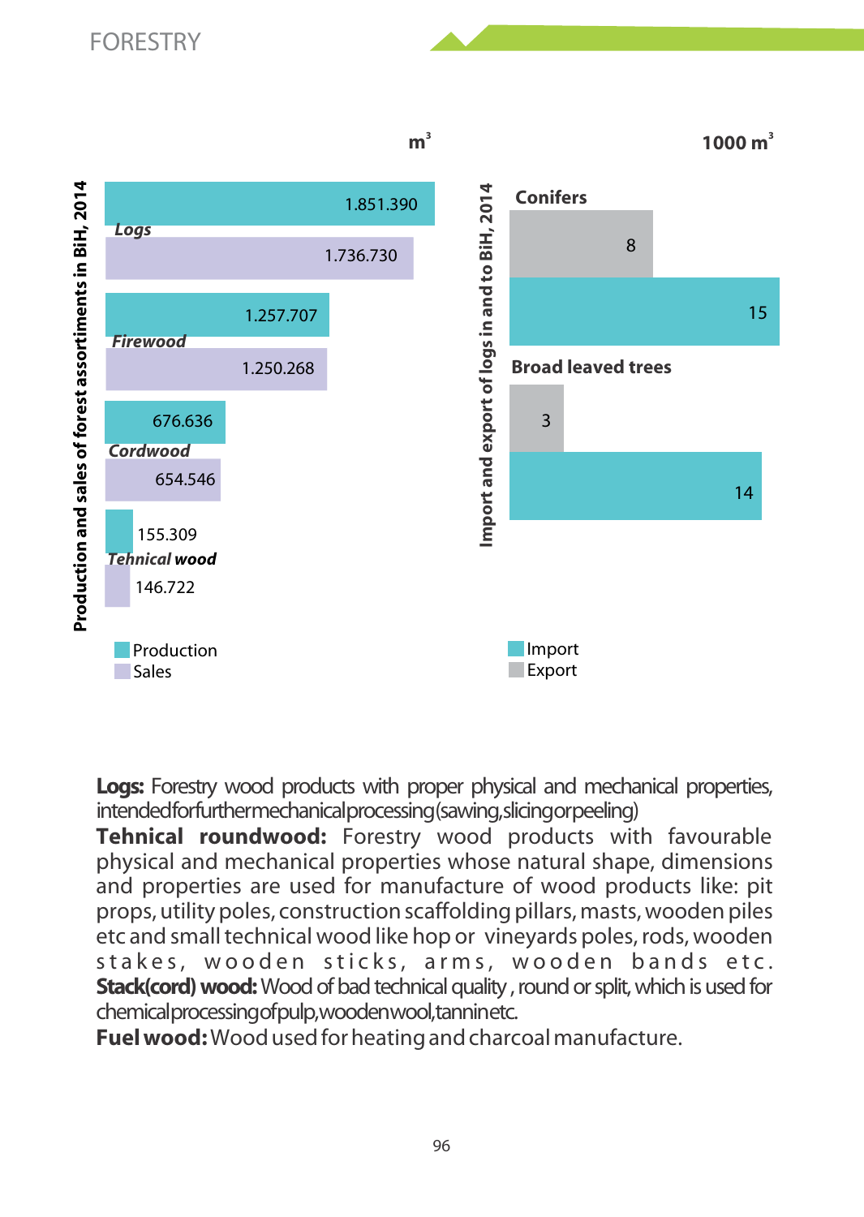## Production and sales of forest assortiments in BiH, 2014

m³

| | Production | Sales |
|---|---|---|
| *Logs* | 1.851.390 | 1.736.730 |
| *Firewood* | 1.257.707 | 1.250.268 |
| *Cordwood* | 676.636 | 654.546 |
| *Tehnical wood* | 155.309 | 146.722 |

## Import and export of logs in and to BiH, 2014

1000 m³

| | Export | Import |
|---|---|---|
| **Conifers** | 8 | 15 |
| **Broad leaved trees** | 3 | 14 |

**Logs:** Forestry wood products with proper physical and mechanical properties, intended for further mechanical processing (sawing, slicing or peeling)

**Tehnical roundwood:** Forestry wood products with favourable physical and mechanical properties whose natural shape, dimensions and properties are used for manufacture of wood products like: pit props, utility poles, construction scaffolding pillars, masts, wooden piles etc and small technical wood like hop or vineyards poles, rods, wooden stakes, wooden sticks, arms, wooden bands etc.

**Stack(cord) wood:** Wood of bad technical quality , round or split, which is used for chemical processing of pulp, wooden wool, tannin etc.

**Fuel wood:** Wood used for heating and charcoal manufacture.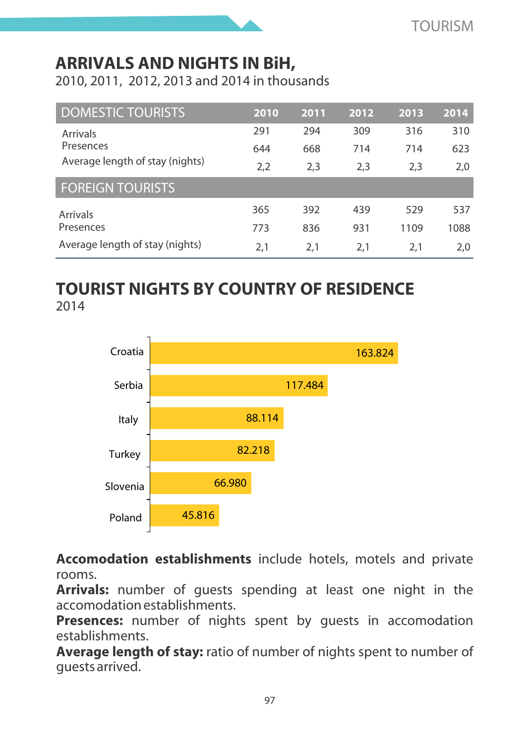## ARRIVALS AND NIGHTS IN BiH,

2010, 2011, 2012, 2013 and 2014 in thousands

| DOMESTIC TOURISTS | 2010 | 2011 | 2012 | 2013 | 2014 |
|---|---|---|---|---|---|
| Arrivals | 291 | 294 | 309 | 316 | 310 |
| Presences | 644 | 668 | 714 | 714 | 623 |
| Average length of stay (nights) | 2,2 | 2,3 | 2,3 | 2,3 | 2,0 |
| **FOREIGN TOURISTS** | | | | | |
| Arrivals | 365 | 392 | 439 | 529 | 537 |
| Presences | 773 | 836 | 931 | 1109 | 1088 |
| Average length of stay (nights) | 2,1 | 2,1 | 2,1 | 2,1 | 2,0 |

## TOURIST NIGHTS BY COUNTRY OF RESIDENCE

2014

| Country | Nights |
|---|---|
| Croatia | 163.824 |
| Serbia | 117.484 |
| Italy | 88.114 |
| Turkey | 82.218 |
| Slovenia | 66.980 |
| Poland | 45.816 |

**Accomodation establishments** include hotels, motels and private rooms.
**Arrivals:** number of guests spending at least one night in the accomodation establishments.
**Presences:** number of nights spent by guests in accomodation establishments.
**Average length of stay:** ratio of number of nights spent to number of guests arrived.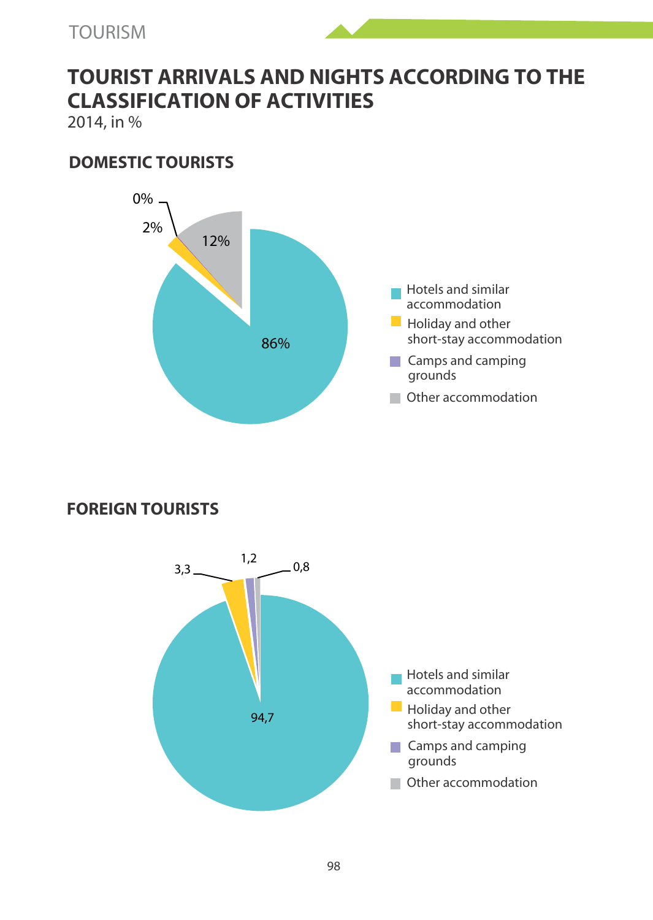TOURISM

# TOURIST ARRIVALS AND NIGHTS ACCORDING TO THE CLASSIFICATION OF ACTIVITIES

2014, in %

## DOMESTIC TOURISTS

| Category | % |
|---|---|
| Hotels and similar accommodation | 86% |
| Holiday and other short-stay accommodation | 2% |
| Camps and camping grounds | 0% |
| Other accommodation | 12% |

## FOREIGN TOURISTS

| Category | % |
|---|---|
| Hotels and similar accommodation | 94,7 |
| Holiday and other short-stay accommodation | 3,3 |
| Camps and camping grounds | 1,2 |
| Other accommodation | 0,8 |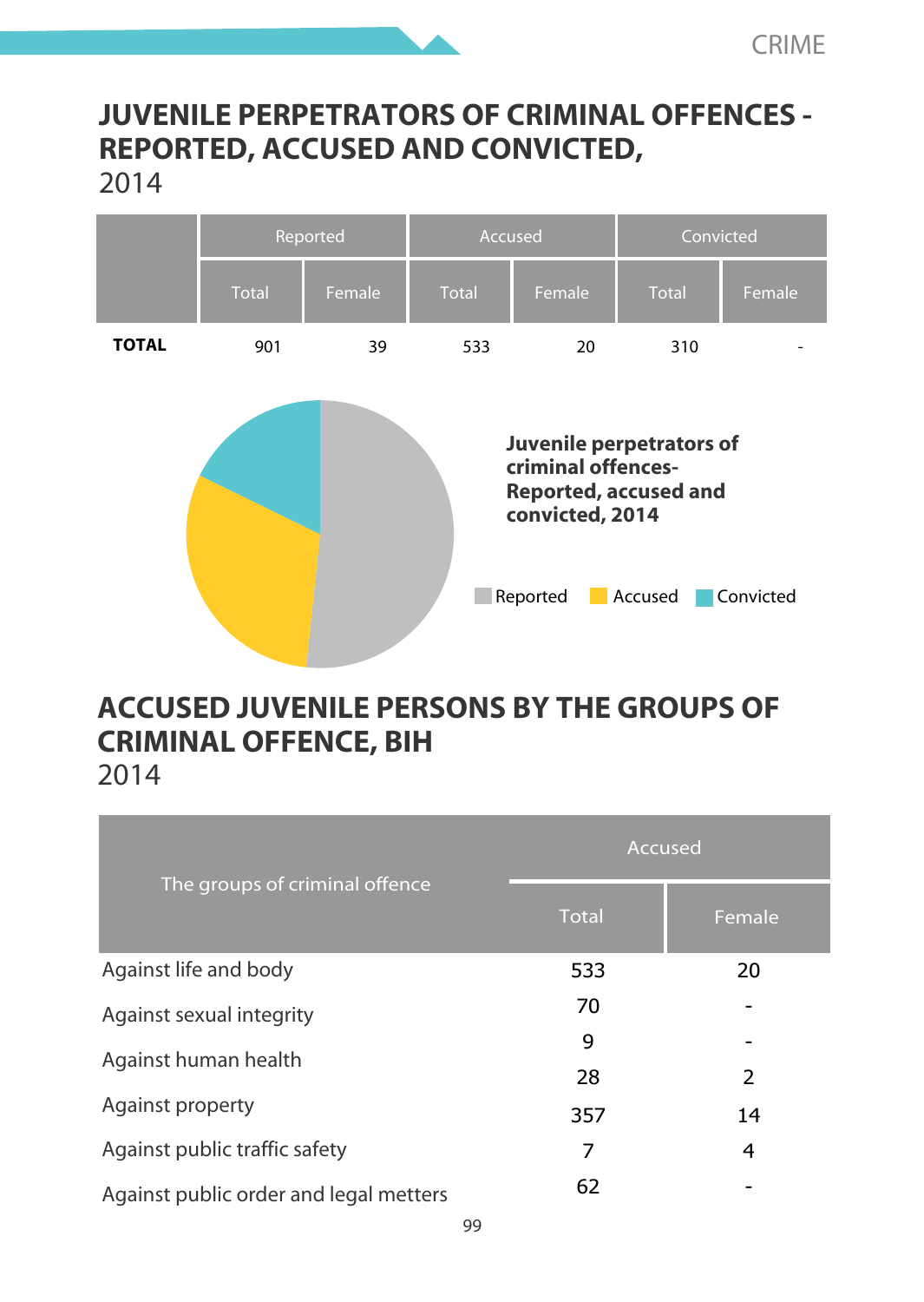# JUVENILE PERPETRATORS OF CRIMINAL OFFENCES - REPORTED, ACCUSED AND CONVICTED,

2014

| | Reported | | Accused | | Convicted | |
|---|---|---|---|---|---|---|
| | Total | Female | Total | Female | Total | Female |
| **TOTAL** | 901 | 39 | 533 | 20 | 310 | - |

**Juvenile perpetrators of criminal offences- Reported, accused and convicted, 2014**

Reported  Accused  Convicted

# ACCUSED JUVENILE PERSONS BY THE GROUPS OF CRIMINAL OFFENCE, BIH

2014

| The groups of criminal offence | Accused | |
|---|---|---|
| | Total | Female |
| Against life and body | 533 | 20 |
| Against sexual integrity | 70 | - |
| | 9 | - |
| Against human health | 28 | 2 |
| Against property | 357 | 14 |
| Against public traffic safety | 7 | 4 |
| Against public order and legal metters | 62 | - |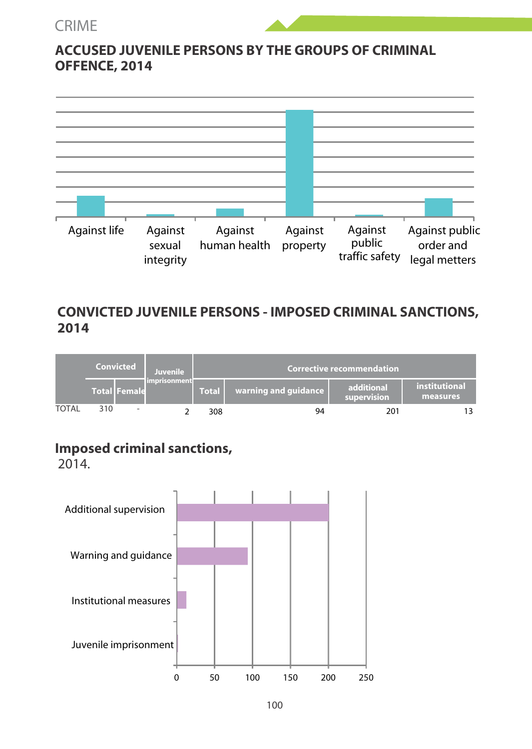## ACCUSED JUVENILE PERSONS BY THE GROUPS OF CRIMINAL OFFENCE, 2014

Against life | Against sexual integrity | Against human health | Against property | Against public traffic safety | Against public order and legal metters

## CONVICTED JUVENILE PERSONS - IMPOSED CRIMINAL SANCTIONS, 2014

| | Convicted | | Juvenile imprisonment | Corrective recommendation | | | |
|---|---|---|---|---|---|---|---|
| | Total | Female | | Total | warning and guidance | additional supervision | institutional measures |
| TOTAL | 310 | - | 2 | 308 | 94 | 201 | 13 |

## Imposed criminal sanctions,

2014.

Additional supervision | Warning and guidance | Institutional measures | Juvenile imprisonment

0 50 100 150 200 250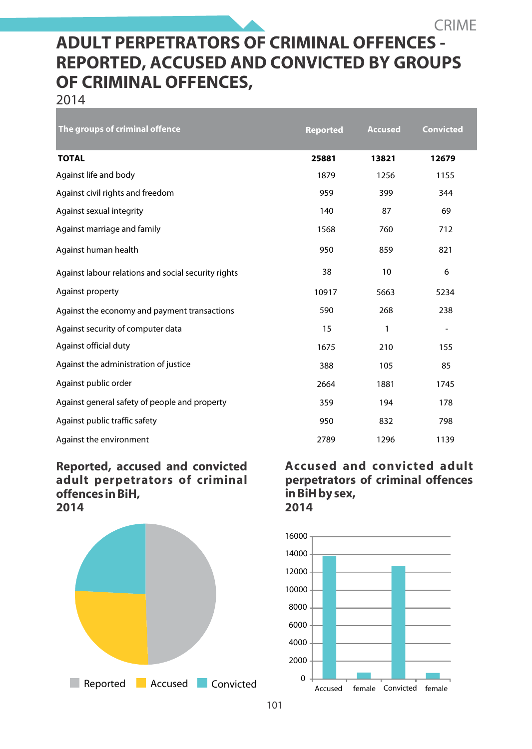# ADULT PERPETRATORS OF CRIMINAL OFFENCES - REPORTED, ACCUSED AND CONVICTED BY GROUPS OF CRIMINAL OFFENCES,

2014

| The groups of criminal offence | Reported | Accused | Convicted |
|---|---|---|---|
| **TOTAL** | **25881** | **13821** | **12679** |
| Against life and body | 1879 | 1256 | 1155 |
| Against civil rights and freedom | 959 | 399 | 344 |
| Against sexual integrity | 140 | 87 | 69 |
| Against marriage and family | 1568 | 760 | 712 |
| Against human health | 950 | 859 | 821 |
| Against labour relations and social security rights | 38 | 10 | 6 |
| Against property | 10917 | 5663 | 5234 |
| Against the economy and payment transactions | 590 | 268 | 238 |
| Against security of computer data | 15 | 1 | - |
| Against official duty | 1675 | 210 | 155 |
| Against the administration of justice | 388 | 105 | 85 |
| Against public order | 2664 | 1881 | 1745 |
| Against general safety of people and property | 359 | 194 | 178 |
| Against public traffic safety | 950 | 832 | 798 |
| Against the environment | 2789 | 1296 | 1139 |

**Reported, accused and convicted adult perpetrators of criminal offences in BiH, 2014**

Reported · Accused · Convicted

**Accused and convicted adult perpetrators of criminal offences in BiH by sex, 2014**

Accused · female · Convicted · female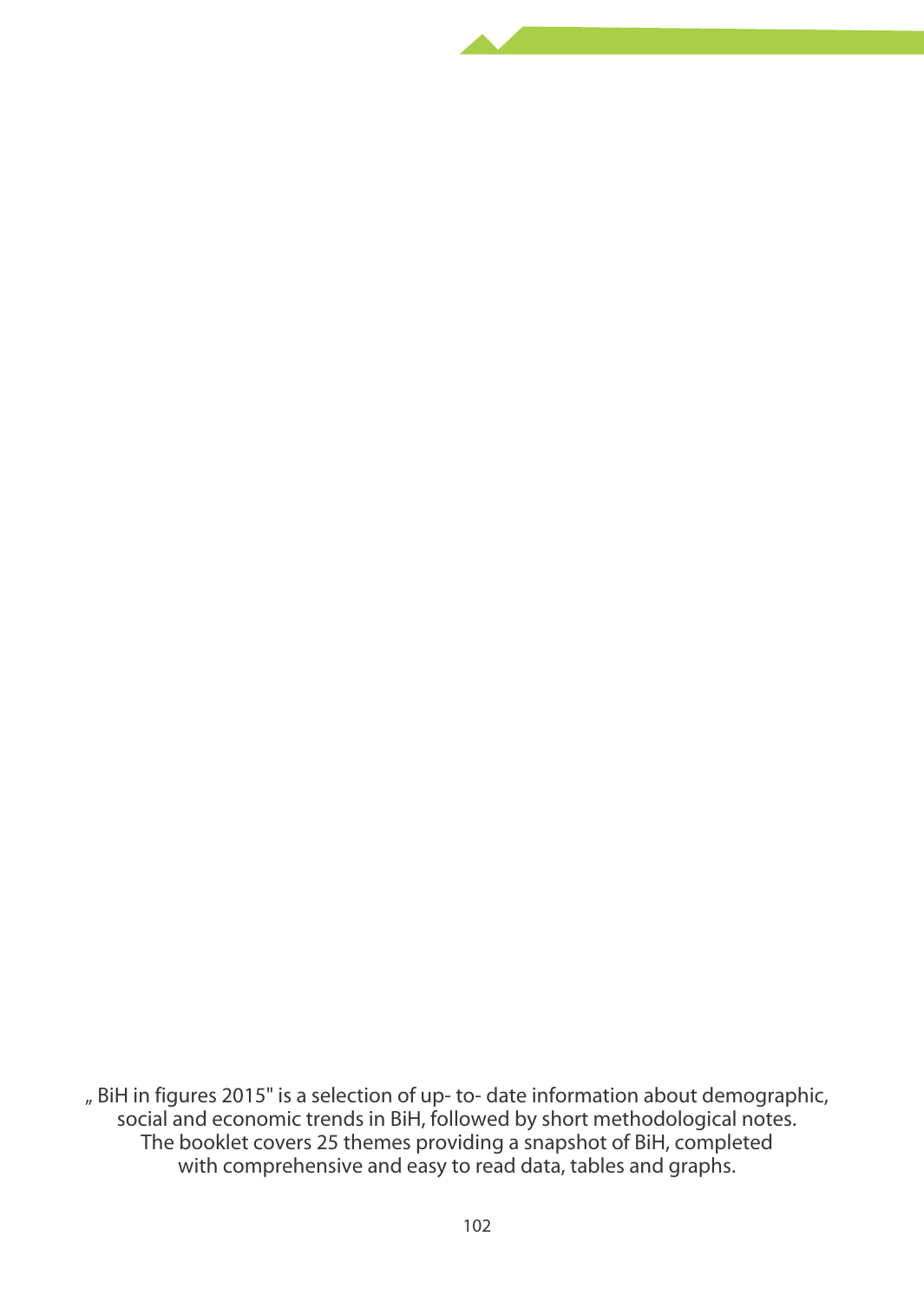„ BiH in figures 2015" is a selection of up- to- date information about demographic, social and economic trends in BiH, followed by short methodological notes. The booklet covers 25 themes providing a snapshot of BiH, completed with comprehensive and easy to read data, tables and graphs.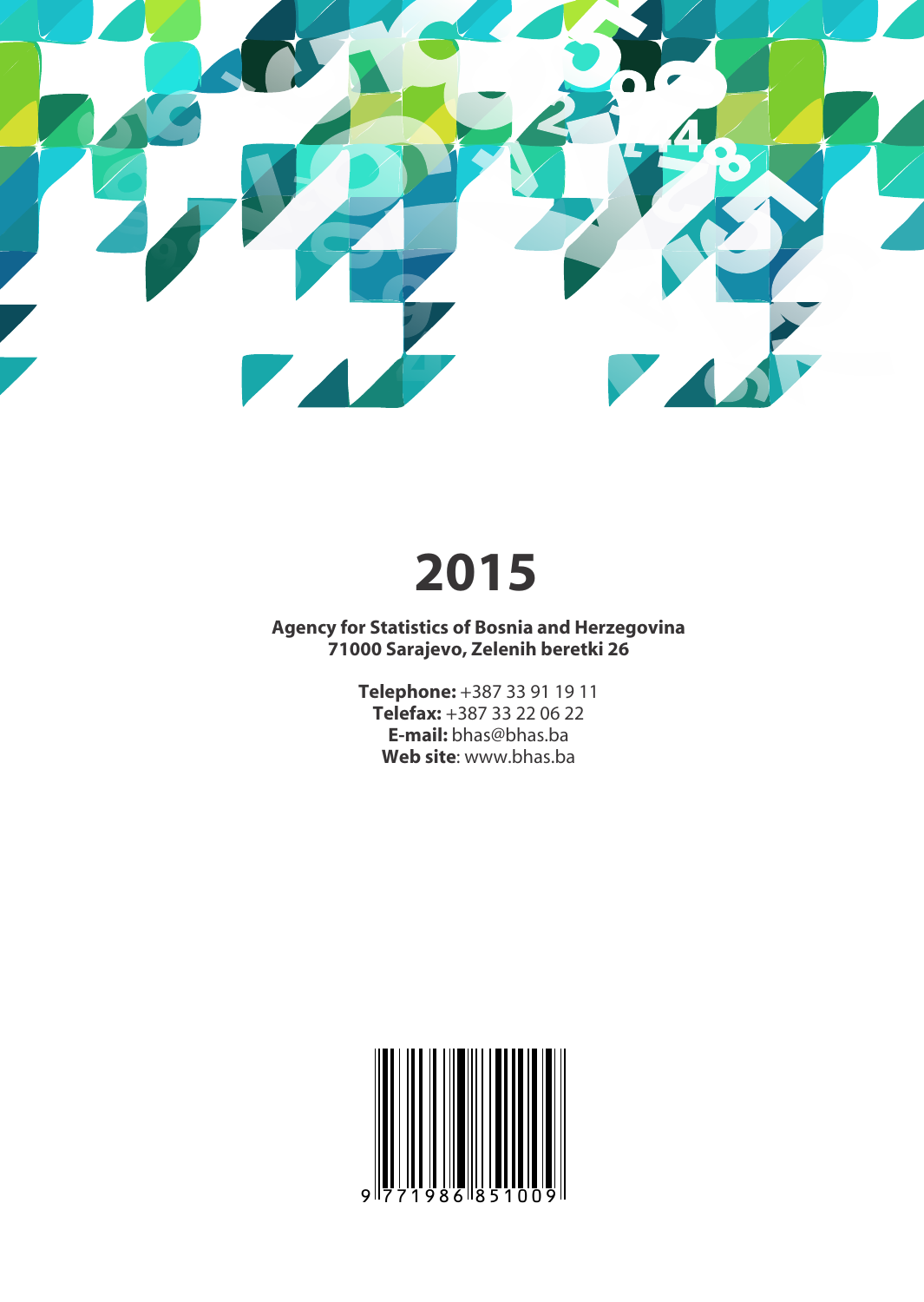# 2015

**Agency for Statistics of Bosnia and Herzegovina**
**71000 Sarajevo, Zelenih beretki 26**

**Telephone:** +387 33 91 19 11
**Telefax:** +387 33 22 06 22
**E-mail:** bhas@bhas.ba
**Web site**: www.bhas.ba

9 771986 851009